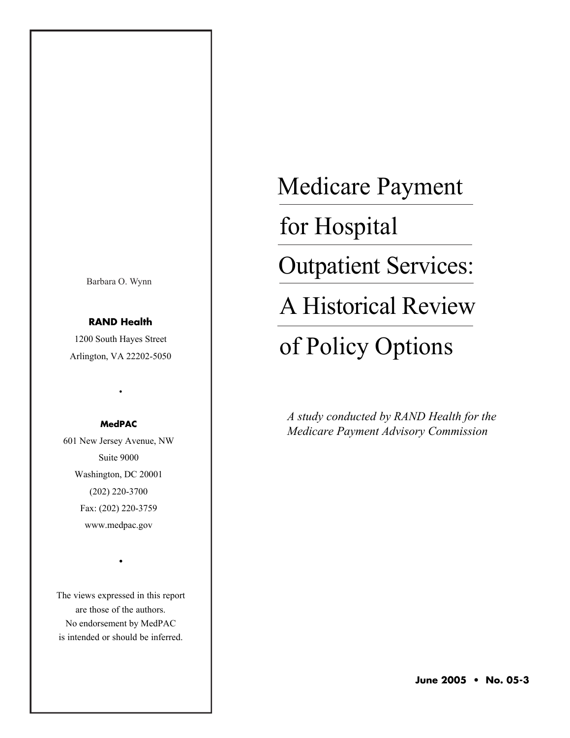# Medicare Payment for Hospital Outpatient Services: A Historical Review of Policy Options

*A study conducted by RAND Health for the Medicare Payment Advisory Commission*

Barbara O. Wynn

**RAND Health**

1200 South Hayes Street
Arlington, VA 22202-5050

•

**MedPAC**

601 New Jersey Avenue, NW
Suite 9000
Washington, DC 20001
(202) 220-3700
Fax: (202) 220-3759
www.medpac.gov

•

The views expressed in this report are those of the authors. No endorsement by MedPAC is intended or should be inferred.

**June 2005 • No. 05-3**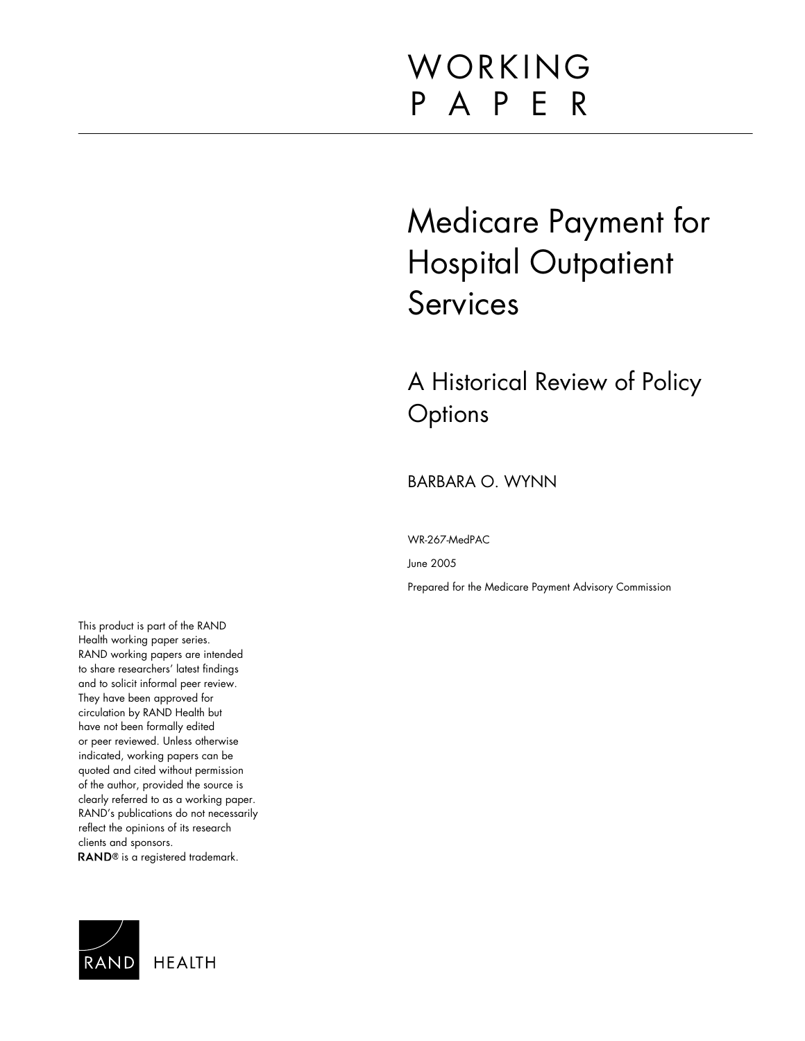# WORKING PAPER

# Medicare Payment for Hospital Outpatient Services

## A Historical Review of Policy Options

BARBARA O. WYNN

WR-267-MedPAC

June 2005

Prepared for the Medicare Payment Advisory Commission

This product is part of the RAND Health working paper series. RAND working papers are intended to share researchers' latest findings and to solicit informal peer review. They have been approved for circulation by RAND Health but have not been formally edited or peer reviewed. Unless otherwise indicated, working papers can be quoted and cited without permission of the author, provided the source is clearly referred to as a working paper. RAND's publications do not necessarily reflect the opinions of its research clients and sponsors. **RAND**® is a registered trademark.

RAND HEALTH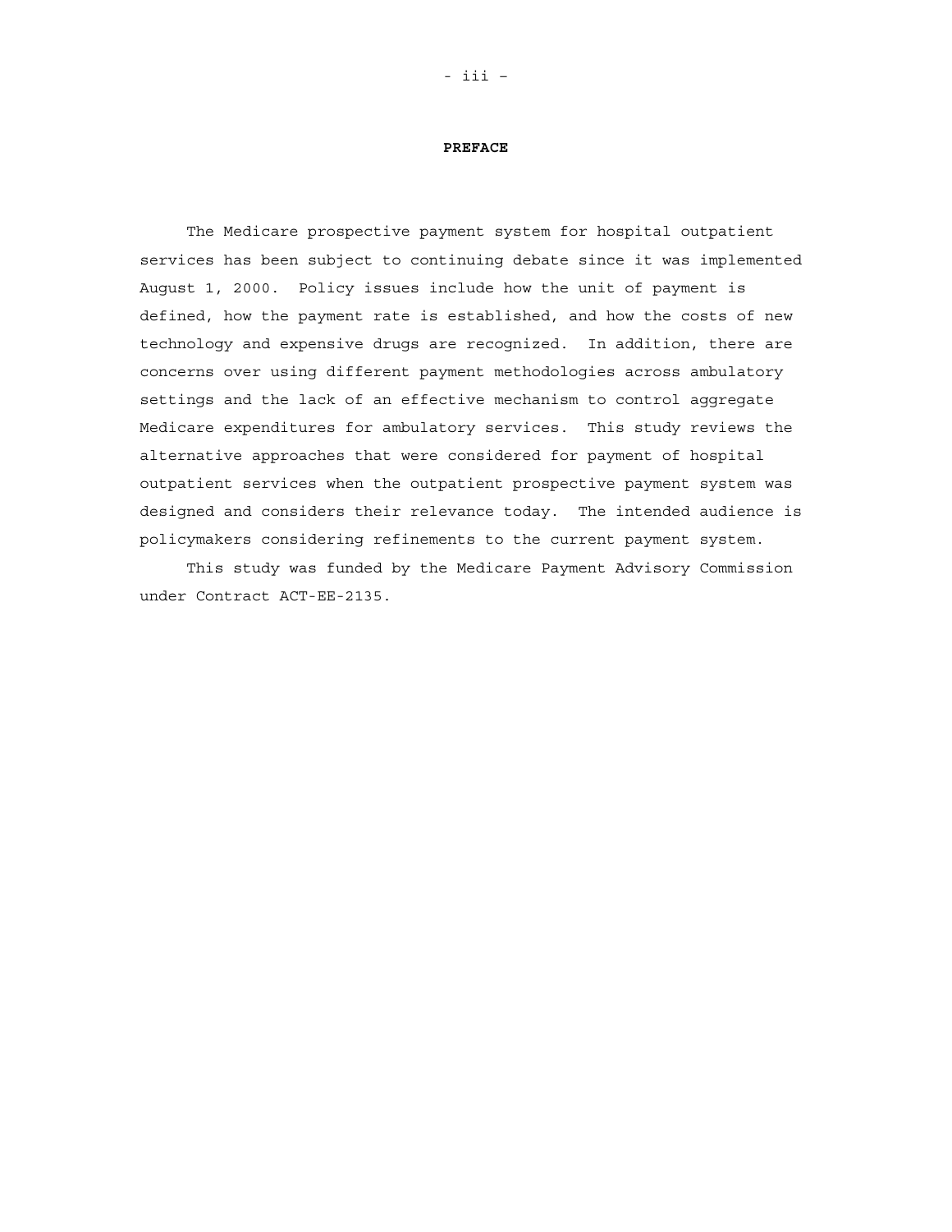# PREFACE

The Medicare prospective payment system for hospital outpatient services has been subject to continuing debate since it was implemented August 1, 2000. Policy issues include how the unit of payment is defined, how the payment rate is established, and how the costs of new technology and expensive drugs are recognized. In addition, there are concerns over using different payment methodologies across ambulatory settings and the lack of an effective mechanism to control aggregate Medicare expenditures for ambulatory services. This study reviews the alternative approaches that were considered for payment of hospital outpatient services when the outpatient prospective payment system was designed and considers their relevance today. The intended audience is policymakers considering refinements to the current payment system.

This study was funded by the Medicare Payment Advisory Commission under Contract ACT-EE-2135.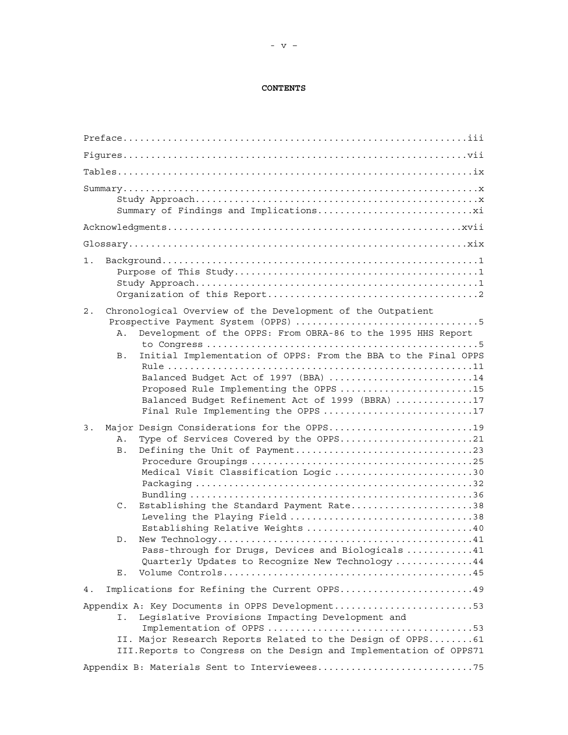# CONTENTS

Preface....................................................................iii

Figures....................................................................vii

Tables.....................................................................ix

Summary....................................................................x
- Study Approach...........................................................x
- Summary of Findings and Implications.....................................xi

Acknowledgments............................................................xvii

Glossary...................................................................xix

1. Background..............................................................1
   - Purpose of This Study................................................1
   - Study Approach.......................................................1
   - Organization of this Report..........................................2

2. Chronological Overview of the Development of the Outpatient Prospective Payment System (OPPS) ....................................5
   - A. Development of the OPPS: From OBRA-86 to the 1995 HHS Report to Congress ..................................................5
   - B. Initial Implementation of OPPS: From the BBA to the Final OPPS Rule ..................................................................11
     - Balanced Budget Act of 1997 (BBA) ..................................14
     - Proposed Rule Implementing the OPPS ................................15
     - Balanced Budget Refinement Act of 1999 (BBRA) ......................17
     - Final Rule Implementing the OPPS ...................................17

3. Major Design Considerations for the OPPS................................19
   - A. Type of Services Covered by the OPPS................................21
   - B. Defining the Unit of Payment........................................23
     - Procedure Groupings ................................................25
     - Medical Visit Classification Logic .................................30
     - Packaging ..........................................................32
     - Bundling ...........................................................36
   - C. Establishing the Standard Payment Rate..............................38
     - Leveling the Playing Field .........................................38
     - Establishing Relative Weights ......................................40
   - D. New Technology......................................................41
     - Pass-through for Drugs, Devices and Biologicals ....................41
     - Quarterly Updates to Recognize New Technology ......................44
   - E. Volume Controls.....................................................45

4. Implications for Refining the Current OPPS..............................49

Appendix A: Key Documents in OPPS Development...............................53
- I. Legislative Provisions Impacting Development and Implementation of OPPS ....................................................53
- II. Major Research Reports Related to the Design of OPPS..................61
- III. Reports to Congress on the Design and Implementation of OPPS.........71

Appendix B: Materials Sent to Interviewees.................................75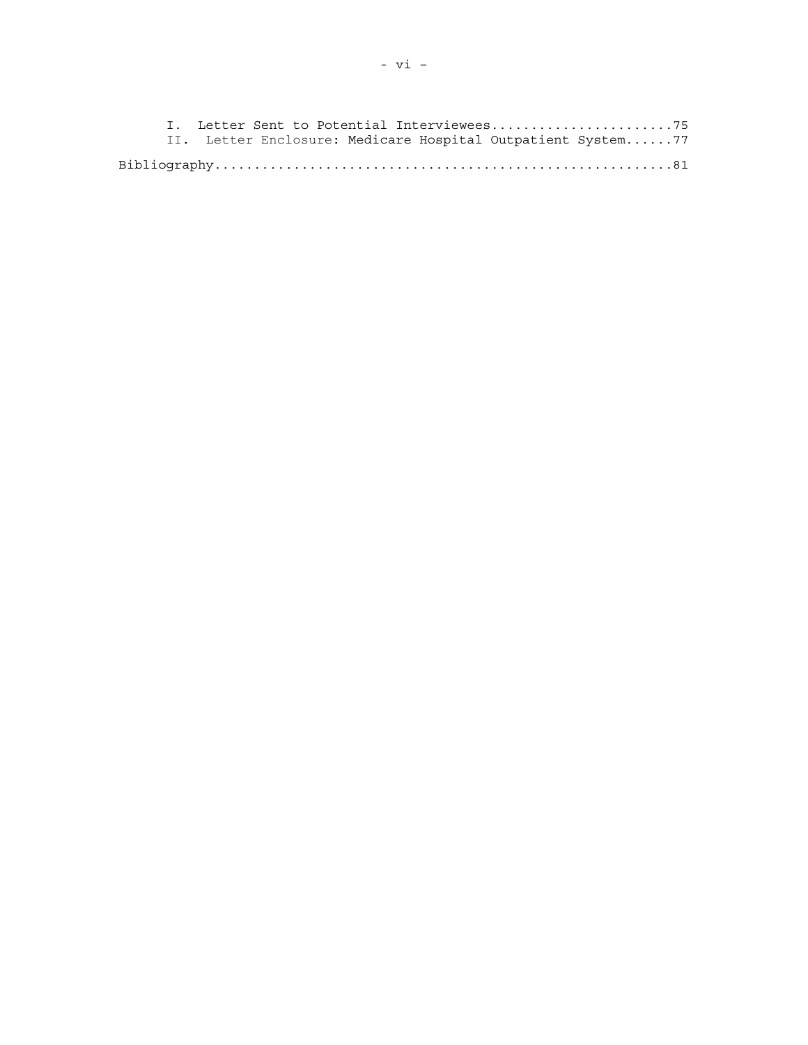I. Letter Sent to Potential Interviewees.......................75
II. Letter Enclosure: Medicare Hospital Outpatient System......77

Bibliography...........................................................81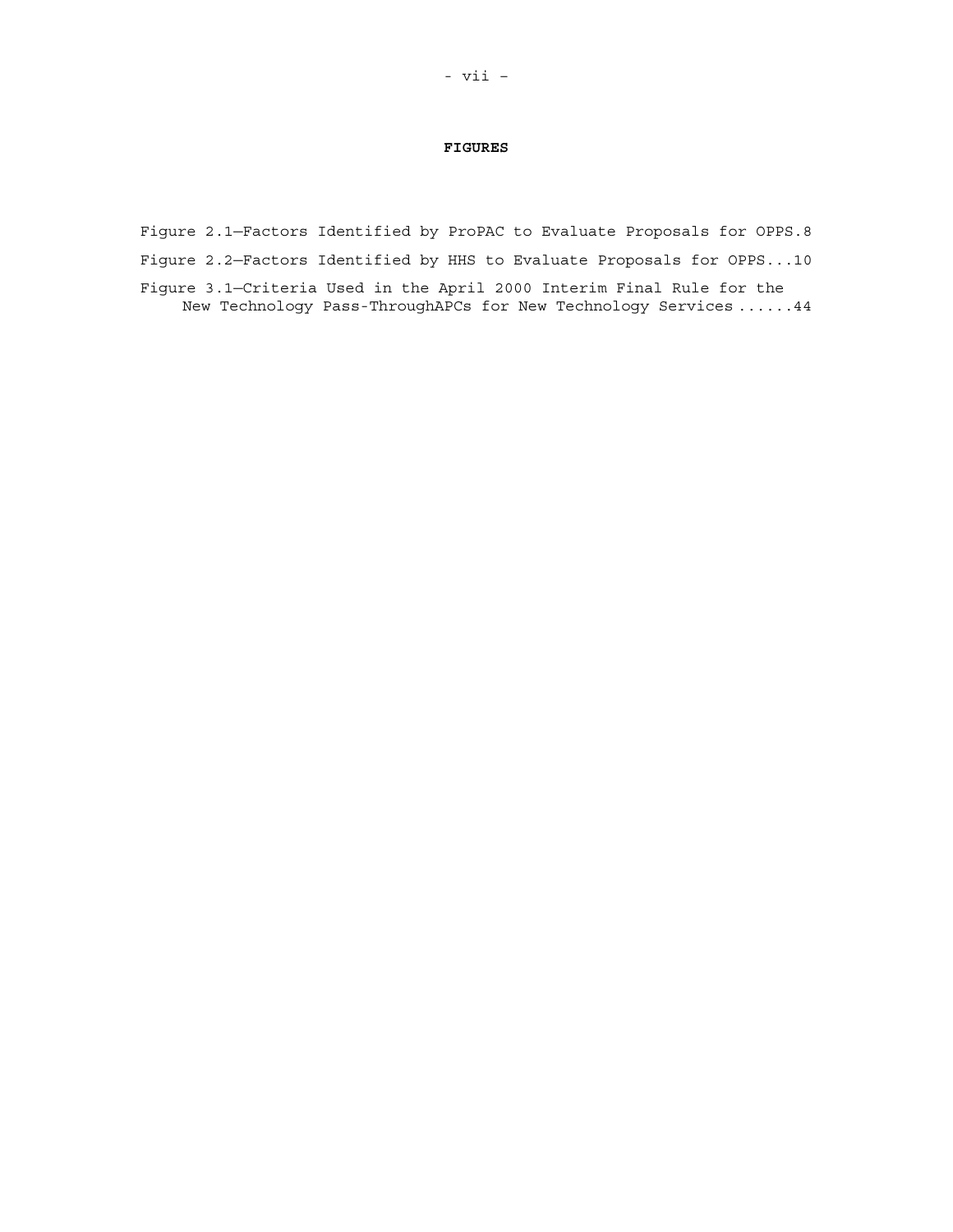# FIGURES

Figure 2.1—Factors Identified by ProPAC to Evaluate Proposals for OPPS.8

Figure 2.2—Factors Identified by HHS to Evaluate Proposals for OPPS...10

Figure 3.1—Criteria Used in the April 2000 Interim Final Rule for the New Technology Pass-ThroughAPCs for New Technology Services ......44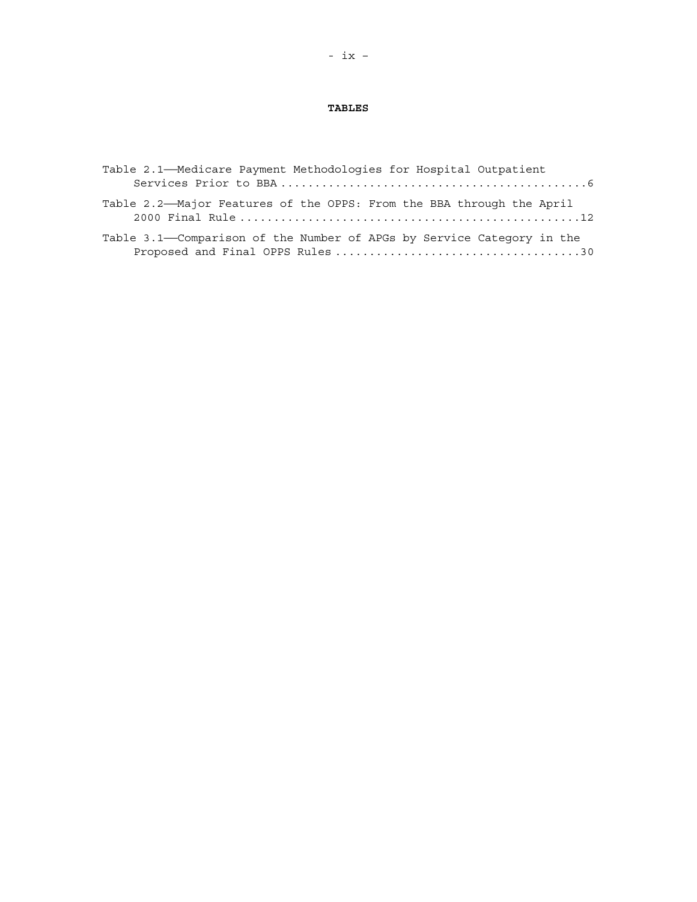# TABLES

Table 2.1——Medicare Payment Methodologies for Hospital Outpatient Services Prior to BBA ............................................6

Table 2.2——Major Features of the OPPS: From the BBA through the April 2000 Final Rule .................................................12

Table 3.1——Comparison of the Number of APGs by Service Category in the Proposed and Final OPPS Rules ...................................30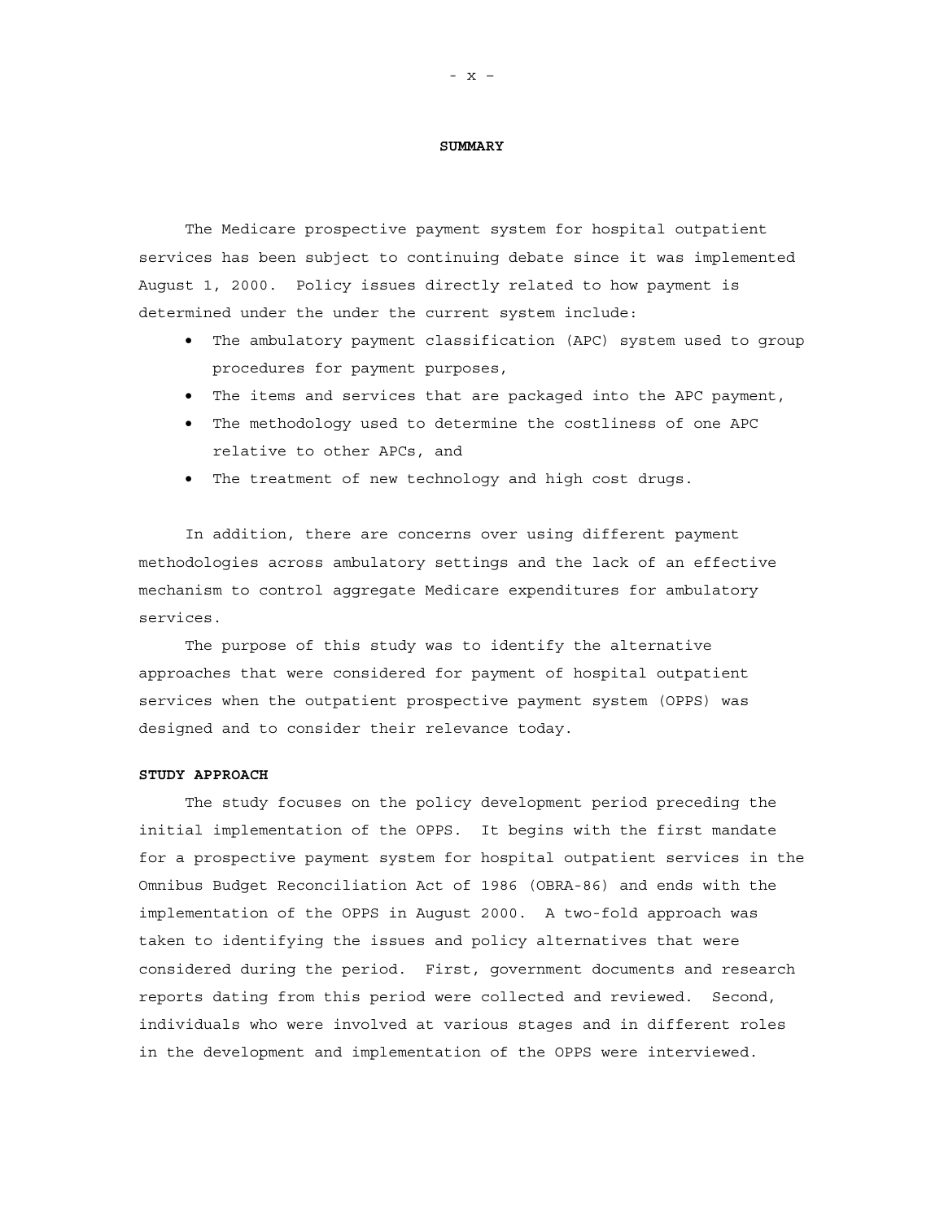# SUMMARY

The Medicare prospective payment system for hospital outpatient services has been subject to continuing debate since it was implemented August 1, 2000. Policy issues directly related to how payment is determined under the under the current system include:

- The ambulatory payment classification (APC) system used to group procedures for payment purposes,
- The items and services that are packaged into the APC payment,
- The methodology used to determine the costliness of one APC relative to other APCs, and
- The treatment of new technology and high cost drugs.

In addition, there are concerns over using different payment methodologies across ambulatory settings and the lack of an effective mechanism to control aggregate Medicare expenditures for ambulatory services.

The purpose of this study was to identify the alternative approaches that were considered for payment of hospital outpatient services when the outpatient prospective payment system (OPPS) was designed and to consider their relevance today.

## STUDY APPROACH

The study focuses on the policy development period preceding the initial implementation of the OPPS. It begins with the first mandate for a prospective payment system for hospital outpatient services in the Omnibus Budget Reconciliation Act of 1986 (OBRA-86) and ends with the implementation of the OPPS in August 2000. A two-fold approach was taken to identifying the issues and policy alternatives that were considered during the period. First, government documents and research reports dating from this period were collected and reviewed. Second, individuals who were involved at various stages and in different roles in the development and implementation of the OPPS were interviewed.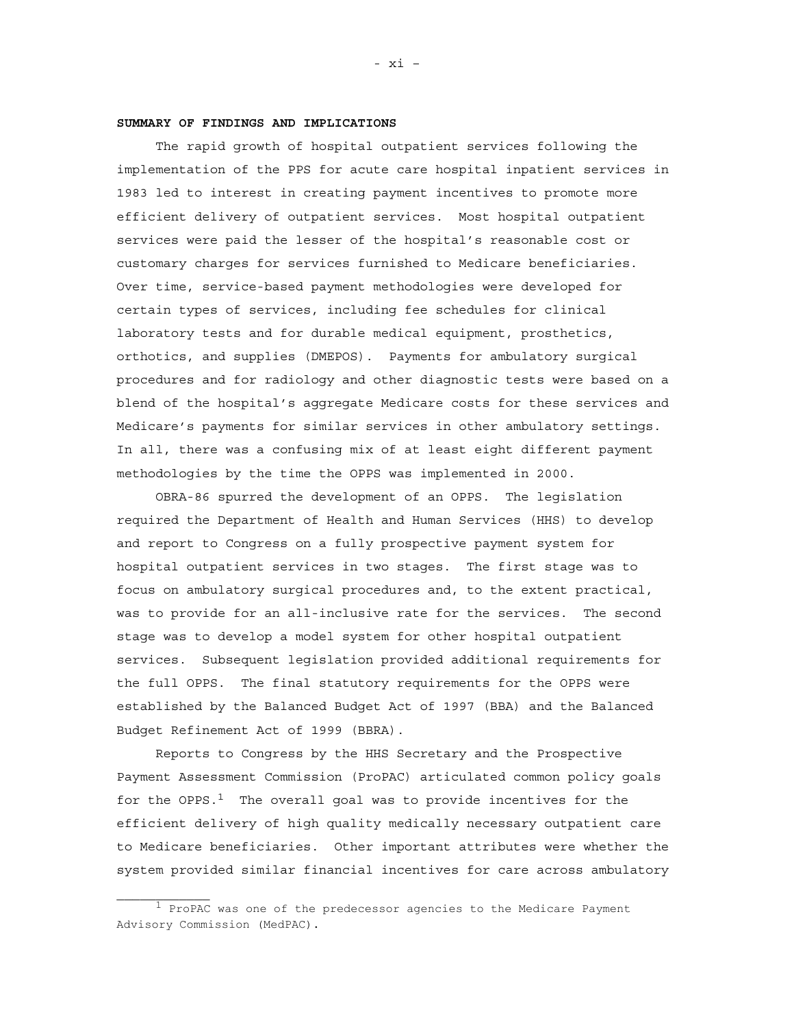**SUMMARY OF FINDINGS AND IMPLICATIONS**

The rapid growth of hospital outpatient services following the implementation of the PPS for acute care hospital inpatient services in 1983 led to interest in creating payment incentives to promote more efficient delivery of outpatient services. Most hospital outpatient services were paid the lesser of the hospital's reasonable cost or customary charges for services furnished to Medicare beneficiaries. Over time, service-based payment methodologies were developed for certain types of services, including fee schedules for clinical laboratory tests and for durable medical equipment, prosthetics, orthotics, and supplies (DMEPOS). Payments for ambulatory surgical procedures and for radiology and other diagnostic tests were based on a blend of the hospital's aggregate Medicare costs for these services and Medicare's payments for similar services in other ambulatory settings. In all, there was a confusing mix of at least eight different payment methodologies by the time the OPPS was implemented in 2000.

OBRA-86 spurred the development of an OPPS. The legislation required the Department of Health and Human Services (HHS) to develop and report to Congress on a fully prospective payment system for hospital outpatient services in two stages. The first stage was to focus on ambulatory surgical procedures and, to the extent practical, was to provide for an all-inclusive rate for the services. The second stage was to develop a model system for other hospital outpatient services. Subsequent legislation provided additional requirements for the full OPPS. The final statutory requirements for the OPPS were established by the Balanced Budget Act of 1997 (BBA) and the Balanced Budget Refinement Act of 1999 (BBRA).

Reports to Congress by the HHS Secretary and the Prospective Payment Assessment Commission (ProPAC) articulated common policy goals for the OPPS.[1] The overall goal was to provide incentives for the efficient delivery of high quality medically necessary outpatient care to Medicare beneficiaries. Other important attributes were whether the system provided similar financial incentives for care across ambulatory

[1] ProPAC was one of the predecessor agencies to the Medicare Payment Advisory Commission (MedPAC).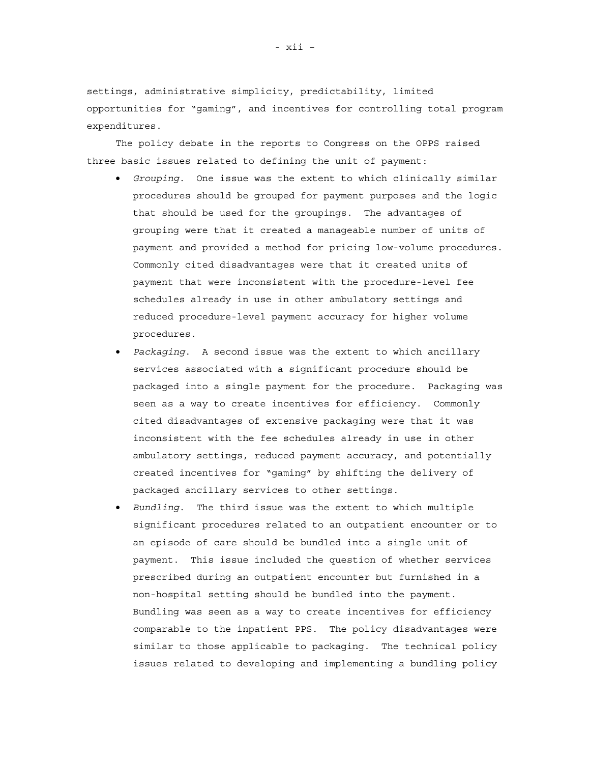settings, administrative simplicity, predictability, limited opportunities for "gaming", and incentives for controlling total program expenditures.

The policy debate in the reports to Congress on the OPPS raised three basic issues related to defining the unit of payment:

- *Grouping*. One issue was the extent to which clinically similar procedures should be grouped for payment purposes and the logic that should be used for the groupings. The advantages of grouping were that it created a manageable number of units of payment and provided a method for pricing low-volume procedures. Commonly cited disadvantages were that it created units of payment that were inconsistent with the procedure-level fee schedules already in use in other ambulatory settings and reduced procedure-level payment accuracy for higher volume procedures.
- *Packaging*. A second issue was the extent to which ancillary services associated with a significant procedure should be packaged into a single payment for the procedure. Packaging was seen as a way to create incentives for efficiency. Commonly cited disadvantages of extensive packaging were that it was inconsistent with the fee schedules already in use in other ambulatory settings, reduced payment accuracy, and potentially created incentives for "gaming" by shifting the delivery of packaged ancillary services to other settings.
- *Bundling*. The third issue was the extent to which multiple significant procedures related to an outpatient encounter or to an episode of care should be bundled into a single unit of payment. This issue included the question of whether services prescribed during an outpatient encounter but furnished in a non-hospital setting should be bundled into the payment. Bundling was seen as a way to create incentives for efficiency comparable to the inpatient PPS. The policy disadvantages were similar to those applicable to packaging. The technical policy issues related to developing and implementing a bundling policy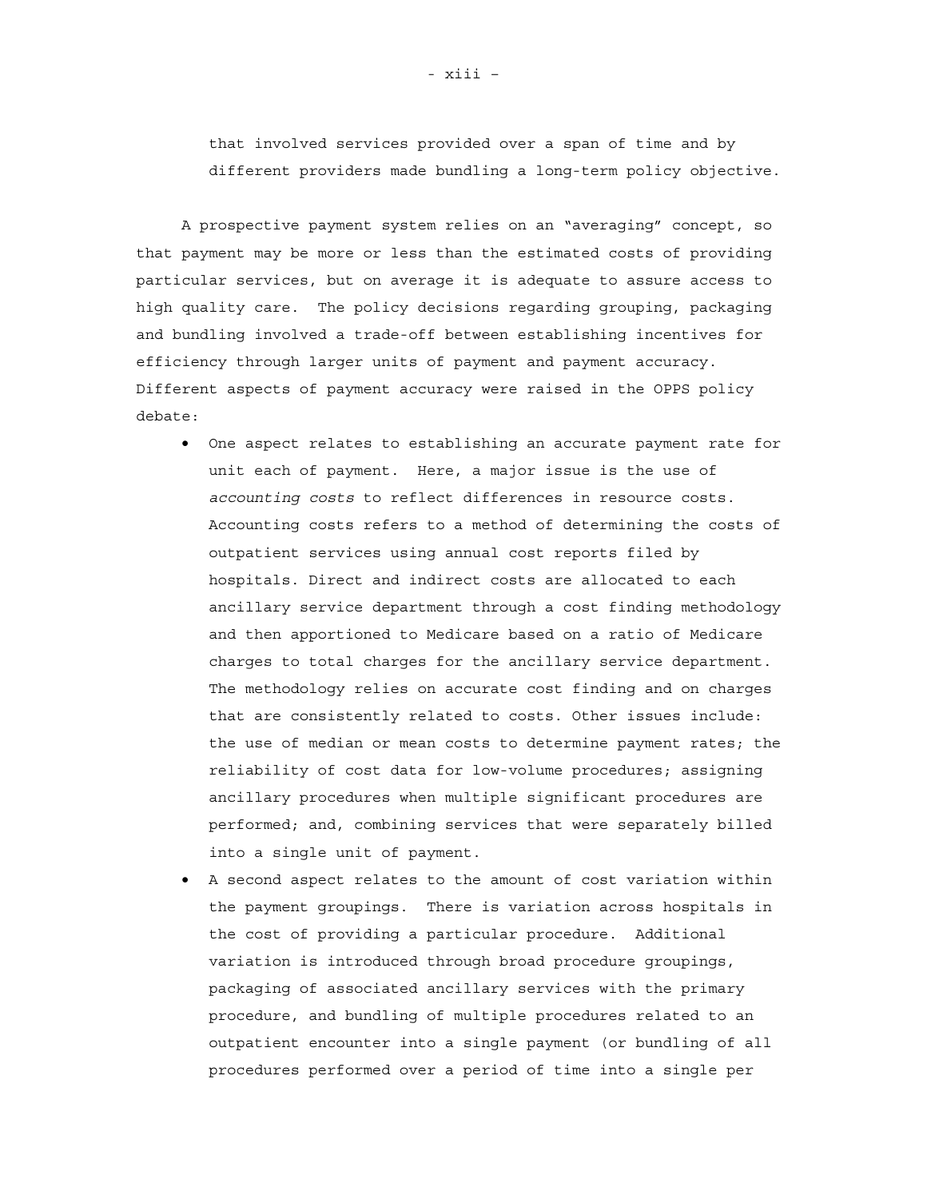that involved services provided over a span of time and by different providers made bundling a long-term policy objective.

A prospective payment system relies on an "averaging" concept, so that payment may be more or less than the estimated costs of providing particular services, but on average it is adequate to assure access to high quality care. The policy decisions regarding grouping, packaging and bundling involved a trade-off between establishing incentives for efficiency through larger units of payment and payment accuracy. Different aspects of payment accuracy were raised in the OPPS policy debate:

- One aspect relates to establishing an accurate payment rate for unit each of payment. Here, a major issue is the use of *accounting costs* to reflect differences in resource costs. Accounting costs refers to a method of determining the costs of outpatient services using annual cost reports filed by hospitals. Direct and indirect costs are allocated to each ancillary service department through a cost finding methodology and then apportioned to Medicare based on a ratio of Medicare charges to total charges for the ancillary service department. The methodology relies on accurate cost finding and on charges that are consistently related to costs. Other issues include: the use of median or mean costs to determine payment rates; the reliability of cost data for low-volume procedures; assigning ancillary procedures when multiple significant procedures are performed; and, combining services that were separately billed into a single unit of payment.
- A second aspect relates to the amount of cost variation within the payment groupings. There is variation across hospitals in the cost of providing a particular procedure. Additional variation is introduced through broad procedure groupings, packaging of associated ancillary services with the primary procedure, and bundling of multiple procedures related to an outpatient encounter into a single payment (or bundling of all procedures performed over a period of time into a single per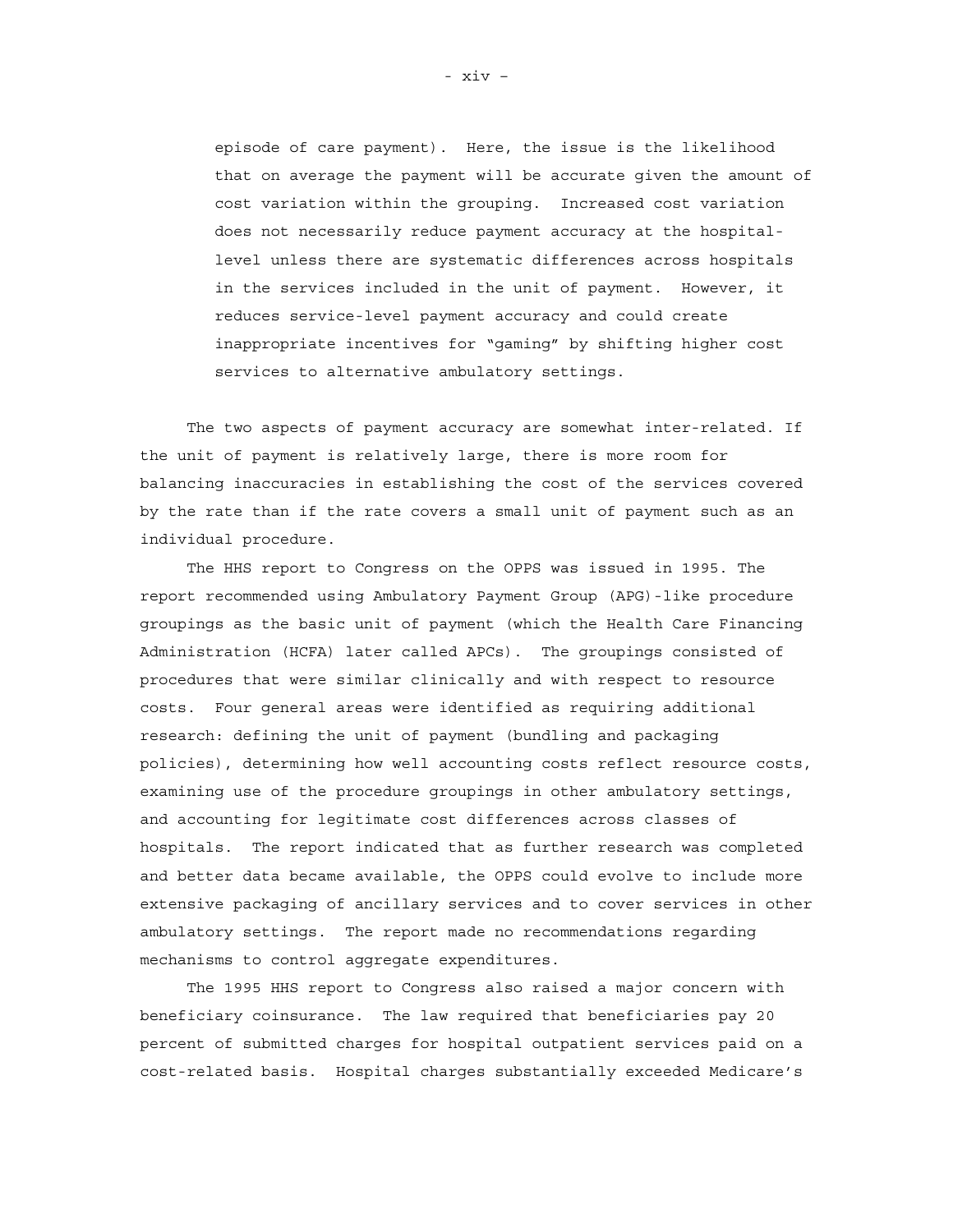episode of care payment). Here, the issue is the likelihood that on average the payment will be accurate given the amount of cost variation within the grouping. Increased cost variation does not necessarily reduce payment accuracy at the hospital-level unless there are systematic differences across hospitals in the services included in the unit of payment. However, it reduces service-level payment accuracy and could create inappropriate incentives for "gaming" by shifting higher cost services to alternative ambulatory settings.

The two aspects of payment accuracy are somewhat inter-related. If the unit of payment is relatively large, there is more room for balancing inaccuracies in establishing the cost of the services covered by the rate than if the rate covers a small unit of payment such as an individual procedure.

The HHS report to Congress on the OPPS was issued in 1995. The report recommended using Ambulatory Payment Group (APG)-like procedure groupings as the basic unit of payment (which the Health Care Financing Administration (HCFA) later called APCs). The groupings consisted of procedures that were similar clinically and with respect to resource costs. Four general areas were identified as requiring additional research: defining the unit of payment (bundling and packaging policies), determining how well accounting costs reflect resource costs, examining use of the procedure groupings in other ambulatory settings, and accounting for legitimate cost differences across classes of hospitals. The report indicated that as further research was completed and better data became available, the OPPS could evolve to include more extensive packaging of ancillary services and to cover services in other ambulatory settings. The report made no recommendations regarding mechanisms to control aggregate expenditures.

The 1995 HHS report to Congress also raised a major concern with beneficiary coinsurance. The law required that beneficiaries pay 20 percent of submitted charges for hospital outpatient services paid on a cost-related basis. Hospital charges substantially exceeded Medicare's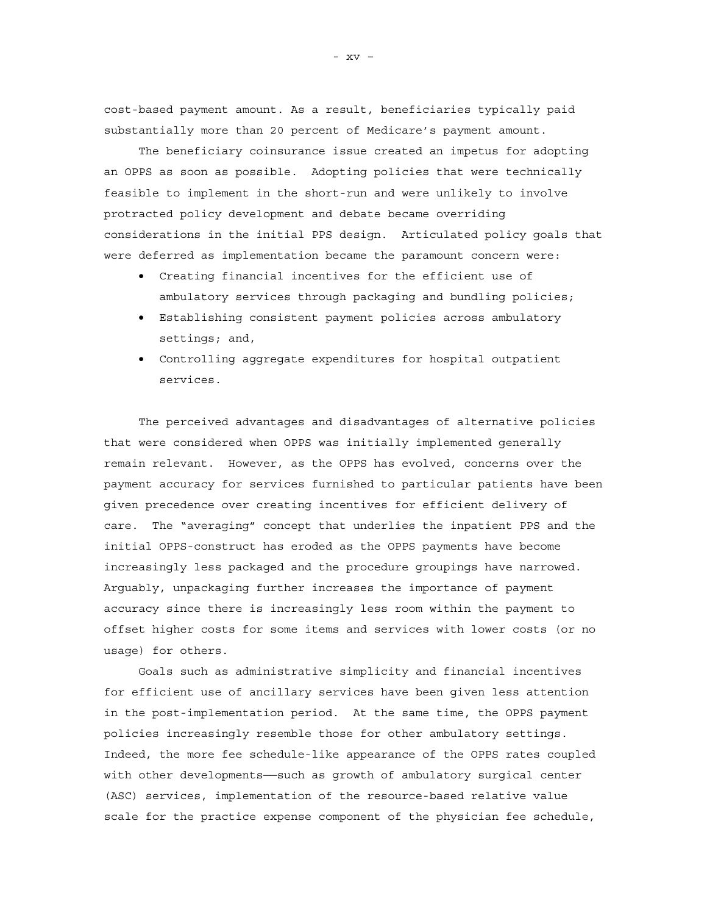cost-based payment amount. As a result, beneficiaries typically paid substantially more than 20 percent of Medicare's payment amount.

The beneficiary coinsurance issue created an impetus for adopting an OPPS as soon as possible. Adopting policies that were technically feasible to implement in the short-run and were unlikely to involve protracted policy development and debate became overriding considerations in the initial PPS design. Articulated policy goals that were deferred as implementation became the paramount concern were:

- Creating financial incentives for the efficient use of ambulatory services through packaging and bundling policies;
- Establishing consistent payment policies across ambulatory settings; and,
- Controlling aggregate expenditures for hospital outpatient services.

The perceived advantages and disadvantages of alternative policies that were considered when OPPS was initially implemented generally remain relevant. However, as the OPPS has evolved, concerns over the payment accuracy for services furnished to particular patients have been given precedence over creating incentives for efficient delivery of care. The "averaging" concept that underlies the inpatient PPS and the initial OPPS-construct has eroded as the OPPS payments have become increasingly less packaged and the procedure groupings have narrowed. Arguably, unpackaging further increases the importance of payment accuracy since there is increasingly less room within the payment to offset higher costs for some items and services with lower costs (or no usage) for others.

Goals such as administrative simplicity and financial incentives for efficient use of ancillary services have been given less attention in the post-implementation period. At the same time, the OPPS payment policies increasingly resemble those for other ambulatory settings. Indeed, the more fee schedule-like appearance of the OPPS rates coupled with other developments——such as growth of ambulatory surgical center (ASC) services, implementation of the resource-based relative value scale for the practice expense component of the physician fee schedule,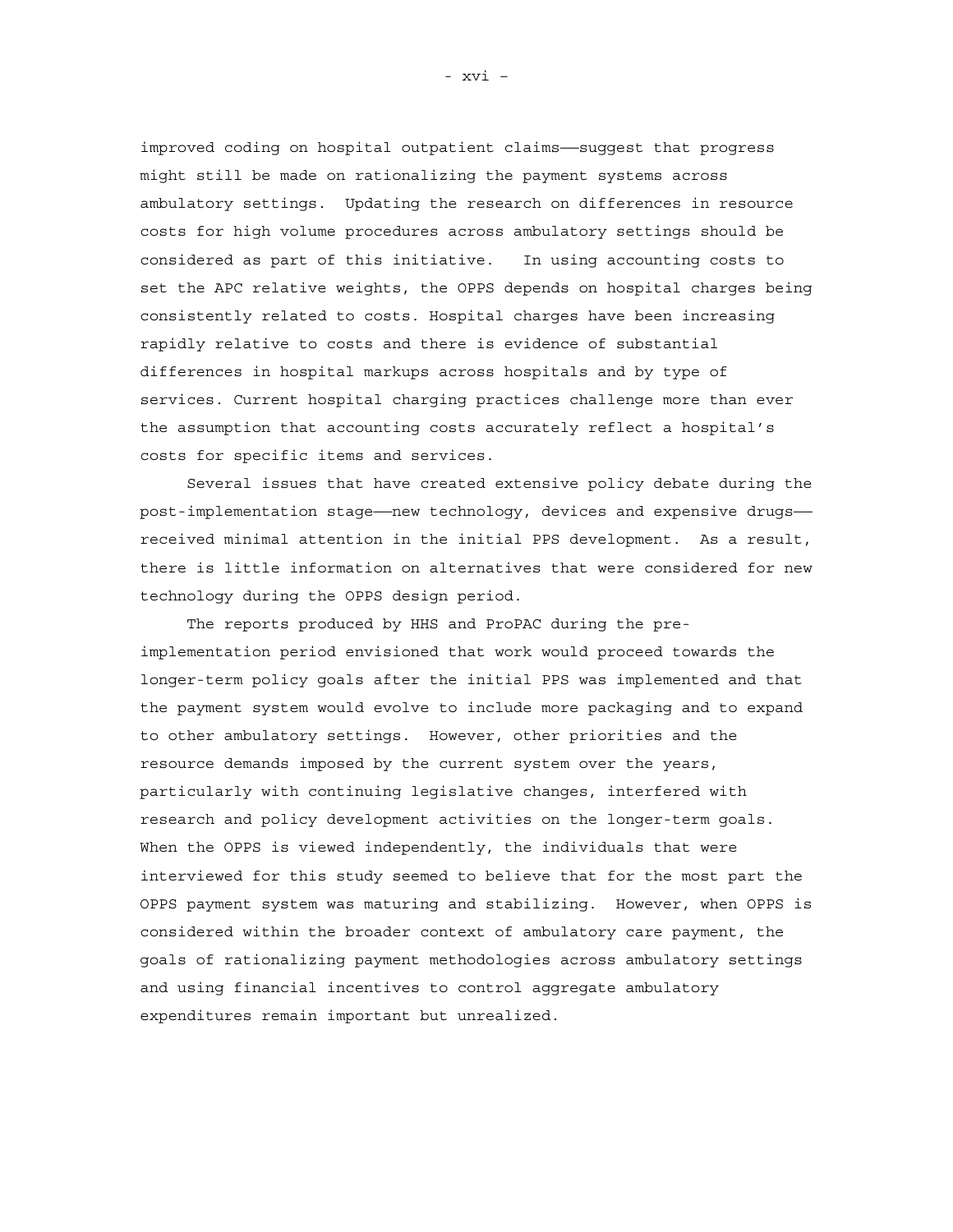improved coding on hospital outpatient claims——suggest that progress might still be made on rationalizing the payment systems across ambulatory settings. Updating the research on differences in resource costs for high volume procedures across ambulatory settings should be considered as part of this initiative. In using accounting costs to set the APC relative weights, the OPPS depends on hospital charges being consistently related to costs. Hospital charges have been increasing rapidly relative to costs and there is evidence of substantial differences in hospital markups across hospitals and by type of services. Current hospital charging practices challenge more than ever the assumption that accounting costs accurately reflect a hospital's costs for specific items and services.

Several issues that have created extensive policy debate during the post-implementation stage——new technology, devices and expensive drugs——received minimal attention in the initial PPS development. As a result, there is little information on alternatives that were considered for new technology during the OPPS design period.

The reports produced by HHS and ProPAC during the pre-implementation period envisioned that work would proceed towards the longer-term policy goals after the initial PPS was implemented and that the payment system would evolve to include more packaging and to expand to other ambulatory settings. However, other priorities and the resource demands imposed by the current system over the years, particularly with continuing legislative changes, interfered with research and policy development activities on the longer-term goals. When the OPPS is viewed independently, the individuals that were interviewed for this study seemed to believe that for the most part the OPPS payment system was maturing and stabilizing. However, when OPPS is considered within the broader context of ambulatory care payment, the goals of rationalizing payment methodologies across ambulatory settings and using financial incentives to control aggregate ambulatory expenditures remain important but unrealized.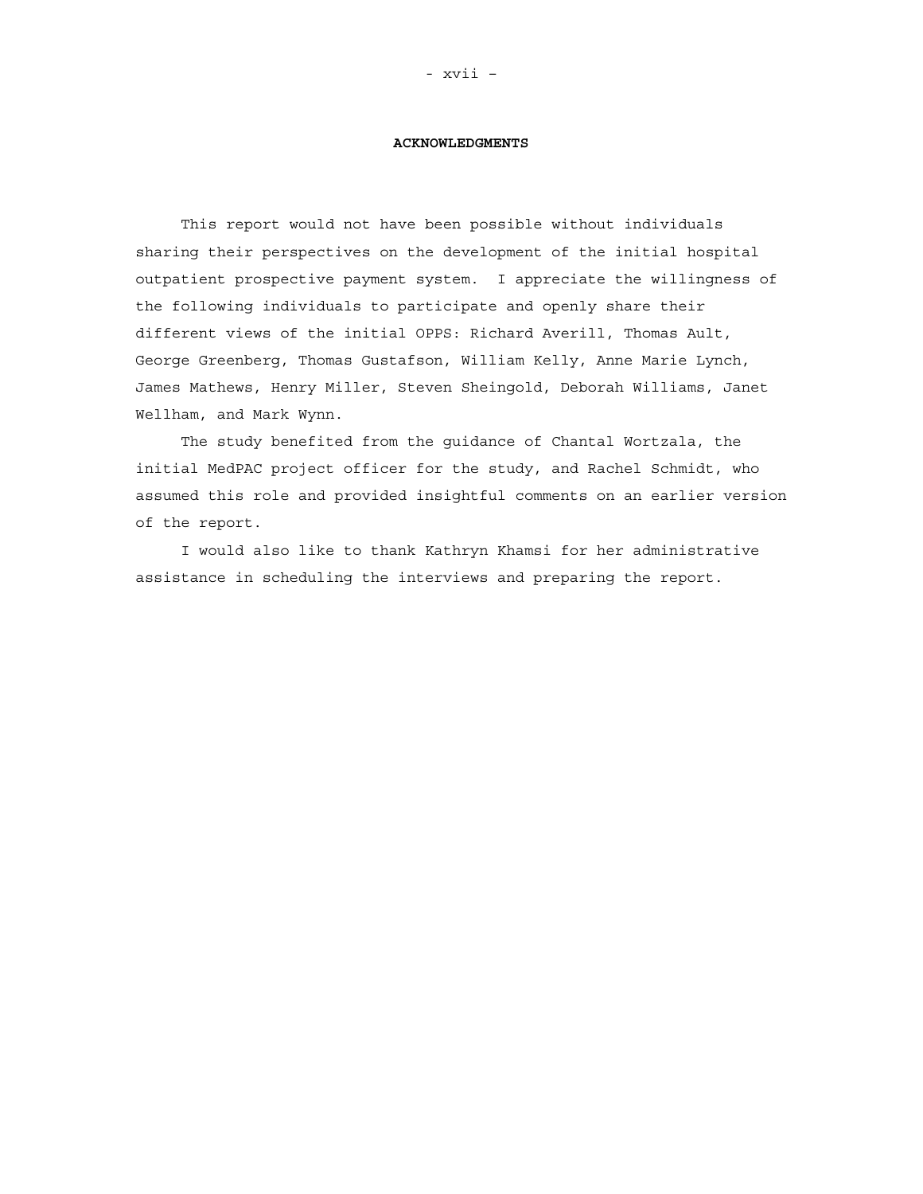## ACKNOWLEDGMENTS

This report would not have been possible without individuals sharing their perspectives on the development of the initial hospital outpatient prospective payment system. I appreciate the willingness of the following individuals to participate and openly share their different views of the initial OPPS: Richard Averill, Thomas Ault, George Greenberg, Thomas Gustafson, William Kelly, Anne Marie Lynch, James Mathews, Henry Miller, Steven Sheingold, Deborah Williams, Janet Wellham, and Mark Wynn.

The study benefited from the guidance of Chantal Wortzala, the initial MedPAC project officer for the study, and Rachel Schmidt, who assumed this role and provided insightful comments on an earlier version of the report.

I would also like to thank Kathryn Khamsi for her administrative assistance in scheduling the interviews and preparing the report.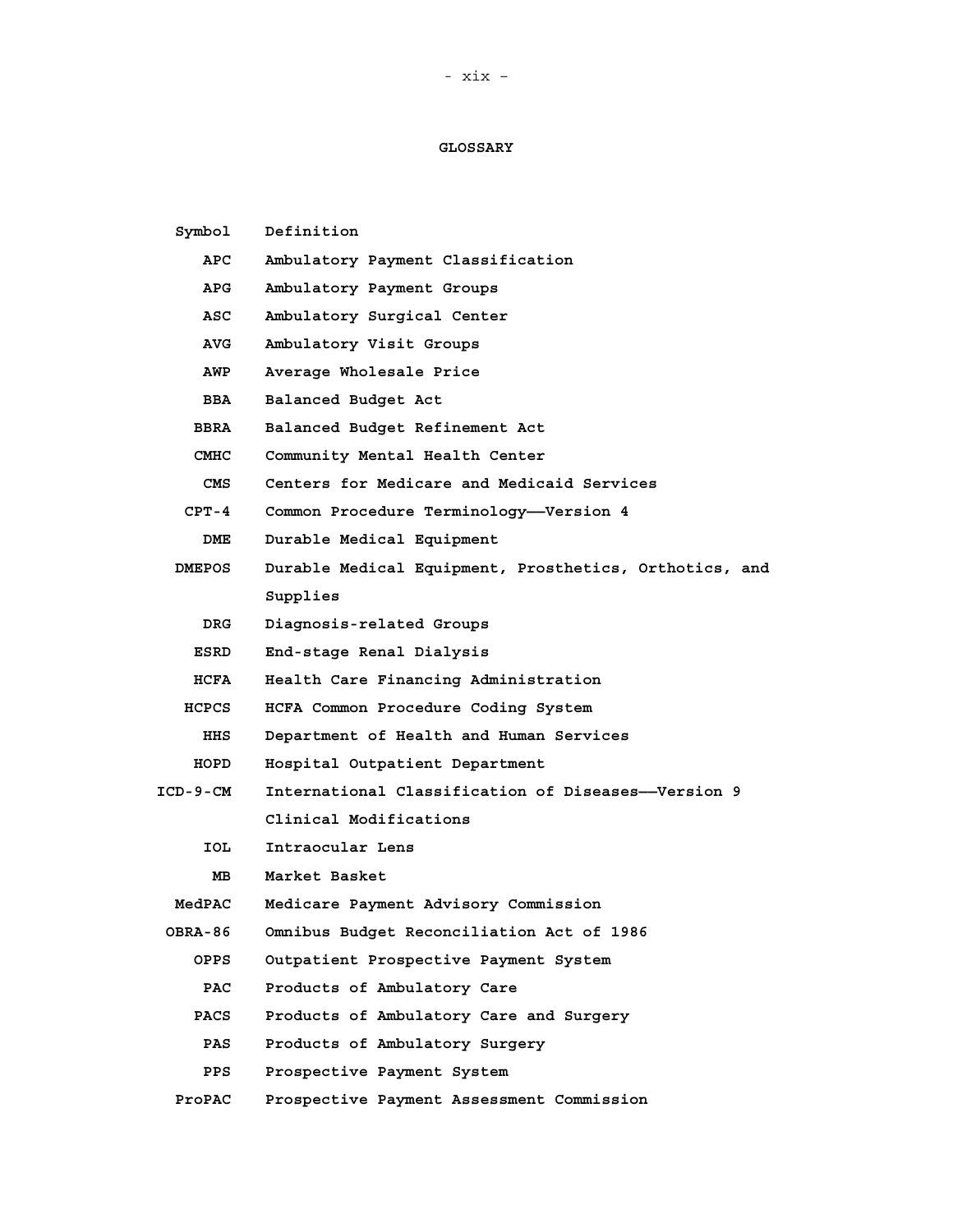# GLOSSARY

| Symbol | Definition |
|---|---|
| APC | Ambulatory Payment Classification |
| APG | Ambulatory Payment Groups |
| ASC | Ambulatory Surgical Center |
| AVG | Ambulatory Visit Groups |
| AWP | Average Wholesale Price |
| BBA | Balanced Budget Act |
| BBRA | Balanced Budget Refinement Act |
| CMHC | Community Mental Health Center |
| CMS | Centers for Medicare and Medicaid Services |
| CPT-4 | Common Procedure Terminology——Version 4 |
| DME | Durable Medical Equipment |
| DMEPOS | Durable Medical Equipment, Prosthetics, Orthotics, and Supplies |
| DRG | Diagnosis-related Groups |
| ESRD | End-stage Renal Dialysis |
| HCFA | Health Care Financing Administration |
| HCPCS | HCFA Common Procedure Coding System |
| HHS | Department of Health and Human Services |
| HOPD | Hospital Outpatient Department |
| ICD-9-CM | International Classification of Diseases——Version 9 Clinical Modifications |
| IOL | Intraocular Lens |
| MB | Market Basket |
| MedPAC | Medicare Payment Advisory Commission |
| OBRA-86 | Omnibus Budget Reconciliation Act of 1986 |
| OPPS | Outpatient Prospective Payment System |
| PAC | Products of Ambulatory Care |
| PACS | Products of Ambulatory Care and Surgery |
| PAS | Products of Ambulatory Surgery |
| PPS | Prospective Payment System |
| ProPAC | Prospective Payment Assessment Commission |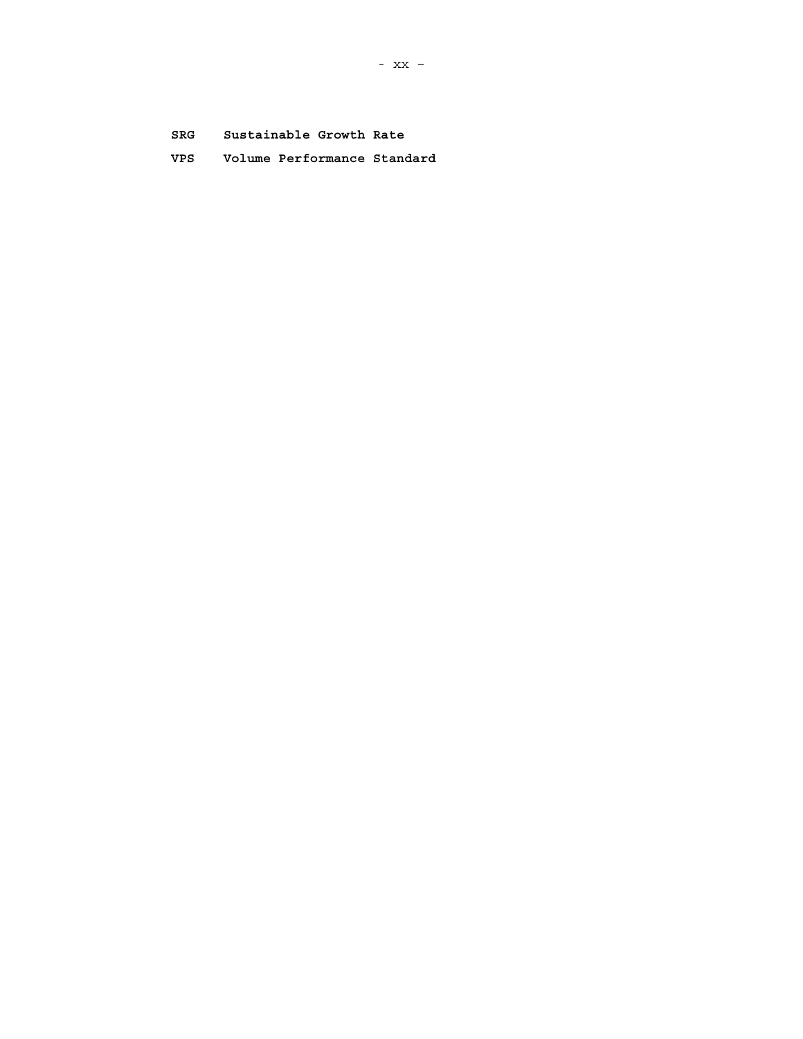**SRG** **Sustainable Growth Rate**

**VPS** **Volume Performance Standard**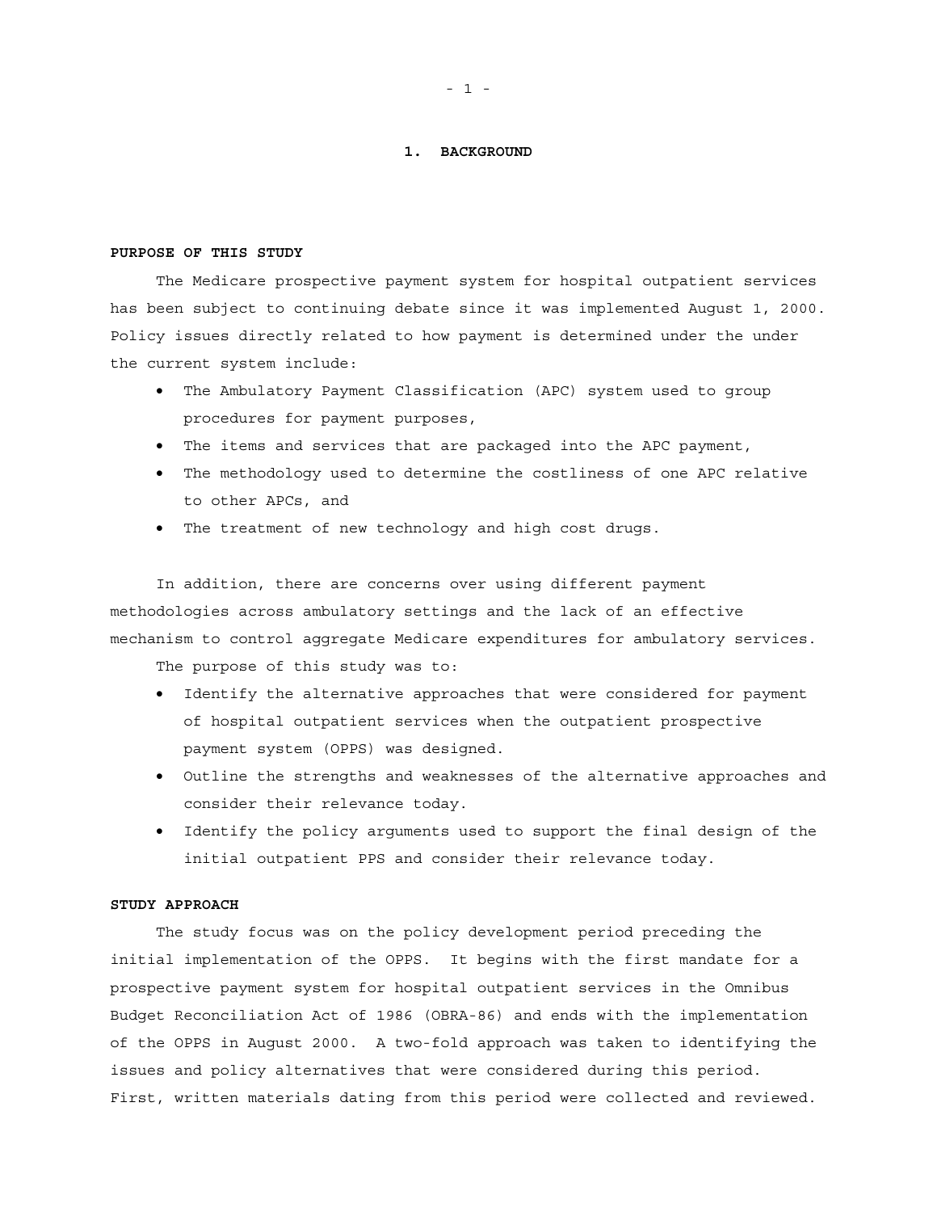# 1. BACKGROUND

## PURPOSE OF THIS STUDY

The Medicare prospective payment system for hospital outpatient services has been subject to continuing debate since it was implemented August 1, 2000. Policy issues directly related to how payment is determined under the under the current system include:

- The Ambulatory Payment Classification (APC) system used to group procedures for payment purposes,
- The items and services that are packaged into the APC payment,
- The methodology used to determine the costliness of one APC relative to other APCs, and
- The treatment of new technology and high cost drugs.

In addition, there are concerns over using different payment methodologies across ambulatory settings and the lack of an effective mechanism to control aggregate Medicare expenditures for ambulatory services.

The purpose of this study was to:

- Identify the alternative approaches that were considered for payment of hospital outpatient services when the outpatient prospective payment system (OPPS) was designed.
- Outline the strengths and weaknesses of the alternative approaches and consider their relevance today.
- Identify the policy arguments used to support the final design of the initial outpatient PPS and consider their relevance today.

## STUDY APPROACH

The study focus was on the policy development period preceding the initial implementation of the OPPS. It begins with the first mandate for a prospective payment system for hospital outpatient services in the Omnibus Budget Reconciliation Act of 1986 (OBRA-86) and ends with the implementation of the OPPS in August 2000. A two-fold approach was taken to identifying the issues and policy alternatives that were considered during this period. First, written materials dating from this period were collected and reviewed.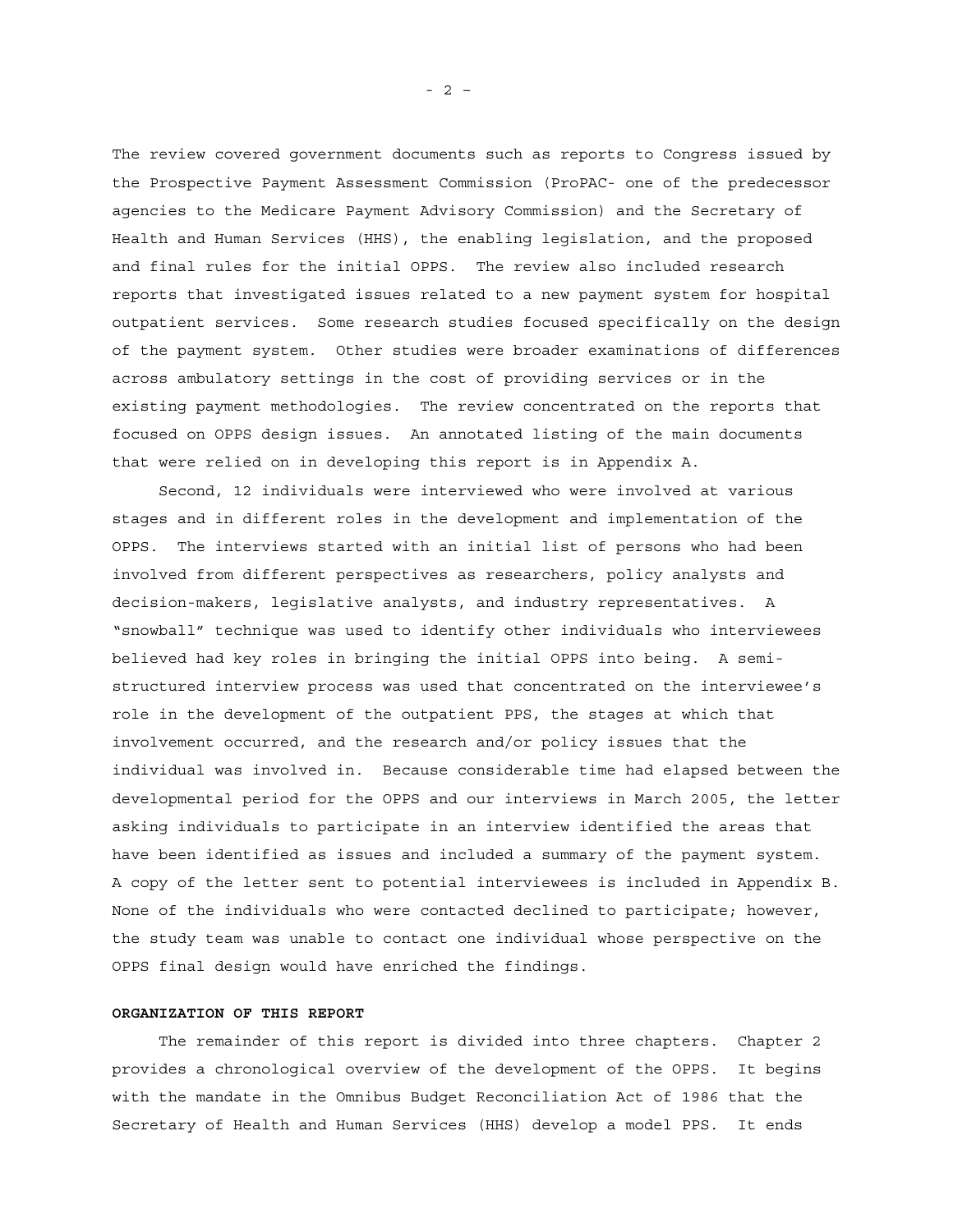The review covered government documents such as reports to Congress issued by the Prospective Payment Assessment Commission (ProPAC- one of the predecessor agencies to the Medicare Payment Advisory Commission) and the Secretary of Health and Human Services (HHS), the enabling legislation, and the proposed and final rules for the initial OPPS. The review also included research reports that investigated issues related to a new payment system for hospital outpatient services. Some research studies focused specifically on the design of the payment system. Other studies were broader examinations of differences across ambulatory settings in the cost of providing services or in the existing payment methodologies. The review concentrated on the reports that focused on OPPS design issues. An annotated listing of the main documents that were relied on in developing this report is in Appendix A.

Second, 12 individuals were interviewed who were involved at various stages and in different roles in the development and implementation of the OPPS. The interviews started with an initial list of persons who had been involved from different perspectives as researchers, policy analysts and decision-makers, legislative analysts, and industry representatives. A "snowball" technique was used to identify other individuals who interviewees believed had key roles in bringing the initial OPPS into being. A semi-structured interview process was used that concentrated on the interviewee's role in the development of the outpatient PPS, the stages at which that involvement occurred, and the research and/or policy issues that the individual was involved in. Because considerable time had elapsed between the developmental period for the OPPS and our interviews in March 2005, the letter asking individuals to participate in an interview identified the areas that have been identified as issues and included a summary of the payment system. A copy of the letter sent to potential interviewees is included in Appendix B. None of the individuals who were contacted declined to participate; however, the study team was unable to contact one individual whose perspective on the OPPS final design would have enriched the findings.

**ORGANIZATION OF THIS REPORT**

The remainder of this report is divided into three chapters. Chapter 2 provides a chronological overview of the development of the OPPS. It begins with the mandate in the Omnibus Budget Reconciliation Act of 1986 that the Secretary of Health and Human Services (HHS) develop a model PPS. It ends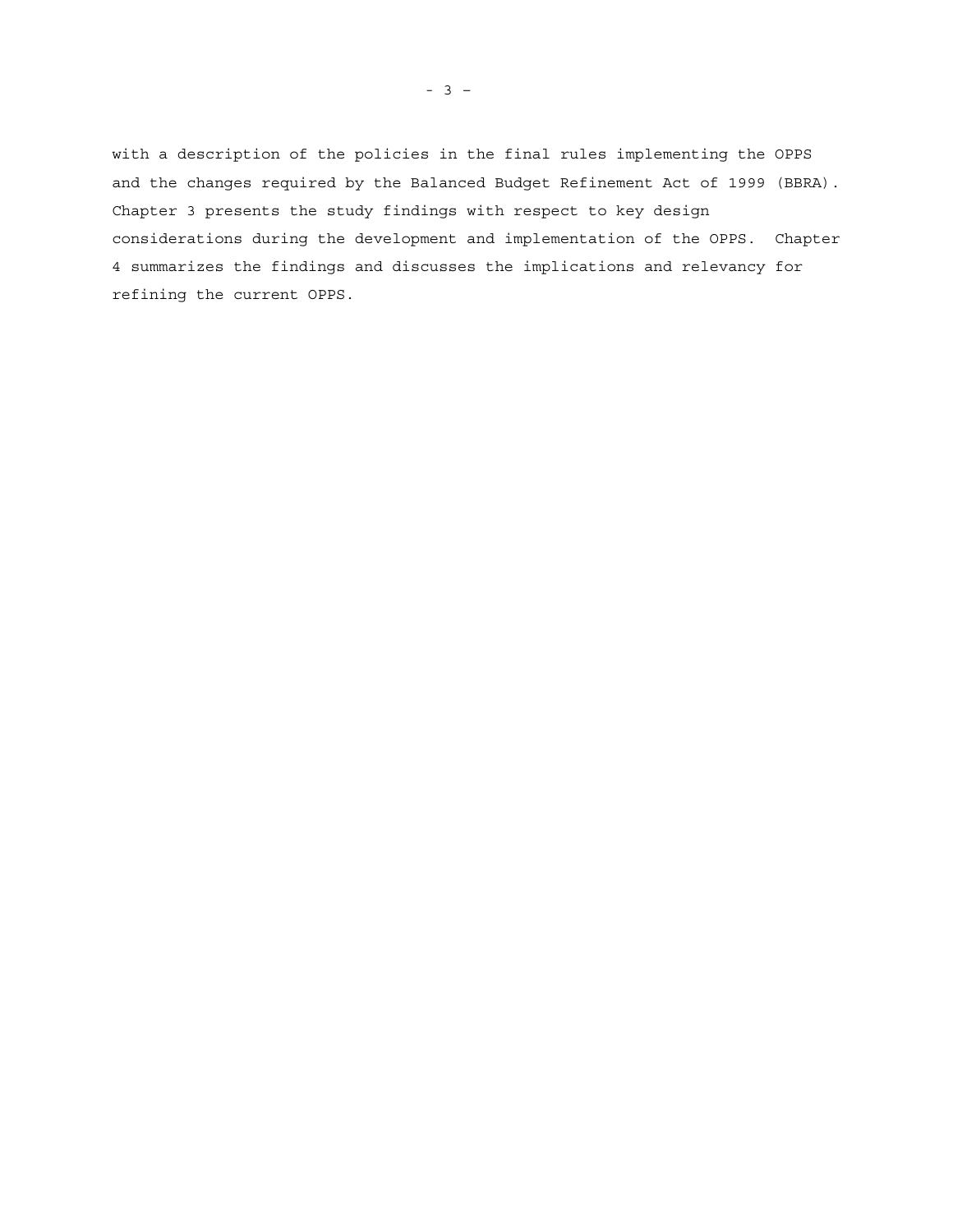with a description of the policies in the final rules implementing the OPPS and the changes required by the Balanced Budget Refinement Act of 1999 (BBRA). Chapter 3 presents the study findings with respect to key design considerations during the development and implementation of the OPPS. Chapter 4 summarizes the findings and discusses the implications and relevancy for refining the current OPPS.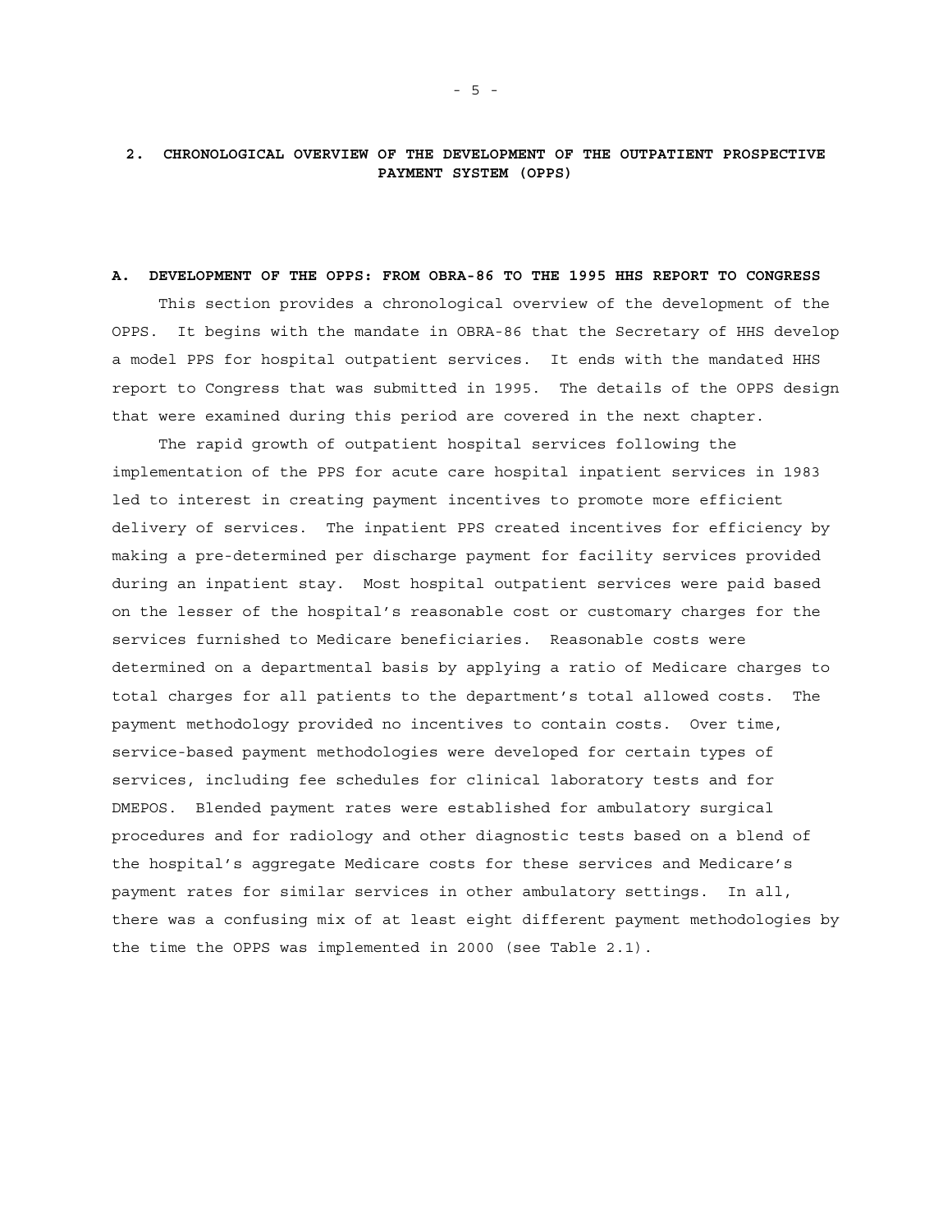## 2. CHRONOLOGICAL OVERVIEW OF THE DEVELOPMENT OF THE OUTPATIENT PROSPECTIVE PAYMENT SYSTEM (OPPS)

### A. DEVELOPMENT OF THE OPPS: FROM OBRA-86 TO THE 1995 HHS REPORT TO CONGRESS

This section provides a chronological overview of the development of the OPPS. It begins with the mandate in OBRA-86 that the Secretary of HHS develop a model PPS for hospital outpatient services. It ends with the mandated HHS report to Congress that was submitted in 1995. The details of the OPPS design that were examined during this period are covered in the next chapter.

The rapid growth of outpatient hospital services following the implementation of the PPS for acute care hospital inpatient services in 1983 led to interest in creating payment incentives to promote more efficient delivery of services. The inpatient PPS created incentives for efficiency by making a pre-determined per discharge payment for facility services provided during an inpatient stay. Most hospital outpatient services were paid based on the lesser of the hospital's reasonable cost or customary charges for the services furnished to Medicare beneficiaries. Reasonable costs were determined on a departmental basis by applying a ratio of Medicare charges to total charges for all patients to the department's total allowed costs. The payment methodology provided no incentives to contain costs. Over time, service-based payment methodologies were developed for certain types of services, including fee schedules for clinical laboratory tests and for DMEPOS. Blended payment rates were established for ambulatory surgical procedures and for radiology and other diagnostic tests based on a blend of the hospital's aggregate Medicare costs for these services and Medicare's payment rates for similar services in other ambulatory settings. In all, there was a confusing mix of at least eight different payment methodologies by the time the OPPS was implemented in 2000 (see Table 2.1).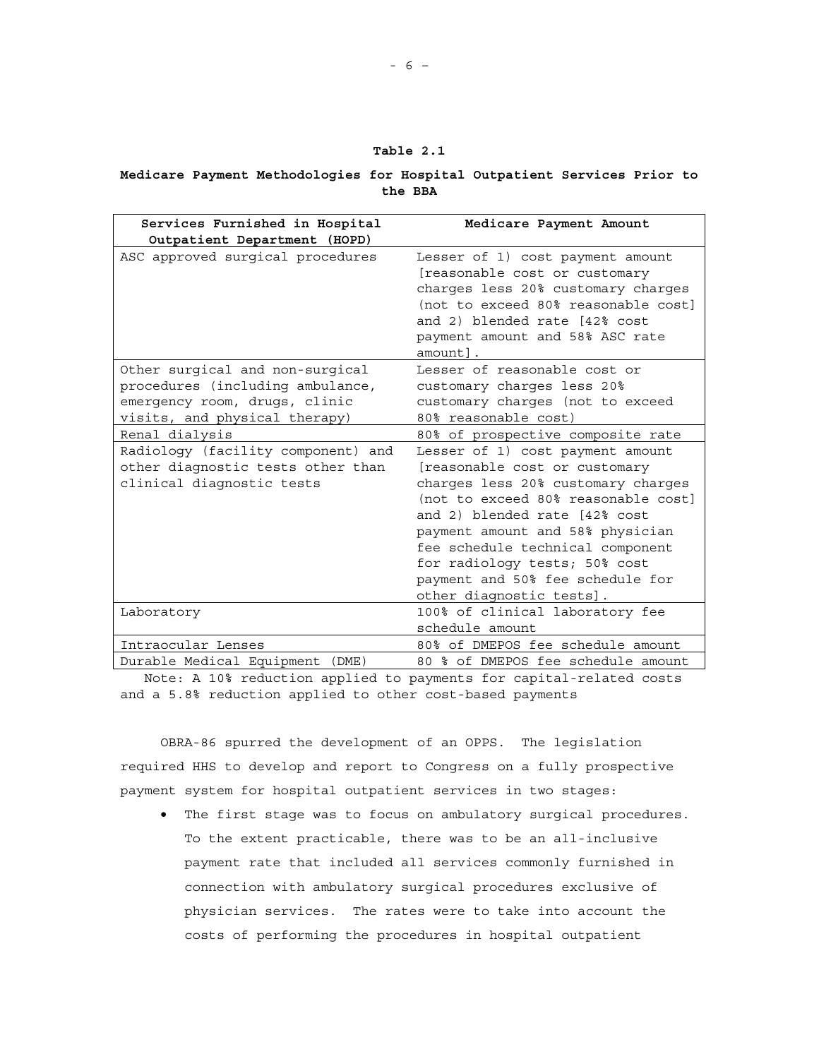**Table 2.1**

**Medicare Payment Methodologies for Hospital Outpatient Services Prior to the BBA**

| Services Furnished in Hospital Outpatient Department (HOPD) | Medicare Payment Amount |
|---|---|
| ASC approved surgical procedures | Lesser of 1) cost payment amount [reasonable cost or customary charges less 20% customary charges (not to exceed 80% reasonable cost] and 2) blended rate [42% cost payment amount and 58% ASC rate amount]. |
| Other surgical and non-surgical procedures (including ambulance, emergency room, drugs, clinic visits, and physical therapy) | Lesser of reasonable cost or customary charges less 20% customary charges (not to exceed 80% reasonable cost) |
| Renal dialysis | 80% of prospective composite rate |
| Radiology (facility component) and other diagnostic tests other than clinical diagnostic tests | Lesser of 1) cost payment amount [reasonable cost or customary charges less 20% customary charges (not to exceed 80% reasonable cost] and 2) blended rate [42% cost payment amount and 58% physician fee schedule technical component for radiology tests; 50% cost payment and 50% fee schedule for other diagnostic tests]. |
| Laboratory | 100% of clinical laboratory fee schedule amount |
| Intraocular Lenses | 80% of DMEPOS fee schedule amount |
| Durable Medical Equipment (DME) | 80 % of DMEPOS fee schedule amount |

Note: A 10% reduction applied to payments for capital-related costs and a 5.8% reduction applied to other cost-based payments

OBRA-86 spurred the development of an OPPS. The legislation required HHS to develop and report to Congress on a fully prospective payment system for hospital outpatient services in two stages:

- The first stage was to focus on ambulatory surgical procedures. To the extent practicable, there was to be an all-inclusive payment rate that included all services commonly furnished in connection with ambulatory surgical procedures exclusive of physician services. The rates were to take into account the costs of performing the procedures in hospital outpatient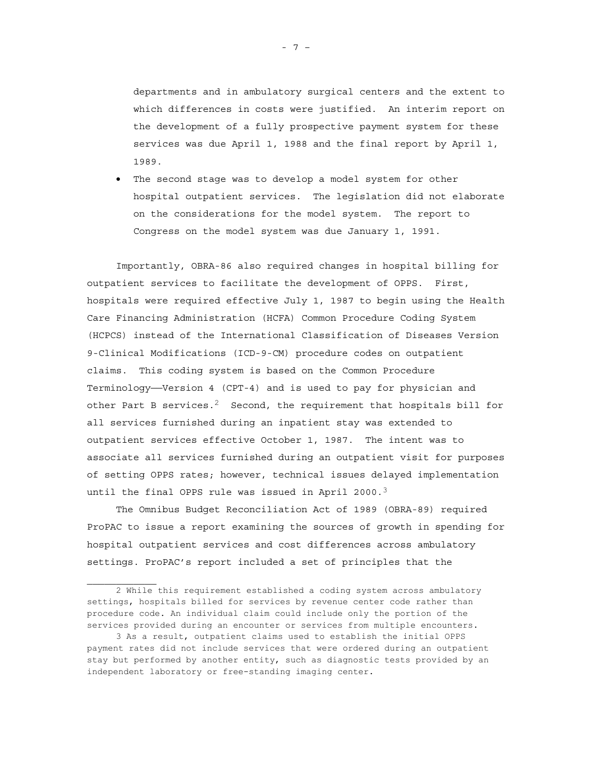departments and in ambulatory surgical centers and the extent to which differences in costs were justified. An interim report on the development of a fully prospective payment system for these services was due April 1, 1988 and the final report by April 1, 1989.

- The second stage was to develop a model system for other hospital outpatient services. The legislation did not elaborate on the considerations for the model system. The report to Congress on the model system was due January 1, 1991.

Importantly, OBRA-86 also required changes in hospital billing for outpatient services to facilitate the development of OPPS. First, hospitals were required effective July 1, 1987 to begin using the Health Care Financing Administration (HCFA) Common Procedure Coding System (HCPCS) instead of the International Classification of Diseases Version 9-Clinical Modifications (ICD-9-CM) procedure codes on outpatient claims. This coding system is based on the Common Procedure Terminology——Version 4 (CPT-4) and is used to pay for physician and other Part B services.[2] Second, the requirement that hospitals bill for all services furnished during an inpatient stay was extended to outpatient services effective October 1, 1987. The intent was to associate all services furnished during an outpatient visit for purposes of setting OPPS rates; however, technical issues delayed implementation until the final OPPS rule was issued in April 2000.[3]

The Omnibus Budget Reconciliation Act of 1989 (OBRA-89) required ProPAC to issue a report examining the sources of growth in spending for hospital outpatient services and cost differences across ambulatory settings. ProPAC's report included a set of principles that the

---

2 While this requirement established a coding system across ambulatory settings, hospitals billed for services by revenue center code rather than procedure code. An individual claim could include only the portion of the services provided during an encounter or services from multiple encounters.

3 As a result, outpatient claims used to establish the initial OPPS payment rates did not include services that were ordered during an outpatient stay but performed by another entity, such as diagnostic tests provided by an independent laboratory or free-standing imaging center.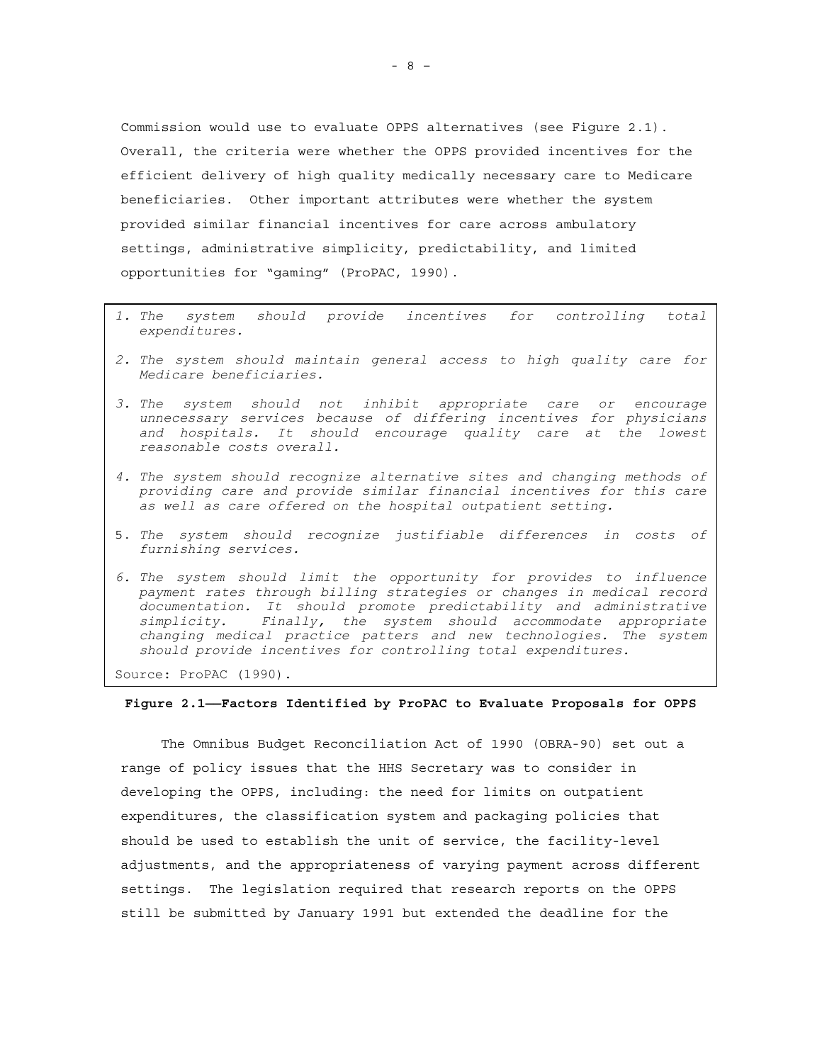Commission would use to evaluate OPPS alternatives (see Figure 2.1). Overall, the criteria were whether the OPPS provided incentives for the efficient delivery of high quality medically necessary care to Medicare beneficiaries. Other important attributes were whether the system provided similar financial incentives for care across ambulatory settings, administrative simplicity, predictability, and limited opportunities for "gaming" (ProPAC, 1990).

1. *The system should provide incentives for controlling total expenditures.*
2. *The system should maintain general access to high quality care for Medicare beneficiaries.*
3. *The system should not inhibit appropriate care or encourage unnecessary services because of differing incentives for physicians and hospitals. It should encourage quality care at the lowest reasonable costs overall.*
4. *The system should recognize alternative sites and changing methods of providing care and provide similar financial incentives for this care as well as care offered on the hospital outpatient setting.*
5. *The system should recognize justifiable differences in costs of furnishing services.*
6. *The system should limit the opportunity for provides to influence payment rates through billing strategies or changes in medical record documentation. It should promote predictability and administrative simplicity. Finally, the system should accommodate appropriate changing medical practice patters and new technologies. The system should provide incentives for controlling total expenditures.*

Source: ProPAC (1990).

**Figure 2.1——Factors Identified by ProPAC to Evaluate Proposals for OPPS**

The Omnibus Budget Reconciliation Act of 1990 (OBRA-90) set out a range of policy issues that the HHS Secretary was to consider in developing the OPPS, including: the need for limits on outpatient expenditures, the classification system and packaging policies that should be used to establish the unit of service, the facility-level adjustments, and the appropriateness of varying payment across different settings. The legislation required that research reports on the OPPS still be submitted by January 1991 but extended the deadline for the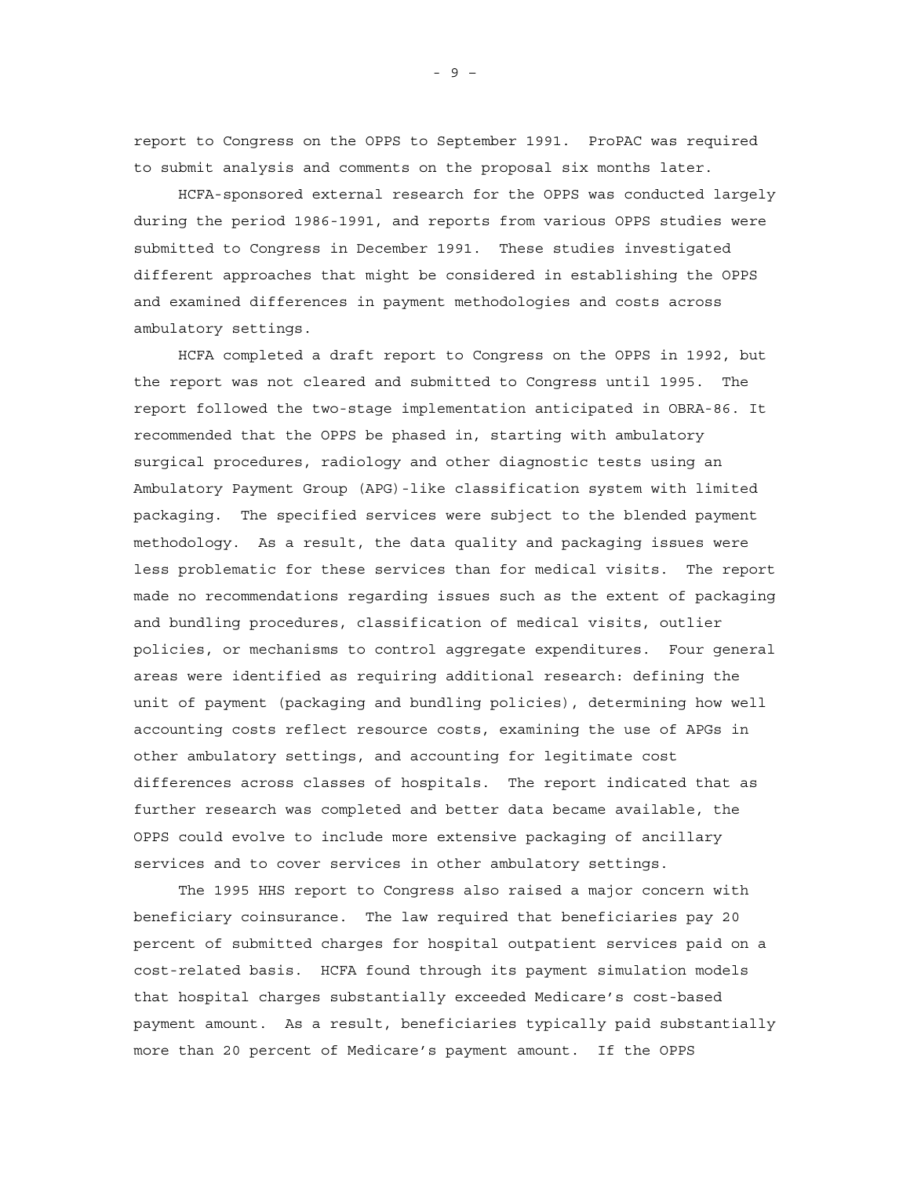report to Congress on the OPPS to September 1991. ProPAC was required to submit analysis and comments on the proposal six months later.

HCFA-sponsored external research for the OPPS was conducted largely during the period 1986-1991, and reports from various OPPS studies were submitted to Congress in December 1991. These studies investigated different approaches that might be considered in establishing the OPPS and examined differences in payment methodologies and costs across ambulatory settings.

HCFA completed a draft report to Congress on the OPPS in 1992, but the report was not cleared and submitted to Congress until 1995. The report followed the two-stage implementation anticipated in OBRA-86. It recommended that the OPPS be phased in, starting with ambulatory surgical procedures, radiology and other diagnostic tests using an Ambulatory Payment Group (APG)-like classification system with limited packaging. The specified services were subject to the blended payment methodology. As a result, the data quality and packaging issues were less problematic for these services than for medical visits. The report made no recommendations regarding issues such as the extent of packaging and bundling procedures, classification of medical visits, outlier policies, or mechanisms to control aggregate expenditures. Four general areas were identified as requiring additional research: defining the unit of payment (packaging and bundling policies), determining how well accounting costs reflect resource costs, examining the use of APGs in other ambulatory settings, and accounting for legitimate cost differences across classes of hospitals. The report indicated that as further research was completed and better data became available, the OPPS could evolve to include more extensive packaging of ancillary services and to cover services in other ambulatory settings.

The 1995 HHS report to Congress also raised a major concern with beneficiary coinsurance. The law required that beneficiaries pay 20 percent of submitted charges for hospital outpatient services paid on a cost-related basis. HCFA found through its payment simulation models that hospital charges substantially exceeded Medicare's cost-based payment amount. As a result, beneficiaries typically paid substantially more than 20 percent of Medicare's payment amount. If the OPPS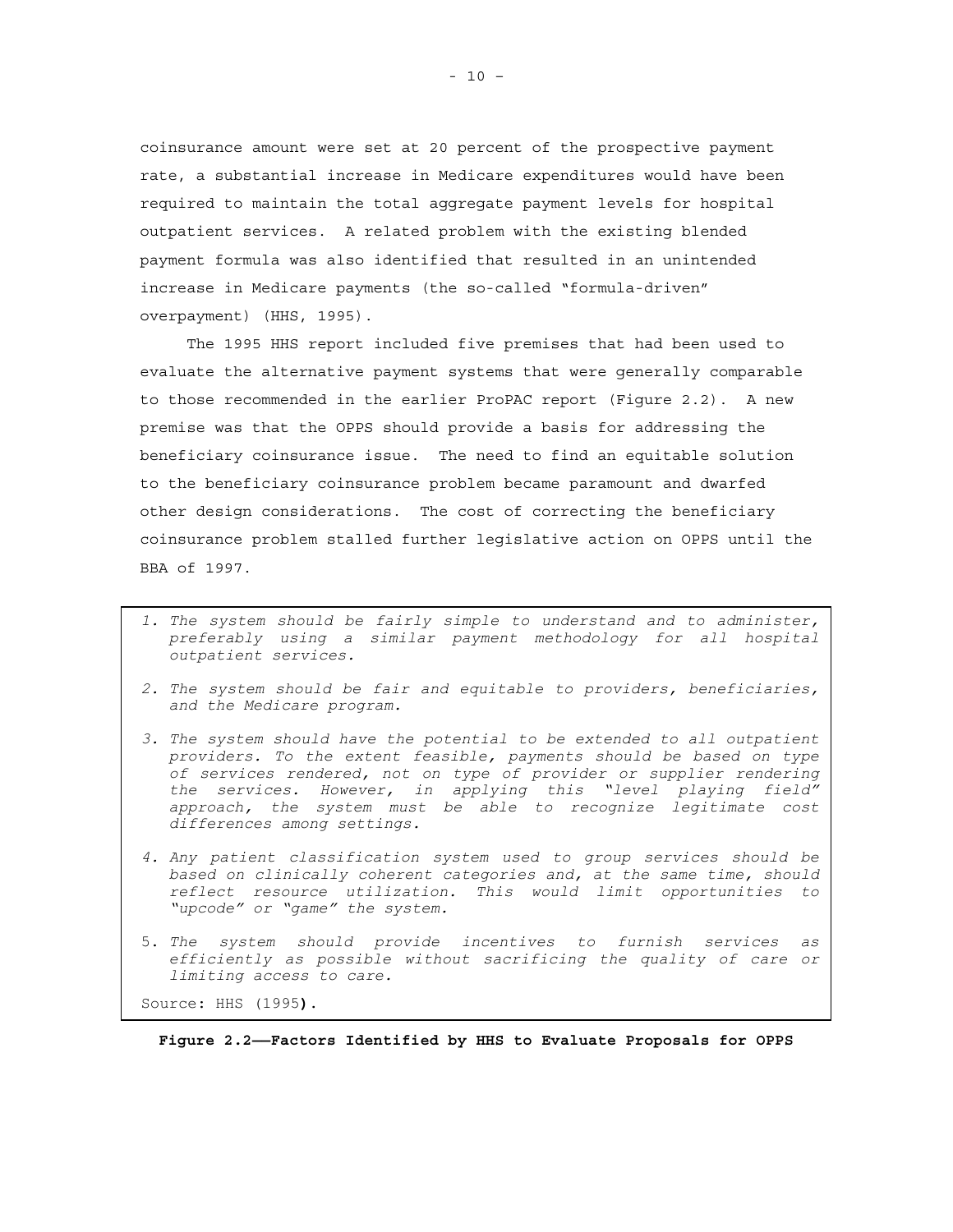coinsurance amount were set at 20 percent of the prospective payment rate, a substantial increase in Medicare expenditures would have been required to maintain the total aggregate payment levels for hospital outpatient services. A related problem with the existing blended payment formula was also identified that resulted in an unintended increase in Medicare payments (the so-called "formula-driven" overpayment) (HHS, 1995).

The 1995 HHS report included five premises that had been used to evaluate the alternative payment systems that were generally comparable to those recommended in the earlier ProPAC report (Figure 2.2). A new premise was that the OPPS should provide a basis for addressing the beneficiary coinsurance issue. The need to find an equitable solution to the beneficiary coinsurance problem became paramount and dwarfed other design considerations. The cost of correcting the beneficiary coinsurance problem stalled further legislative action on OPPS until the BBA of 1997.

1. *The system should be fairly simple to understand and to administer, preferably using a similar payment methodology for all hospital outpatient services.*

2. *The system should be fair and equitable to providers, beneficiaries, and the Medicare program.*

3. *The system should have the potential to be extended to all outpatient providers. To the extent feasible, payments should be based on type of services rendered, not on type of provider or supplier rendering the services. However, in applying this "level playing field" approach, the system must be able to recognize legitimate cost differences among settings.*

4. *Any patient classification system used to group services should be based on clinically coherent categories and, at the same time, should reflect resource utilization. This would limit opportunities to "upcode" or "game" the system.*

5. *The system should provide incentives to furnish services as efficiently as possible without sacrificing the quality of care or limiting access to care.*

Source: HHS (1995).

**Figure 2.2—Factors Identified by HHS to Evaluate Proposals for OPPS**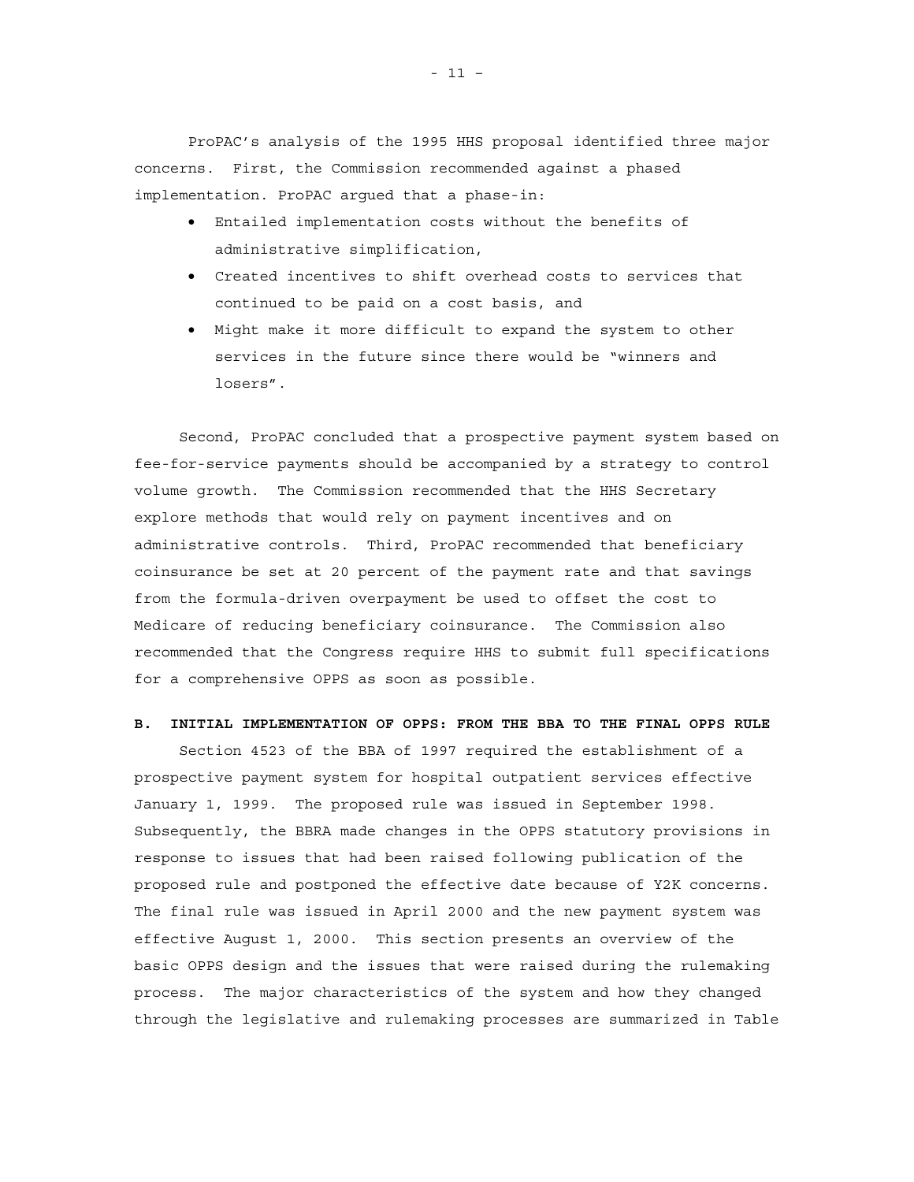ProPAC's analysis of the 1995 HHS proposal identified three major concerns. First, the Commission recommended against a phased implementation. ProPAC argued that a phase-in:

- Entailed implementation costs without the benefits of administrative simplification,
- Created incentives to shift overhead costs to services that continued to be paid on a cost basis, and
- Might make it more difficult to expand the system to other services in the future since there would be "winners and losers".

Second, ProPAC concluded that a prospective payment system based on fee-for-service payments should be accompanied by a strategy to control volume growth. The Commission recommended that the HHS Secretary explore methods that would rely on payment incentives and on administrative controls. Third, ProPAC recommended that beneficiary coinsurance be set at 20 percent of the payment rate and that savings from the formula-driven overpayment be used to offset the cost to Medicare of reducing beneficiary coinsurance. The Commission also recommended that the Congress require HHS to submit full specifications for a comprehensive OPPS as soon as possible.

**B. INITIAL IMPLEMENTATION OF OPPS: FROM THE BBA TO THE FINAL OPPS RULE**

Section 4523 of the BBA of 1997 required the establishment of a prospective payment system for hospital outpatient services effective January 1, 1999. The proposed rule was issued in September 1998. Subsequently, the BBRA made changes in the OPPS statutory provisions in response to issues that had been raised following publication of the proposed rule and postponed the effective date because of Y2K concerns. The final rule was issued in April 2000 and the new payment system was effective August 1, 2000. This section presents an overview of the basic OPPS design and the issues that were raised during the rulemaking process. The major characteristics of the system and how they changed through the legislative and rulemaking processes are summarized in Table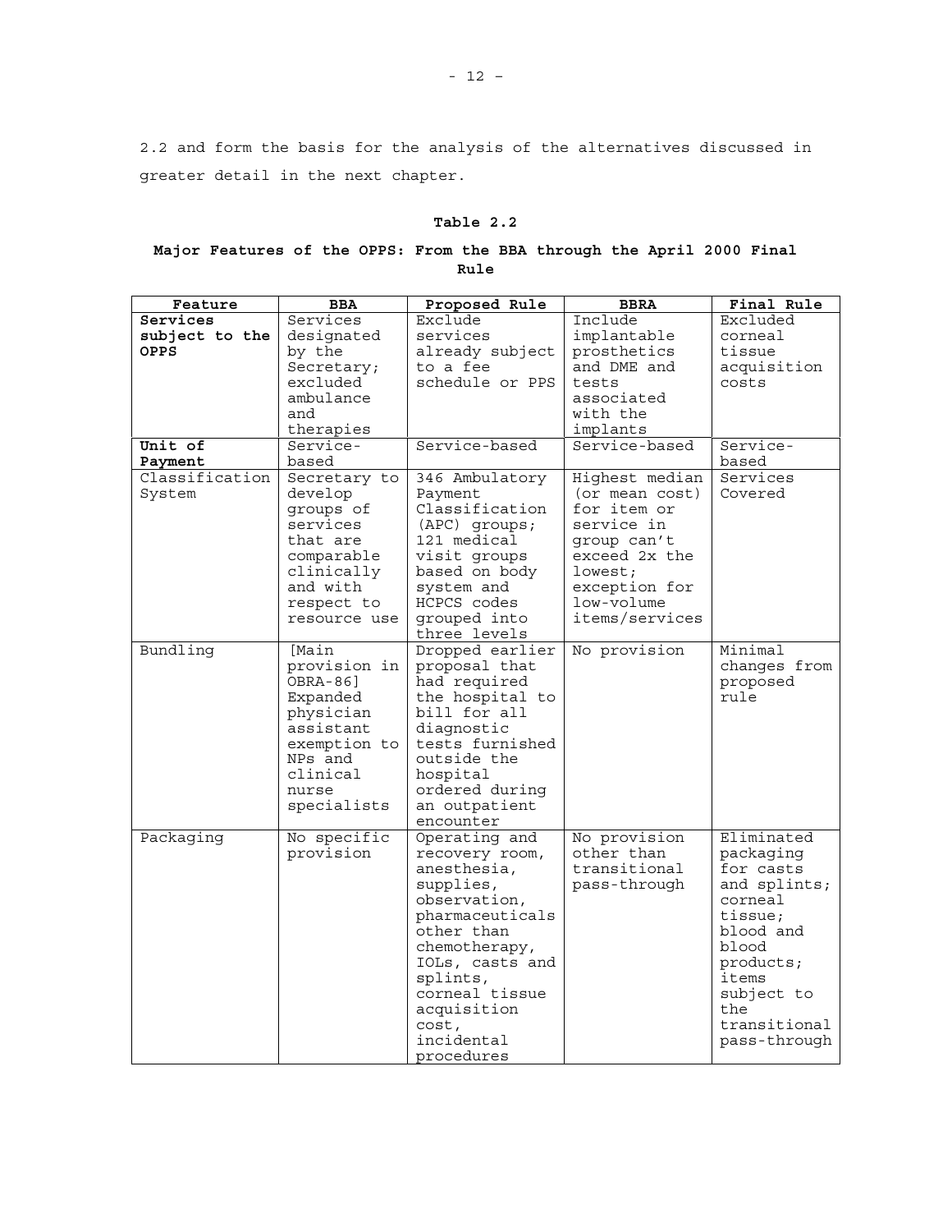2.2 and form the basis for the analysis of the alternatives discussed in greater detail in the next chapter.

**Table 2.2**

**Major Features of the OPPS: From the BBA through the April 2000 Final Rule**

| Feature | BBA | Proposed Rule | BBRA | Final Rule |
|---|---|---|---|---|
| **Services subject to the OPPS** | Services designated by the Secretary; excluded ambulance and therapies | Exclude services already subject to a fee schedule or PPS | Include implantable prosthetics and DME and tests associated with the implants | Excluded corneal tissue acquisition costs |
| **Unit of Payment** | Service-based | Service-based | Service-based | Service-based |
| Classification System | Secretary to develop groups of services that are comparable clinically and with respect to resource use | 346 Ambulatory Payment Classification (APC) groups; 121 medical visit groups based on body system and HCPCS codes grouped into three levels | Highest median (or mean cost) for item or service in group can't exceed 2x the lowest; exception for low-volume items/services | Services Covered |
| Bundling | [Main provision in OBRA-86] Expanded physician assistant exemption to NPs and clinical nurse specialists | Dropped earlier proposal that had required the hospital to bill for all diagnostic tests furnished outside the hospital ordered during an outpatient encounter | No provision | Minimal changes from proposed rule |
| Packaging | No specific provision | Operating and recovery room, anesthesia, supplies, observation, pharmaceuticals other than chemotherapy, IOLs, casts and splints, corneal tissue acquisition cost, incidental procedures | No provision other than transitional pass-through | Eliminated packaging for casts and splints; corneal tissue; blood and blood products; items subject to the transitional pass-through |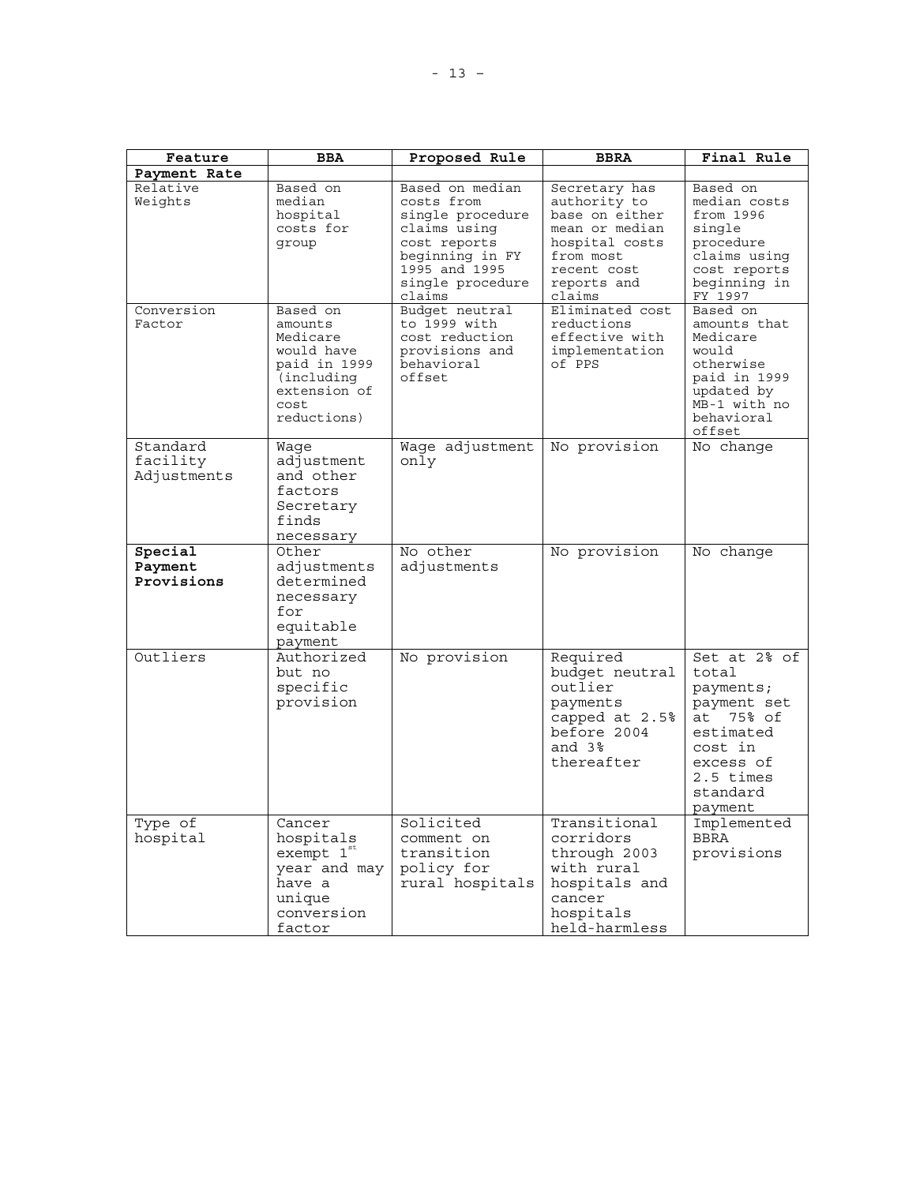| Feature | BBA | Proposed Rule | BBRA | Final Rule |
|---|---|---|---|---|
| **Payment Rate** | | | | |
| Relative Weights | Based on median hospital costs for group | Based on median costs from single procedure claims using cost reports beginning in FY 1995 and 1995 single procedure claims | Secretary has authority to base on either mean or median hospital costs from most recent cost reports and claims | Based on median costs from 1996 single procedure claims using cost reports beginning in FY 1997 |
| Conversion Factor | Based on amounts Medicare would have paid in 1999 (including extension of cost reductions) | Budget neutral to 1999 with cost reduction provisions and behavioral offset | Eliminated cost reductions effective with implementation of PPS | Based on amounts that Medicare would otherwise paid in 1999 updated by MB-1 with no behavioral offset |
| Standard facility Adjustments | Wage adjustment and other factors Secretary finds necessary | Wage adjustment only | No provision | No change |
| **Special Payment Provisions** | Other adjustments determined necessary for equitable payment | No other adjustments | No provision | No change |
| Outliers | Authorized but no specific provision | No provision | Required budget neutral outlier payments capped at 2.5% before 2004 and 3% thereafter | Set at 2% of total payments; payment set at 75% of estimated cost in excess of 2.5 times standard payment |
| Type of hospital | Cancer hospitals exempt 1st year and may have a unique conversion factor | Solicited comment on transition policy for rural hospitals | Transitional corridors through 2003 with rural hospitals and cancer hospitals held-harmless | Implemented BBRA provisions |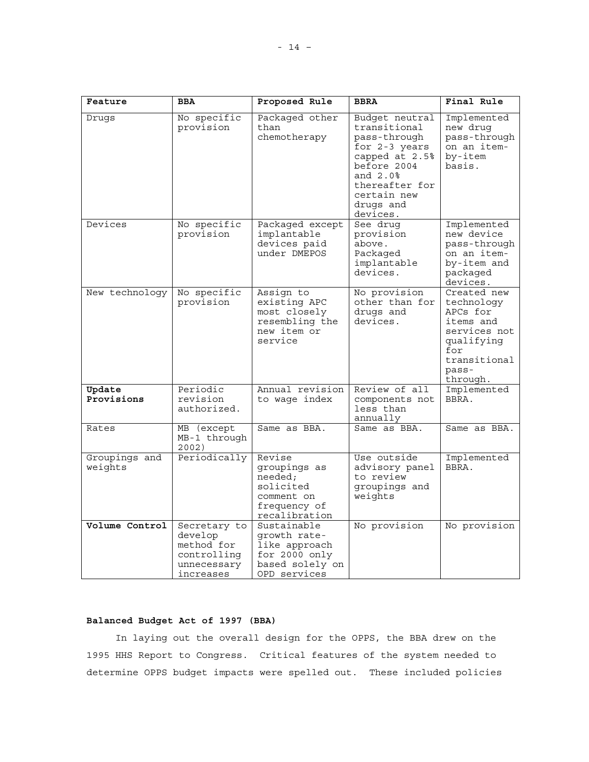| **Feature** | **BBA** | **Proposed Rule** | **BBRA** | **Final Rule** |
|---|---|---|---|---|
| Drugs | No specific provision | Packaged other than chemotherapy | Budget neutral transitional pass-through for 2-3 years capped at 2.5% before 2004 and 2.0% thereafter for certain new drugs and devices. | Implemented new drug pass-through on an item-by-item basis. |
| Devices | No specific provision | Packaged except implantable devices paid under DMEPOS | See drug provision above. Packaged implantable devices. | Implemented new device pass-through on an item-by-item and packaged devices. |
| New technology | No specific provision | Assign to existing APC most closely resembling the new item or service | No provision other than for drugs and devices. | Created new technology APCs for items and services not qualifying for transitional pass-through. |
| **Update Provisions** | Periodic revision authorized. | Annual revision to wage index | Review of all components not less than annually | Implemented BBRA. |
| Rates | MB (except MB-1 through 2002) | Same as BBA. | Same as BBA. | Same as BBA. |
| Groupings and weights | Periodically | Revise groupings as needed; solicited comment on frequency of recalibration | Use outside advisory panel to review groupings and weights | Implemented BBRA. |
| **Volume Control** | Secretary to develop method for controlling unnecessary increases | Sustainable growth rate-like approach for 2000 only based solely on OPD services | No provision | No provision |

**Balanced Budget Act of 1997 (BBA)**

In laying out the overall design for the OPPS, the BBA drew on the 1995 HHS Report to Congress. Critical features of the system needed to determine OPPS budget impacts were spelled out. These included policies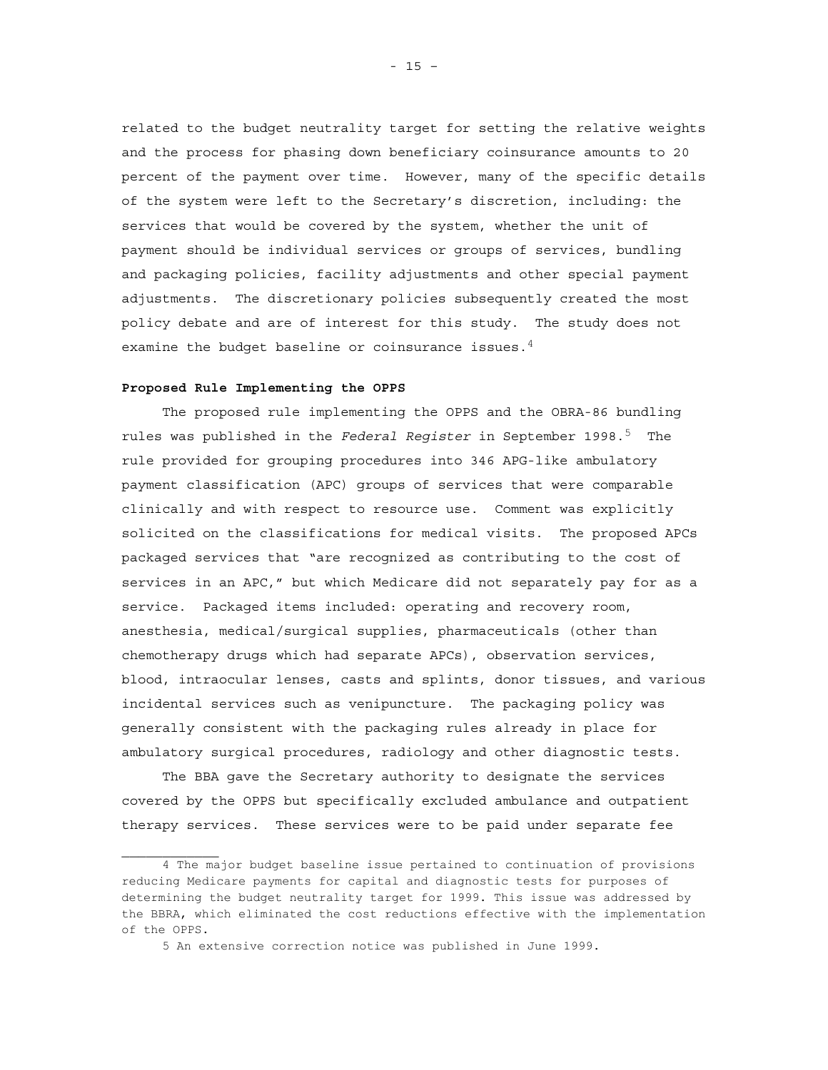related to the budget neutrality target for setting the relative weights and the process for phasing down beneficiary coinsurance amounts to 20 percent of the payment over time. However, many of the specific details of the system were left to the Secretary's discretion, including: the services that would be covered by the system, whether the unit of payment should be individual services or groups of services, bundling and packaging policies, facility adjustments and other special payment adjustments. The discretionary policies subsequently created the most policy debate and are of interest for this study. The study does not examine the budget baseline or coinsurance issues.[4]

**Proposed Rule Implementing the OPPS**

The proposed rule implementing the OPPS and the OBRA-86 bundling rules was published in the *Federal Register* in September 1998.[5] The rule provided for grouping procedures into 346 APG-like ambulatory payment classification (APC) groups of services that were comparable clinically and with respect to resource use. Comment was explicitly solicited on the classifications for medical visits. The proposed APCs packaged services that "are recognized as contributing to the cost of services in an APC," but which Medicare did not separately pay for as a service. Packaged items included: operating and recovery room, anesthesia, medical/surgical supplies, pharmaceuticals (other than chemotherapy drugs which had separate APCs), observation services, blood, intraocular lenses, casts and splints, donor tissues, and various incidental services such as venipuncture. The packaging policy was generally consistent with the packaging rules already in place for ambulatory surgical procedures, radiology and other diagnostic tests.

The BBA gave the Secretary authority to designate the services covered by the OPPS but specifically excluded ambulance and outpatient therapy services. These services were to be paid under separate fee

---

4 The major budget baseline issue pertained to continuation of provisions reducing Medicare payments for capital and diagnostic tests for purposes of determining the budget neutrality target for 1999. This issue was addressed by the BBRA, which eliminated the cost reductions effective with the implementation of the OPPS.

5 An extensive correction notice was published in June 1999.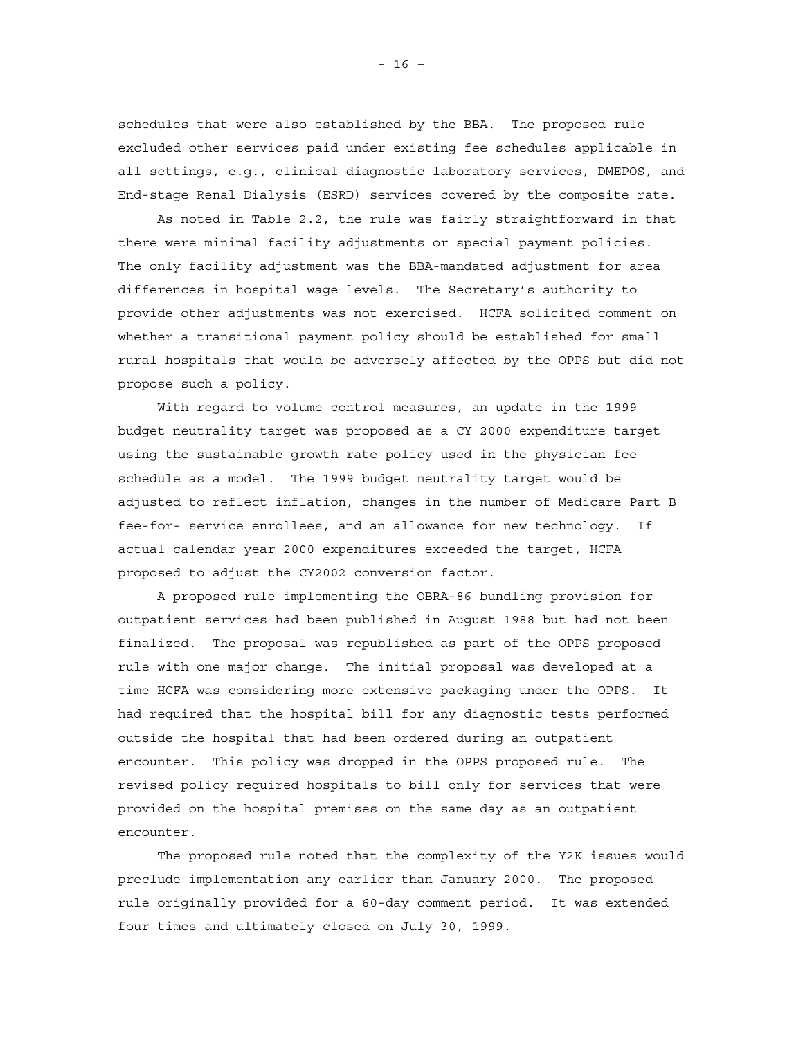schedules that were also established by the BBA. The proposed rule excluded other services paid under existing fee schedules applicable in all settings, e.g., clinical diagnostic laboratory services, DMEPOS, and End-stage Renal Dialysis (ESRD) services covered by the composite rate.

As noted in Table 2.2, the rule was fairly straightforward in that there were minimal facility adjustments or special payment policies. The only facility adjustment was the BBA-mandated adjustment for area differences in hospital wage levels. The Secretary's authority to provide other adjustments was not exercised. HCFA solicited comment on whether a transitional payment policy should be established for small rural hospitals that would be adversely affected by the OPPS but did not propose such a policy.

With regard to volume control measures, an update in the 1999 budget neutrality target was proposed as a CY 2000 expenditure target using the sustainable growth rate policy used in the physician fee schedule as a model. The 1999 budget neutrality target would be adjusted to reflect inflation, changes in the number of Medicare Part B fee-for- service enrollees, and an allowance for new technology. If actual calendar year 2000 expenditures exceeded the target, HCFA proposed to adjust the CY2002 conversion factor.

A proposed rule implementing the OBRA-86 bundling provision for outpatient services had been published in August 1988 but had not been finalized. The proposal was republished as part of the OPPS proposed rule with one major change. The initial proposal was developed at a time HCFA was considering more extensive packaging under the OPPS. It had required that the hospital bill for any diagnostic tests performed outside the hospital that had been ordered during an outpatient encounter. This policy was dropped in the OPPS proposed rule. The revised policy required hospitals to bill only for services that were provided on the hospital premises on the same day as an outpatient encounter.

The proposed rule noted that the complexity of the Y2K issues would preclude implementation any earlier than January 2000. The proposed rule originally provided for a 60-day comment period. It was extended four times and ultimately closed on July 30, 1999.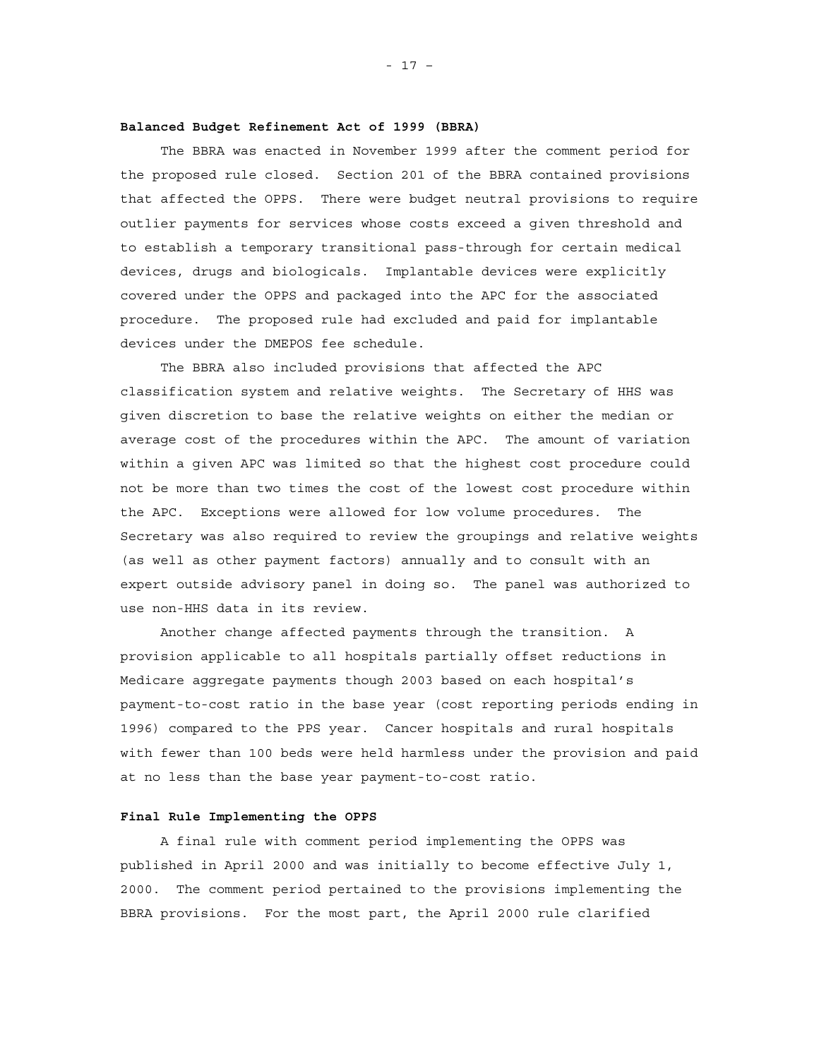**Balanced Budget Refinement Act of 1999 (BBRA)**

The BBRA was enacted in November 1999 after the comment period for the proposed rule closed. Section 201 of the BBRA contained provisions that affected the OPPS. There were budget neutral provisions to require outlier payments for services whose costs exceed a given threshold and to establish a temporary transitional pass-through for certain medical devices, drugs and biologicals. Implantable devices were explicitly covered under the OPPS and packaged into the APC for the associated procedure. The proposed rule had excluded and paid for implantable devices under the DMEPOS fee schedule.

The BBRA also included provisions that affected the APC classification system and relative weights. The Secretary of HHS was given discretion to base the relative weights on either the median or average cost of the procedures within the APC. The amount of variation within a given APC was limited so that the highest cost procedure could not be more than two times the cost of the lowest cost procedure within the APC. Exceptions were allowed for low volume procedures. The Secretary was also required to review the groupings and relative weights (as well as other payment factors) annually and to consult with an expert outside advisory panel in doing so. The panel was authorized to use non-HHS data in its review.

Another change affected payments through the transition. A provision applicable to all hospitals partially offset reductions in Medicare aggregate payments though 2003 based on each hospital's payment-to-cost ratio in the base year (cost reporting periods ending in 1996) compared to the PPS year. Cancer hospitals and rural hospitals with fewer than 100 beds were held harmless under the provision and paid at no less than the base year payment-to-cost ratio.

**Final Rule Implementing the OPPS**

A final rule with comment period implementing the OPPS was published in April 2000 and was initially to become effective July 1, 2000. The comment period pertained to the provisions implementing the BBRA provisions. For the most part, the April 2000 rule clarified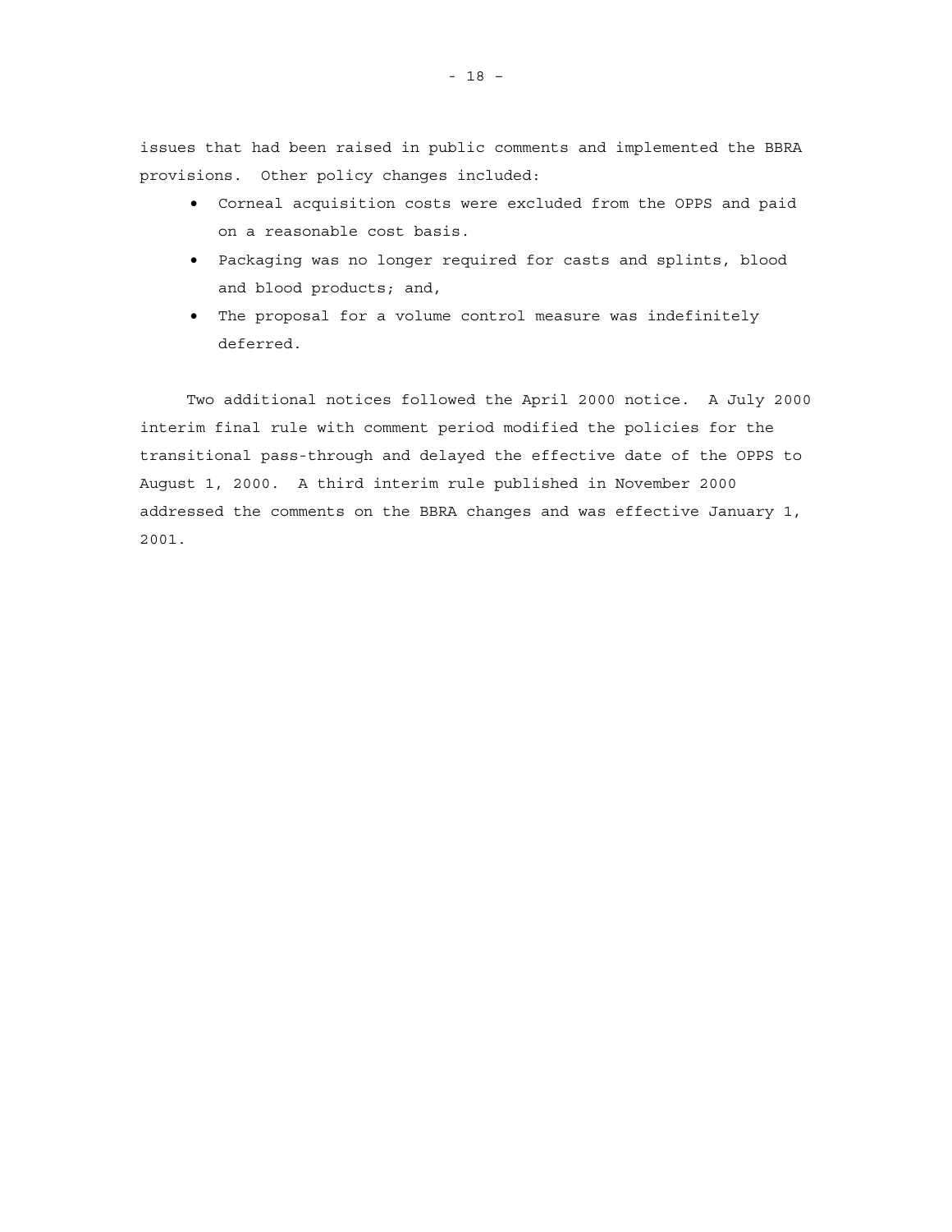issues that had been raised in public comments and implemented the BBRA provisions. Other policy changes included:

- Corneal acquisition costs were excluded from the OPPS and paid on a reasonable cost basis.
- Packaging was no longer required for casts and splints, blood and blood products; and,
- The proposal for a volume control measure was indefinitely deferred.

Two additional notices followed the April 2000 notice. A July 2000 interim final rule with comment period modified the policies for the transitional pass-through and delayed the effective date of the OPPS to August 1, 2000. A third interim rule published in November 2000 addressed the comments on the BBRA changes and was effective January 1, 2001.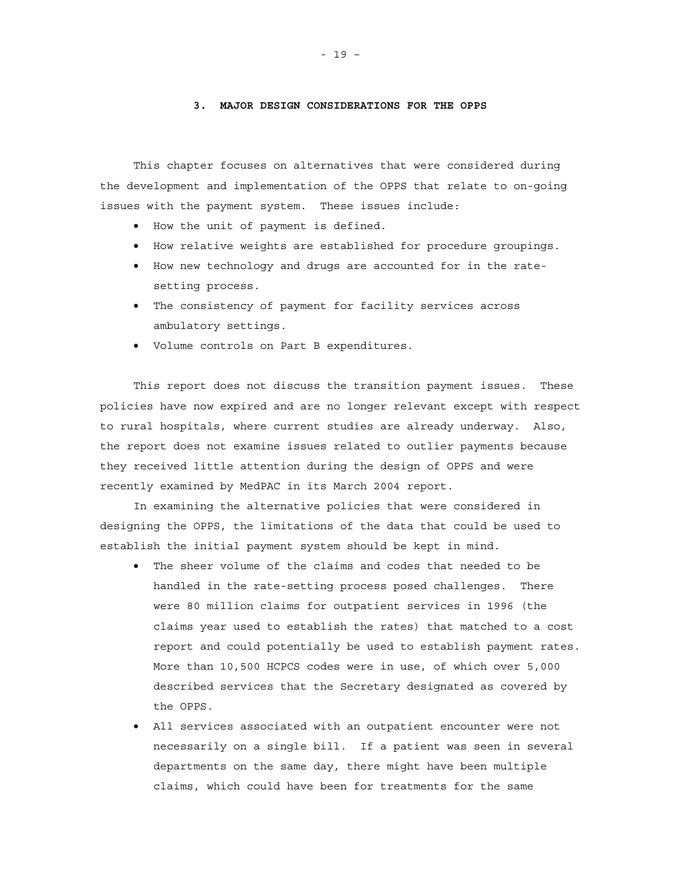# 3. MAJOR DESIGN CONSIDERATIONS FOR THE OPPS

This chapter focuses on alternatives that were considered during the development and implementation of the OPPS that relate to on-going issues with the payment system. These issues include:

- How the unit of payment is defined.
- How relative weights are established for procedure groupings.
- How new technology and drugs are accounted for in the rate-setting process.
- The consistency of payment for facility services across ambulatory settings.
- Volume controls on Part B expenditures.

This report does not discuss the transition payment issues. These policies have now expired and are no longer relevant except with respect to rural hospitals, where current studies are already underway. Also, the report does not examine issues related to outlier payments because they received little attention during the design of OPPS and were recently examined by MedPAC in its March 2004 report.

In examining the alternative policies that were considered in designing the OPPS, the limitations of the data that could be used to establish the initial payment system should be kept in mind.

- The sheer volume of the claims and codes that needed to be handled in the rate-setting process posed challenges. There were 80 million claims for outpatient services in 1996 (the claims year used to establish the rates) that matched to a cost report and could potentially be used to establish payment rates. More than 10,500 HCPCS codes were in use, of which over 5,000 described services that the Secretary designated as covered by the OPPS.
- All services associated with an outpatient encounter were not necessarily on a single bill. If a patient was seen in several departments on the same day, there might have been multiple claims, which could have been for treatments for the same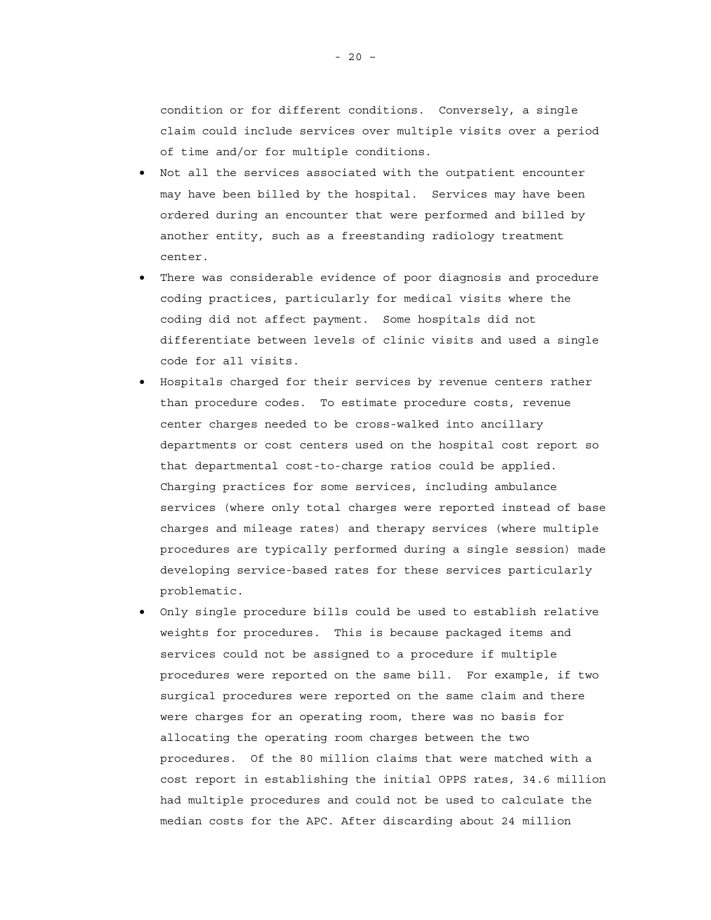condition or for different conditions. Conversely, a single claim could include services over multiple visits over a period of time and/or for multiple conditions.

- Not all the services associated with the outpatient encounter may have been billed by the hospital. Services may have been ordered during an encounter that were performed and billed by another entity, such as a freestanding radiology treatment center.
- There was considerable evidence of poor diagnosis and procedure coding practices, particularly for medical visits where the coding did not affect payment. Some hospitals did not differentiate between levels of clinic visits and used a single code for all visits.
- Hospitals charged for their services by revenue centers rather than procedure codes. To estimate procedure costs, revenue center charges needed to be cross-walked into ancillary departments or cost centers used on the hospital cost report so that departmental cost-to-charge ratios could be applied. Charging practices for some services, including ambulance services (where only total charges were reported instead of base charges and mileage rates) and therapy services (where multiple procedures are typically performed during a single session) made developing service-based rates for these services particularly problematic.
- Only single procedure bills could be used to establish relative weights for procedures. This is because packaged items and services could not be assigned to a procedure if multiple procedures were reported on the same bill. For example, if two surgical procedures were reported on the same claim and there were charges for an operating room, there was no basis for allocating the operating room charges between the two procedures. Of the 80 million claims that were matched with a cost report in establishing the initial OPPS rates, 34.6 million had multiple procedures and could not be used to calculate the median costs for the APC. After discarding about 24 million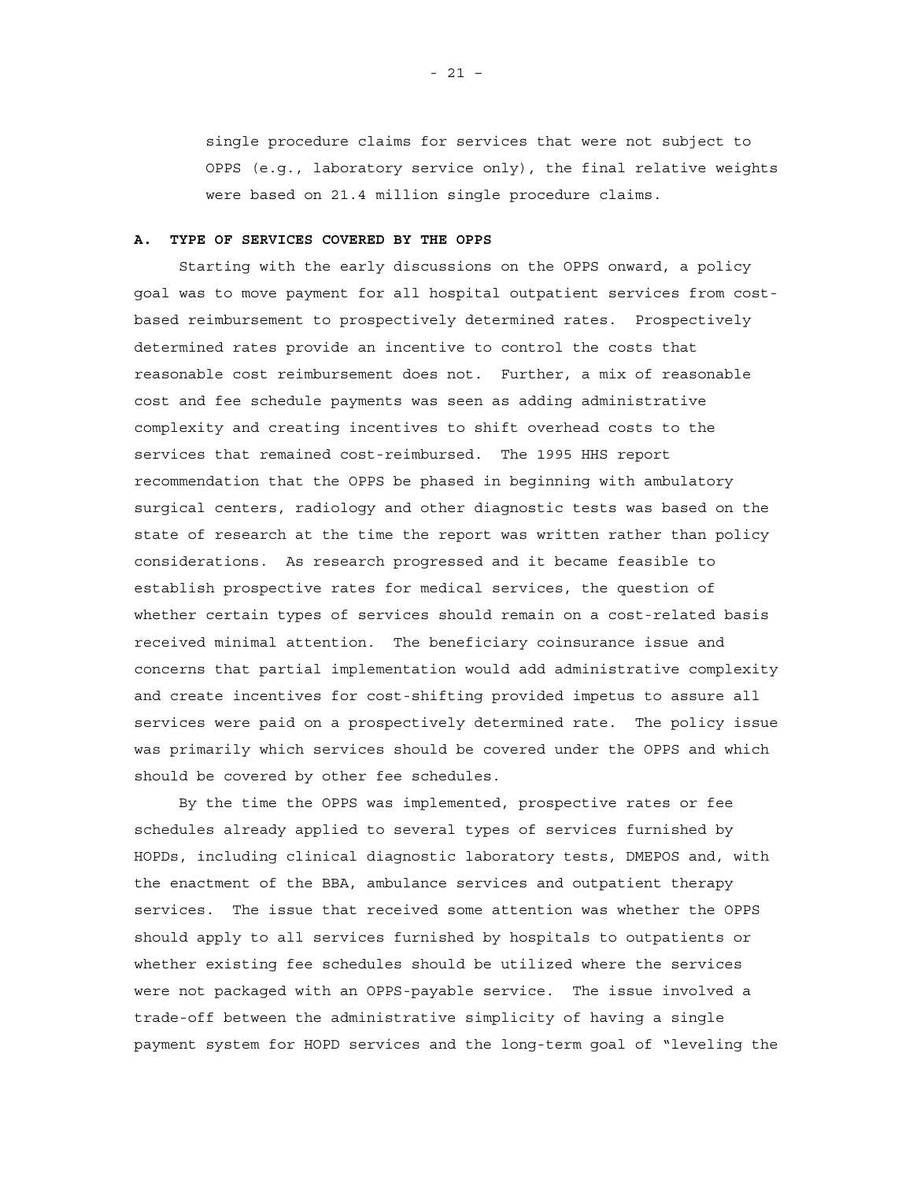single procedure claims for services that were not subject to OPPS (e.g., laboratory service only), the final relative weights were based on 21.4 million single procedure claims.

## A. TYPE OF SERVICES COVERED BY THE OPPS

Starting with the early discussions on the OPPS onward, a policy goal was to move payment for all hospital outpatient services from cost-based reimbursement to prospectively determined rates. Prospectively determined rates provide an incentive to control the costs that reasonable cost reimbursement does not. Further, a mix of reasonable cost and fee schedule payments was seen as adding administrative complexity and creating incentives to shift overhead costs to the services that remained cost-reimbursed. The 1995 HHS report recommendation that the OPPS be phased in beginning with ambulatory surgical centers, radiology and other diagnostic tests was based on the state of research at the time the report was written rather than policy considerations. As research progressed and it became feasible to establish prospective rates for medical services, the question of whether certain types of services should remain on a cost-related basis received minimal attention. The beneficiary coinsurance issue and concerns that partial implementation would add administrative complexity and create incentives for cost-shifting provided impetus to assure all services were paid on a prospectively determined rate. The policy issue was primarily which services should be covered under the OPPS and which should be covered by other fee schedules.

By the time the OPPS was implemented, prospective rates or fee schedules already applied to several types of services furnished by HOPDs, including clinical diagnostic laboratory tests, DMEPOS and, with the enactment of the BBA, ambulance services and outpatient therapy services. The issue that received some attention was whether the OPPS should apply to all services furnished by hospitals to outpatients or whether existing fee schedules should be utilized where the services were not packaged with an OPPS-payable service. The issue involved a trade-off between the administrative simplicity of having a single payment system for HOPD services and the long-term goal of "leveling the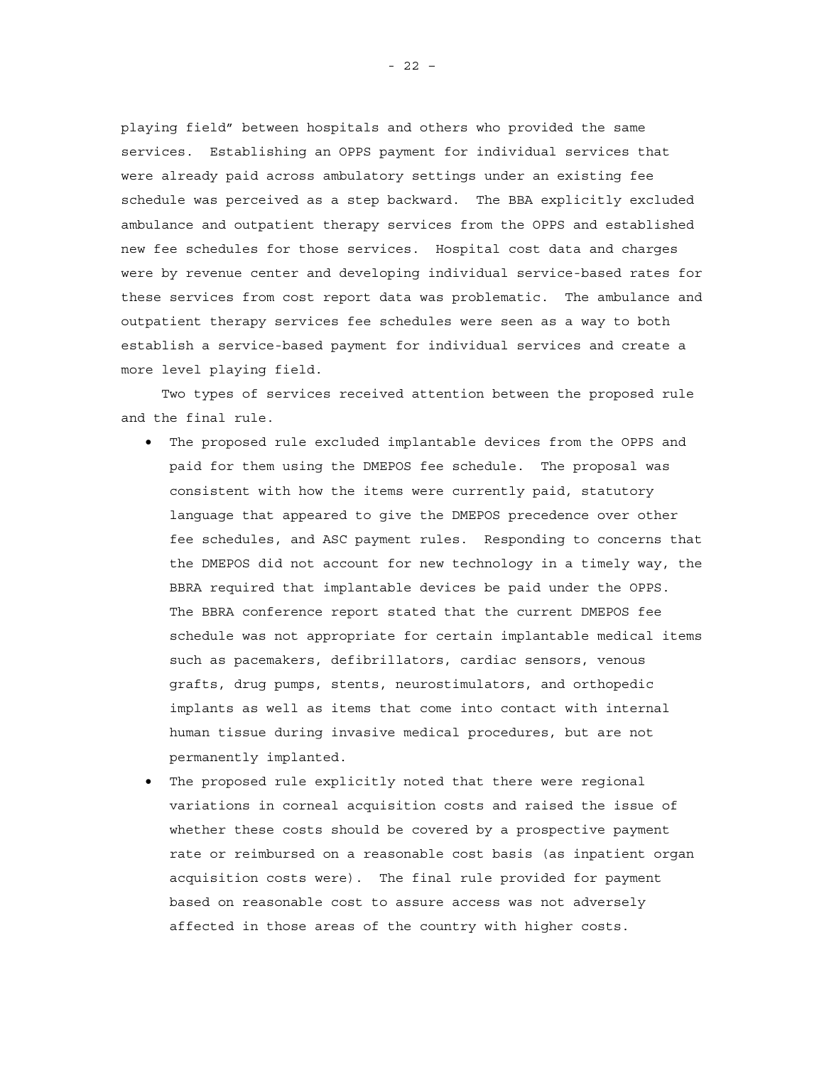playing field" between hospitals and others who provided the same services. Establishing an OPPS payment for individual services that were already paid across ambulatory settings under an existing fee schedule was perceived as a step backward. The BBA explicitly excluded ambulance and outpatient therapy services from the OPPS and established new fee schedules for those services. Hospital cost data and charges were by revenue center and developing individual service-based rates for these services from cost report data was problematic. The ambulance and outpatient therapy services fee schedules were seen as a way to both establish a service-based payment for individual services and create a more level playing field.

Two types of services received attention between the proposed rule and the final rule.

- The proposed rule excluded implantable devices from the OPPS and paid for them using the DMEPOS fee schedule. The proposal was consistent with how the items were currently paid, statutory language that appeared to give the DMEPOS precedence over other fee schedules, and ASC payment rules. Responding to concerns that the DMEPOS did not account for new technology in a timely way, the BBRA required that implantable devices be paid under the OPPS. The BBRA conference report stated that the current DMEPOS fee schedule was not appropriate for certain implantable medical items such as pacemakers, defibrillators, cardiac sensors, venous grafts, drug pumps, stents, neurostimulators, and orthopedic implants as well as items that come into contact with internal human tissue during invasive medical procedures, but are not permanently implanted.
- The proposed rule explicitly noted that there were regional variations in corneal acquisition costs and raised the issue of whether these costs should be covered by a prospective payment rate or reimbursed on a reasonable cost basis (as inpatient organ acquisition costs were). The final rule provided for payment based on reasonable cost to assure access was not adversely affected in those areas of the country with higher costs.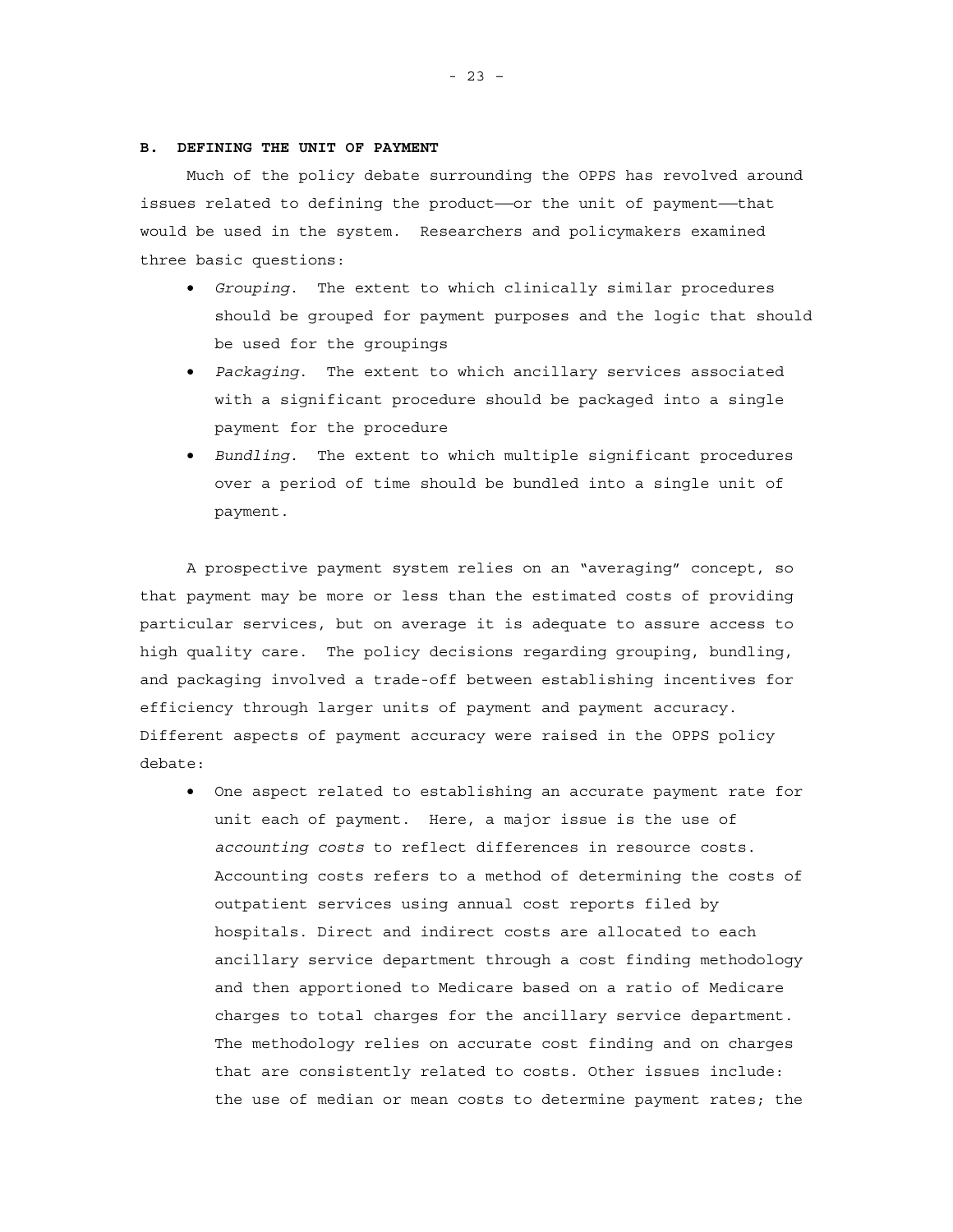### B. DEFINING THE UNIT OF PAYMENT

Much of the policy debate surrounding the OPPS has revolved around issues related to defining the product——or the unit of payment——that would be used in the system. Researchers and policymakers examined three basic questions:

- *Grouping*. The extent to which clinically similar procedures should be grouped for payment purposes and the logic that should be used for the groupings
- *Packaging*. The extent to which ancillary services associated with a significant procedure should be packaged into a single payment for the procedure
- *Bundling*. The extent to which multiple significant procedures over a period of time should be bundled into a single unit of payment.

A prospective payment system relies on an "averaging" concept, so that payment may be more or less than the estimated costs of providing particular services, but on average it is adequate to assure access to high quality care. The policy decisions regarding grouping, bundling, and packaging involved a trade-off between establishing incentives for efficiency through larger units of payment and payment accuracy. Different aspects of payment accuracy were raised in the OPPS policy debate:

- One aspect related to establishing an accurate payment rate for unit each of payment. Here, a major issue is the use of *accounting costs* to reflect differences in resource costs. Accounting costs refers to a method of determining the costs of outpatient services using annual cost reports filed by hospitals. Direct and indirect costs are allocated to each ancillary service department through a cost finding methodology and then apportioned to Medicare based on a ratio of Medicare charges to total charges for the ancillary service department. The methodology relies on accurate cost finding and on charges that are consistently related to costs. Other issues include: the use of median or mean costs to determine payment rates; the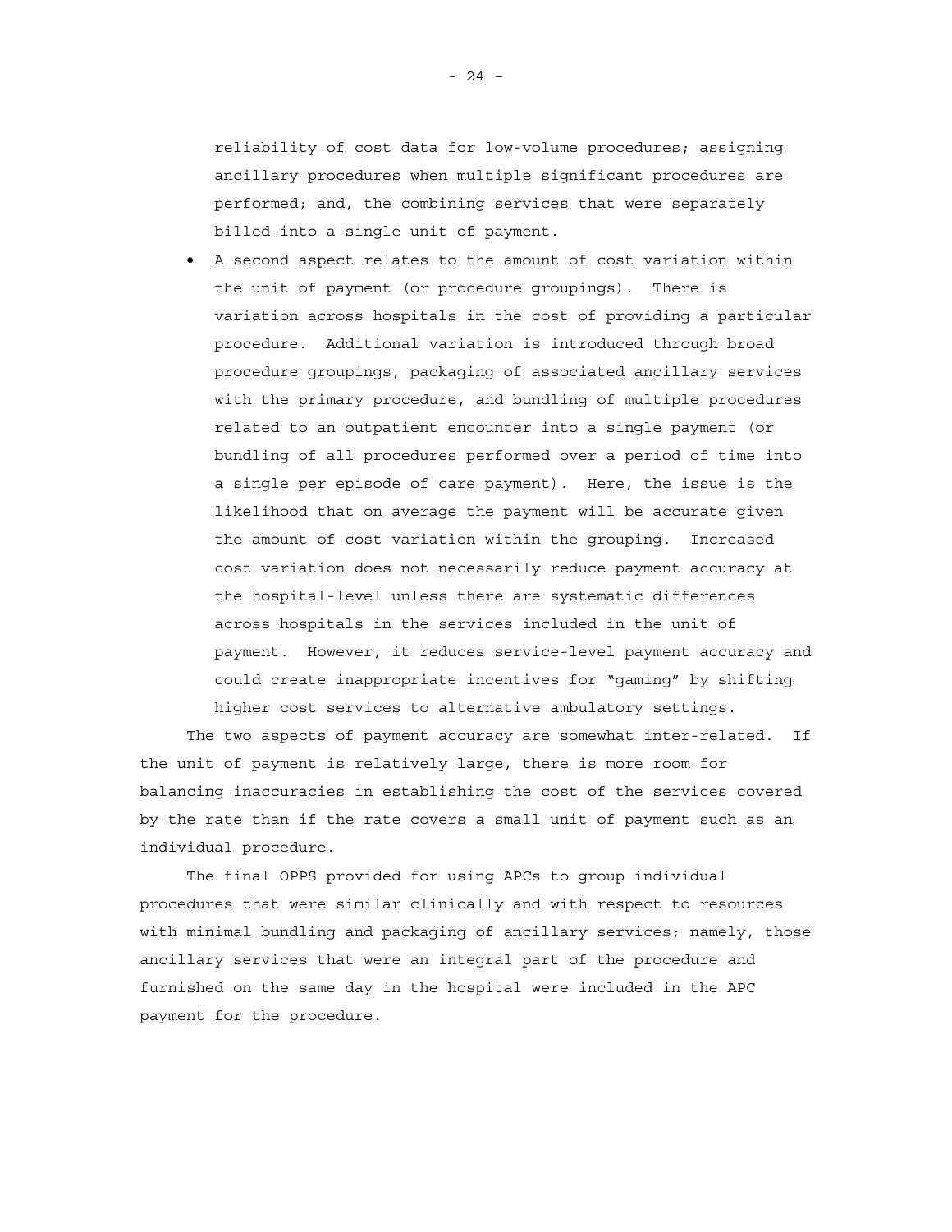reliability of cost data for low-volume procedures; assigning ancillary procedures when multiple significant procedures are performed; and, the combining services that were separately billed into a single unit of payment.

- A second aspect relates to the amount of cost variation within the unit of payment (or procedure groupings). There is variation across hospitals in the cost of providing a particular procedure. Additional variation is introduced through broad procedure groupings, packaging of associated ancillary services with the primary procedure, and bundling of multiple procedures related to an outpatient encounter into a single payment (or bundling of all procedures performed over a period of time into a single per episode of care payment). Here, the issue is the likelihood that on average the payment will be accurate given the amount of cost variation within the grouping. Increased cost variation does not necessarily reduce payment accuracy at the hospital-level unless there are systematic differences across hospitals in the services included in the unit of payment. However, it reduces service-level payment accuracy and could create inappropriate incentives for "gaming" by shifting higher cost services to alternative ambulatory settings.

The two aspects of payment accuracy are somewhat inter-related. If the unit of payment is relatively large, there is more room for balancing inaccuracies in establishing the cost of the services covered by the rate than if the rate covers a small unit of payment such as an individual procedure.

The final OPPS provided for using APCs to group individual procedures that were similar clinically and with respect to resources with minimal bundling and packaging of ancillary services; namely, those ancillary services that were an integral part of the procedure and furnished on the same day in the hospital were included in the APC payment for the procedure.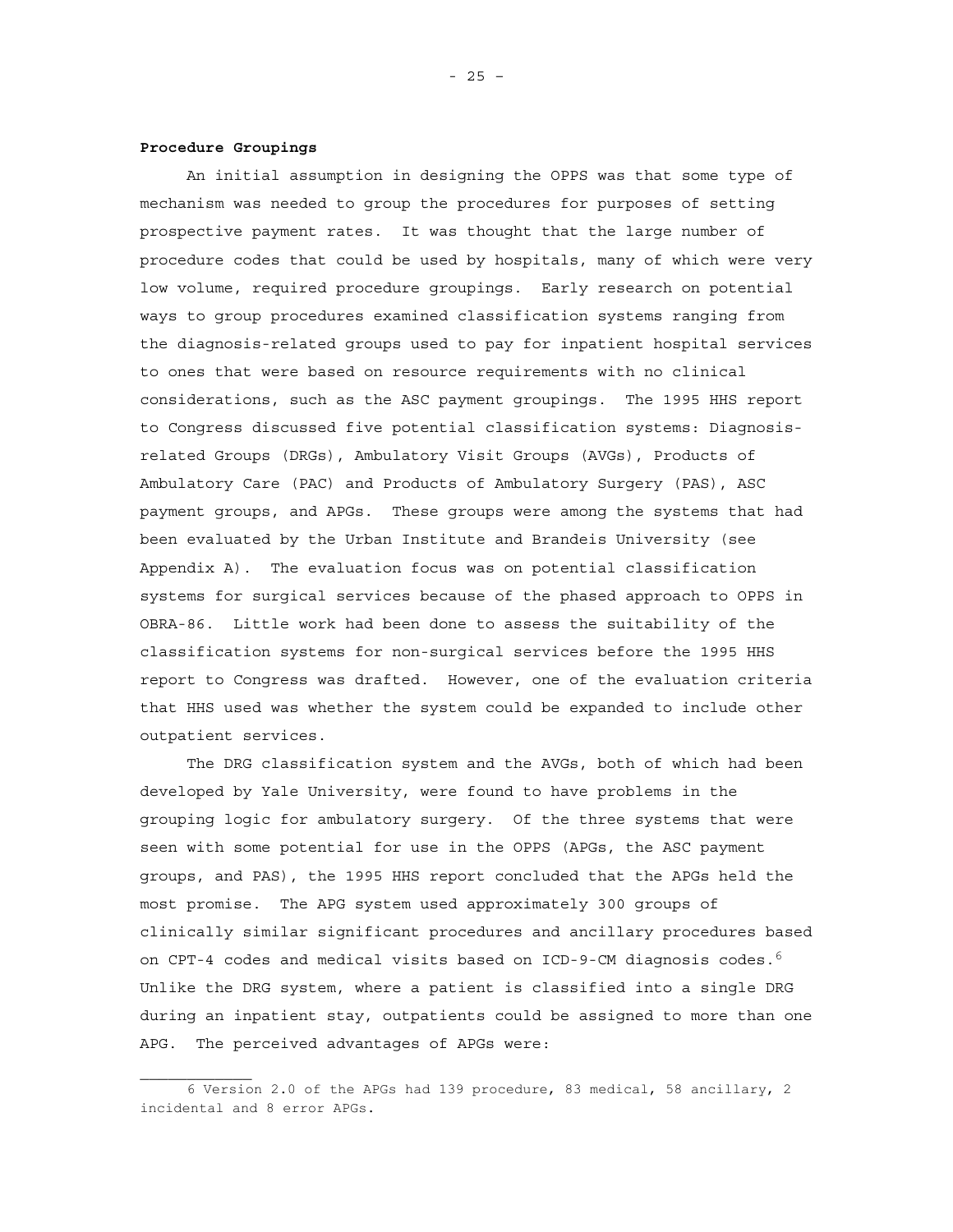**Procedure Groupings**

An initial assumption in designing the OPPS was that some type of mechanism was needed to group the procedures for purposes of setting prospective payment rates. It was thought that the large number of procedure codes that could be used by hospitals, many of which were very low volume, required procedure groupings. Early research on potential ways to group procedures examined classification systems ranging from the diagnosis-related groups used to pay for inpatient hospital services to ones that were based on resource requirements with no clinical considerations, such as the ASC payment groupings. The 1995 HHS report to Congress discussed five potential classification systems: Diagnosis-related Groups (DRGs), Ambulatory Visit Groups (AVGs), Products of Ambulatory Care (PAC) and Products of Ambulatory Surgery (PAS), ASC payment groups, and APGs. These groups were among the systems that had been evaluated by the Urban Institute and Brandeis University (see Appendix A). The evaluation focus was on potential classification systems for surgical services because of the phased approach to OPPS in OBRA-86. Little work had been done to assess the suitability of the classification systems for non-surgical services before the 1995 HHS report to Congress was drafted. However, one of the evaluation criteria that HHS used was whether the system could be expanded to include other outpatient services.

The DRG classification system and the AVGs, both of which had been developed by Yale University, were found to have problems in the grouping logic for ambulatory surgery. Of the three systems that were seen with some potential for use in the OPPS (APGs, the ASC payment groups, and PAS), the 1995 HHS report concluded that the APGs held the most promise. The APG system used approximately 300 groups of clinically similar significant procedures and ancillary procedures based on CPT-4 codes and medical visits based on ICD-9-CM diagnosis codes.[6] Unlike the DRG system, where a patient is classified into a single DRG during an inpatient stay, outpatients could be assigned to more than one APG. The perceived advantages of APGs were:

---

6 Version 2.0 of the APGs had 139 procedure, 83 medical, 58 ancillary, 2 incidental and 8 error APGs.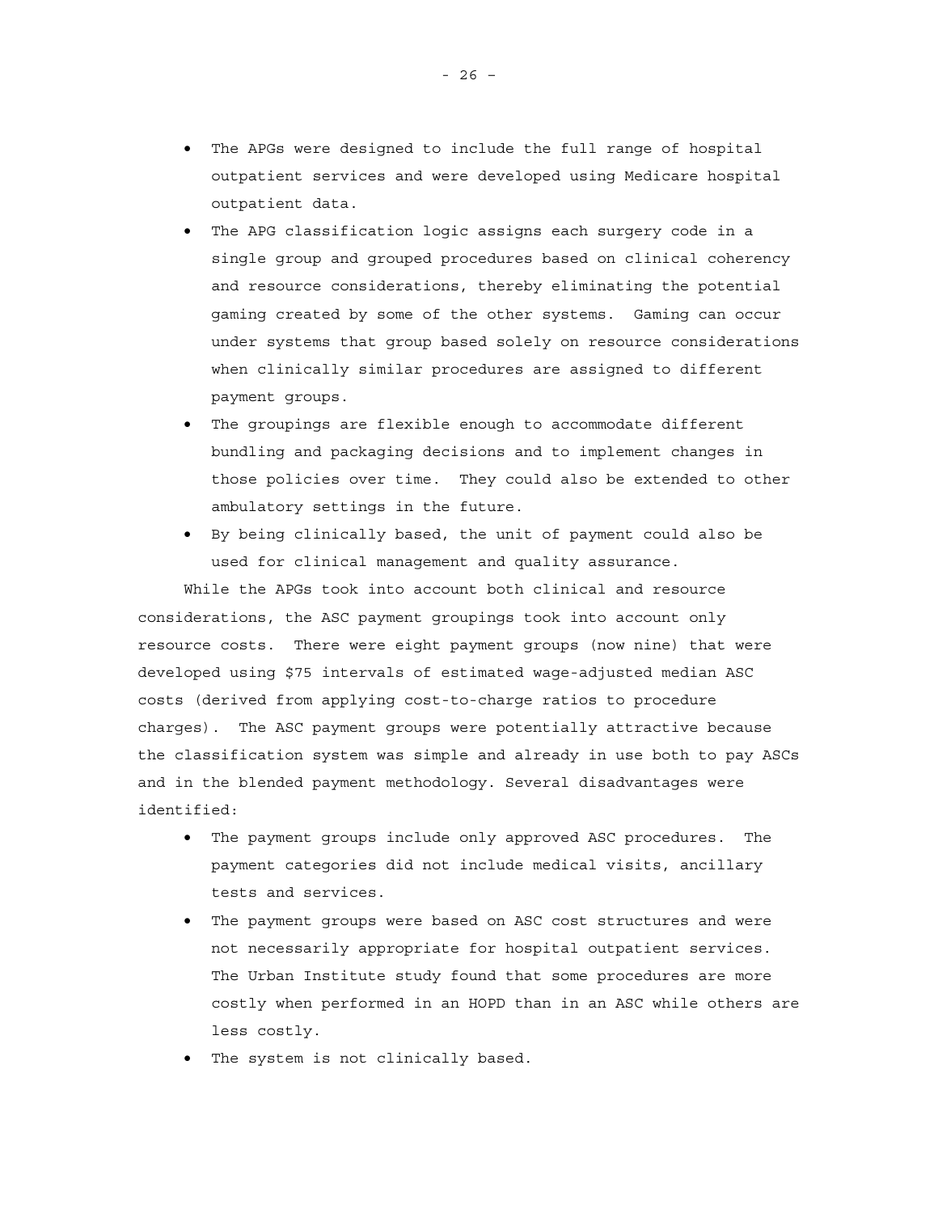- The APGs were designed to include the full range of hospital outpatient services and were developed using Medicare hospital outpatient data.
- The APG classification logic assigns each surgery code in a single group and grouped procedures based on clinical coherency and resource considerations, thereby eliminating the potential gaming created by some of the other systems. Gaming can occur under systems that group based solely on resource considerations when clinically similar procedures are assigned to different payment groups.
- The groupings are flexible enough to accommodate different bundling and packaging decisions and to implement changes in those policies over time. They could also be extended to other ambulatory settings in the future.
- By being clinically based, the unit of payment could also be used for clinical management and quality assurance.

While the APGs took into account both clinical and resource considerations, the ASC payment groupings took into account only resource costs. There were eight payment groups (now nine) that were developed using $75 intervals of estimated wage-adjusted median ASC costs (derived from applying cost-to-charge ratios to procedure charges). The ASC payment groups were potentially attractive because the classification system was simple and already in use both to pay ASCs and in the blended payment methodology. Several disadvantages were identified:

- The payment groups include only approved ASC procedures. The payment categories did not include medical visits, ancillary tests and services.
- The payment groups were based on ASC cost structures and were not necessarily appropriate for hospital outpatient services. The Urban Institute study found that some procedures are more costly when performed in an HOPD than in an ASC while others are less costly.
- The system is not clinically based.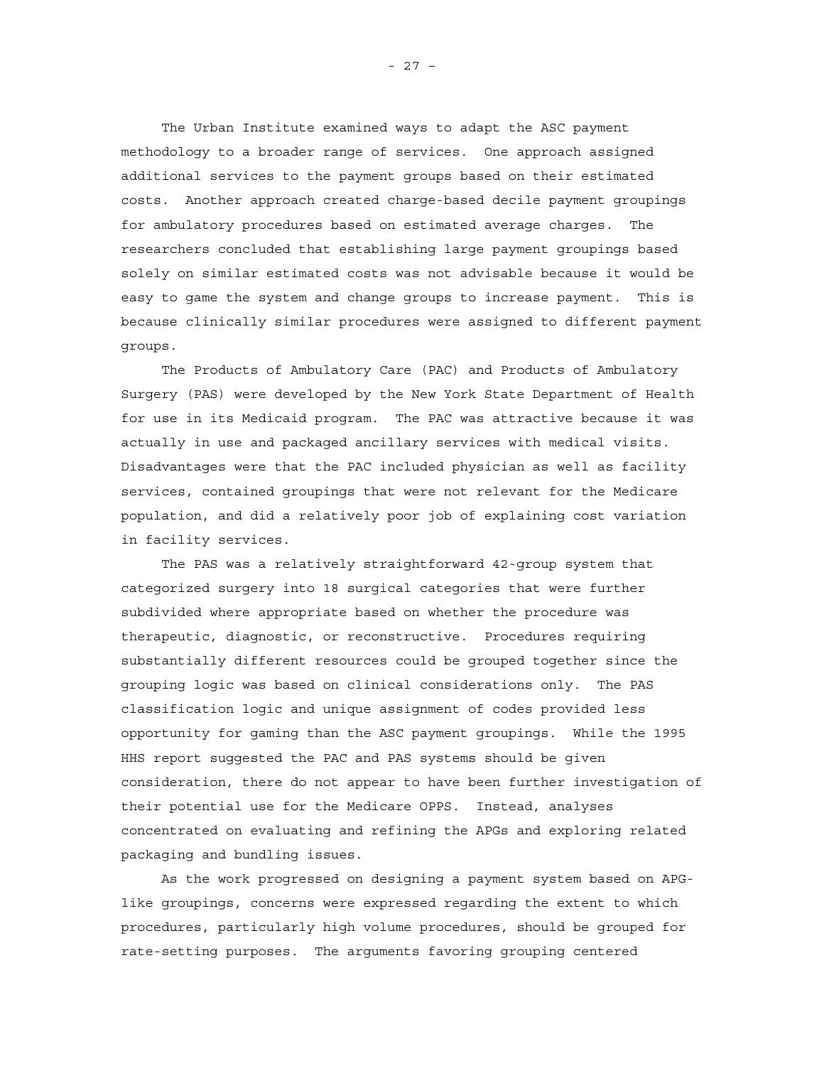The Urban Institute examined ways to adapt the ASC payment methodology to a broader range of services. One approach assigned additional services to the payment groups based on their estimated costs. Another approach created charge-based decile payment groupings for ambulatory procedures based on estimated average charges. The researchers concluded that establishing large payment groupings based solely on similar estimated costs was not advisable because it would be easy to game the system and change groups to increase payment. This is because clinically similar procedures were assigned to different payment groups.

The Products of Ambulatory Care (PAC) and Products of Ambulatory Surgery (PAS) were developed by the New York State Department of Health for use in its Medicaid program. The PAC was attractive because it was actually in use and packaged ancillary services with medical visits. Disadvantages were that the PAC included physician as well as facility services, contained groupings that were not relevant for the Medicare population, and did a relatively poor job of explaining cost variation in facility services.

The PAS was a relatively straightforward 42-group system that categorized surgery into 18 surgical categories that were further subdivided where appropriate based on whether the procedure was therapeutic, diagnostic, or reconstructive. Procedures requiring substantially different resources could be grouped together since the grouping logic was based on clinical considerations only. The PAS classification logic and unique assignment of codes provided less opportunity for gaming than the ASC payment groupings. While the 1995 HHS report suggested the PAC and PAS systems should be given consideration, there do not appear to have been further investigation of their potential use for the Medicare OPPS. Instead, analyses concentrated on evaluating and refining the APGs and exploring related packaging and bundling issues.

As the work progressed on designing a payment system based on APG-like groupings, concerns were expressed regarding the extent to which procedures, particularly high volume procedures, should be grouped for rate-setting purposes. The arguments favoring grouping centered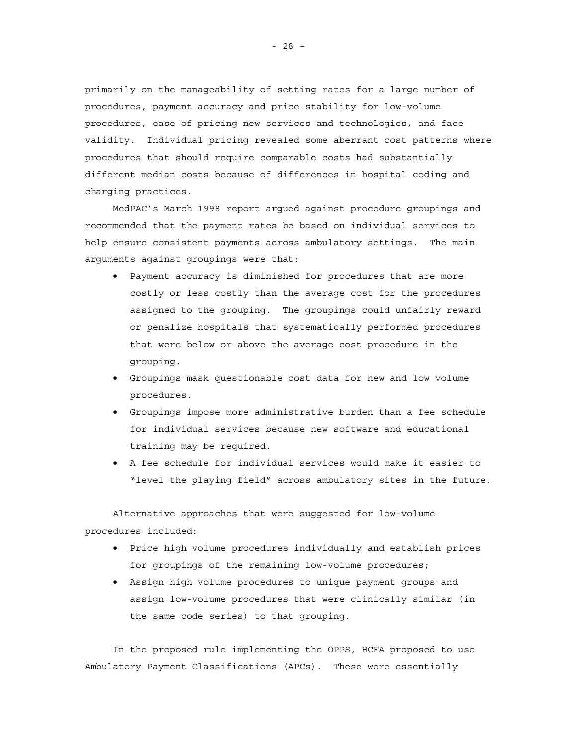primarily on the manageability of setting rates for a large number of procedures, payment accuracy and price stability for low-volume procedures, ease of pricing new services and technologies, and face validity. Individual pricing revealed some aberrant cost patterns where procedures that should require comparable costs had substantially different median costs because of differences in hospital coding and charging practices.

MedPAC's March 1998 report argued against procedure groupings and recommended that the payment rates be based on individual services to help ensure consistent payments across ambulatory settings. The main arguments against groupings were that:

- Payment accuracy is diminished for procedures that are more costly or less costly than the average cost for the procedures assigned to the grouping. The groupings could unfairly reward or penalize hospitals that systematically performed procedures that were below or above the average cost procedure in the grouping.
- Groupings mask questionable cost data for new and low volume procedures.
- Groupings impose more administrative burden than a fee schedule for individual services because new software and educational training may be required.
- A fee schedule for individual services would make it easier to "level the playing field" across ambulatory sites in the future.

Alternative approaches that were suggested for low-volume procedures included:

- Price high volume procedures individually and establish prices for groupings of the remaining low-volume procedures;
- Assign high volume procedures to unique payment groups and assign low-volume procedures that were clinically similar (in the same code series) to that grouping.

In the proposed rule implementing the OPPS, HCFA proposed to use Ambulatory Payment Classifications (APCs). These were essentially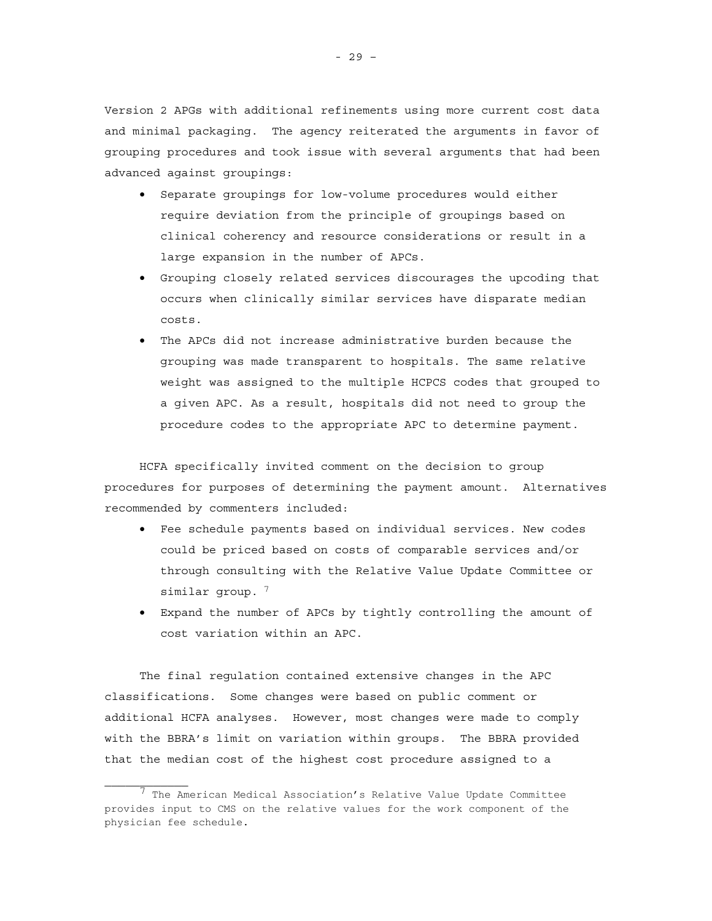Version 2 APGs with additional refinements using more current cost data and minimal packaging. The agency reiterated the arguments in favor of grouping procedures and took issue with several arguments that had been advanced against groupings:

- Separate groupings for low-volume procedures would either require deviation from the principle of groupings based on clinical coherency and resource considerations or result in a large expansion in the number of APCs.
- Grouping closely related services discourages the upcoding that occurs when clinically similar services have disparate median costs.
- The APCs did not increase administrative burden because the grouping was made transparent to hospitals. The same relative weight was assigned to the multiple HCPCS codes that grouped to a given APC. As a result, hospitals did not need to group the procedure codes to the appropriate APC to determine payment.

HCFA specifically invited comment on the decision to group procedures for purposes of determining the payment amount. Alternatives recommended by commenters included:

- Fee schedule payments based on individual services. New codes could be priced based on costs of comparable services and/or through consulting with the Relative Value Update Committee or similar group. [7]
- Expand the number of APCs by tightly controlling the amount of cost variation within an APC.

The final regulation contained extensive changes in the APC classifications. Some changes were based on public comment or additional HCFA analyses. However, most changes were made to comply with the BBRA's limit on variation within groups. The BBRA provided that the median cost of the highest cost procedure assigned to a

---

[7] The American Medical Association's Relative Value Update Committee provides input to CMS on the relative values for the work component of the physician fee schedule.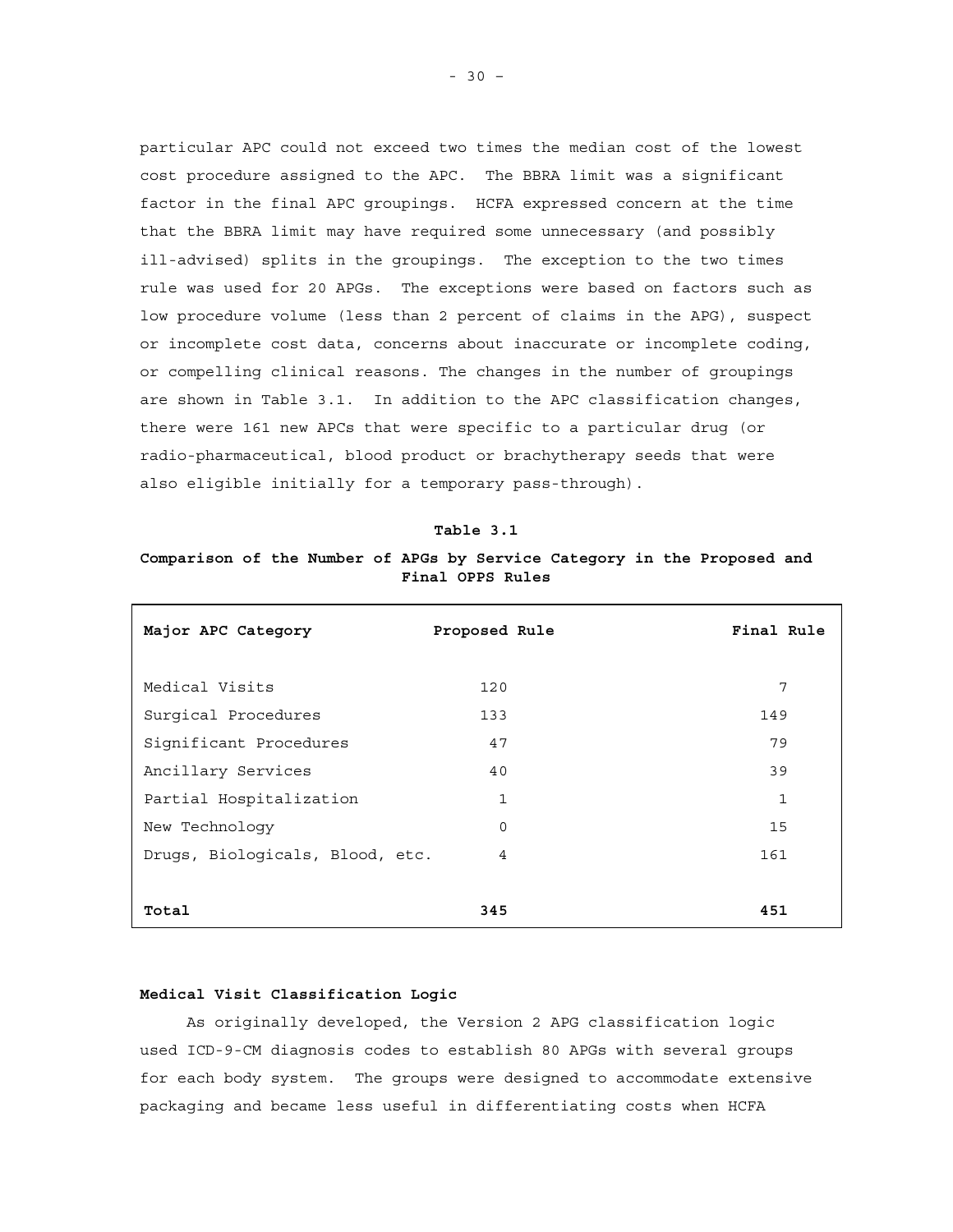particular APC could not exceed two times the median cost of the lowest cost procedure assigned to the APC. The BBRA limit was a significant factor in the final APC groupings. HCFA expressed concern at the time that the BBRA limit may have required some unnecessary (and possibly ill-advised) splits in the groupings. The exception to the two times rule was used for 20 APGs. The exceptions were based on factors such as low procedure volume (less than 2 percent of claims in the APG), suspect or incomplete cost data, concerns about inaccurate or incomplete coding, or compelling clinical reasons. The changes in the number of groupings are shown in Table 3.1. In addition to the APC classification changes, there were 161 new APCs that were specific to a particular drug (or radio-pharmaceutical, blood product or brachytherapy seeds that were also eligible initially for a temporary pass-through).

**Table 3.1**

**Comparison of the Number of APGs by Service Category in the Proposed and Final OPPS Rules**

| Major APC Category | Proposed Rule | Final Rule |
|---|---|---|
| Medical Visits | 120 | 7 |
| Surgical Procedures | 133 | 149 |
| Significant Procedures | 47 | 79 |
| Ancillary Services | 40 | 39 |
| Partial Hospitalization | 1 | 1 |
| New Technology | 0 | 15 |
| Drugs, Biologicals, Blood, etc. | 4 | 161 |
| **Total** | **345** | **451** |

**Medical Visit Classification Logic**

As originally developed, the Version 2 APG classification logic used ICD-9-CM diagnosis codes to establish 80 APGs with several groups for each body system. The groups were designed to accommodate extensive packaging and became less useful in differentiating costs when HCFA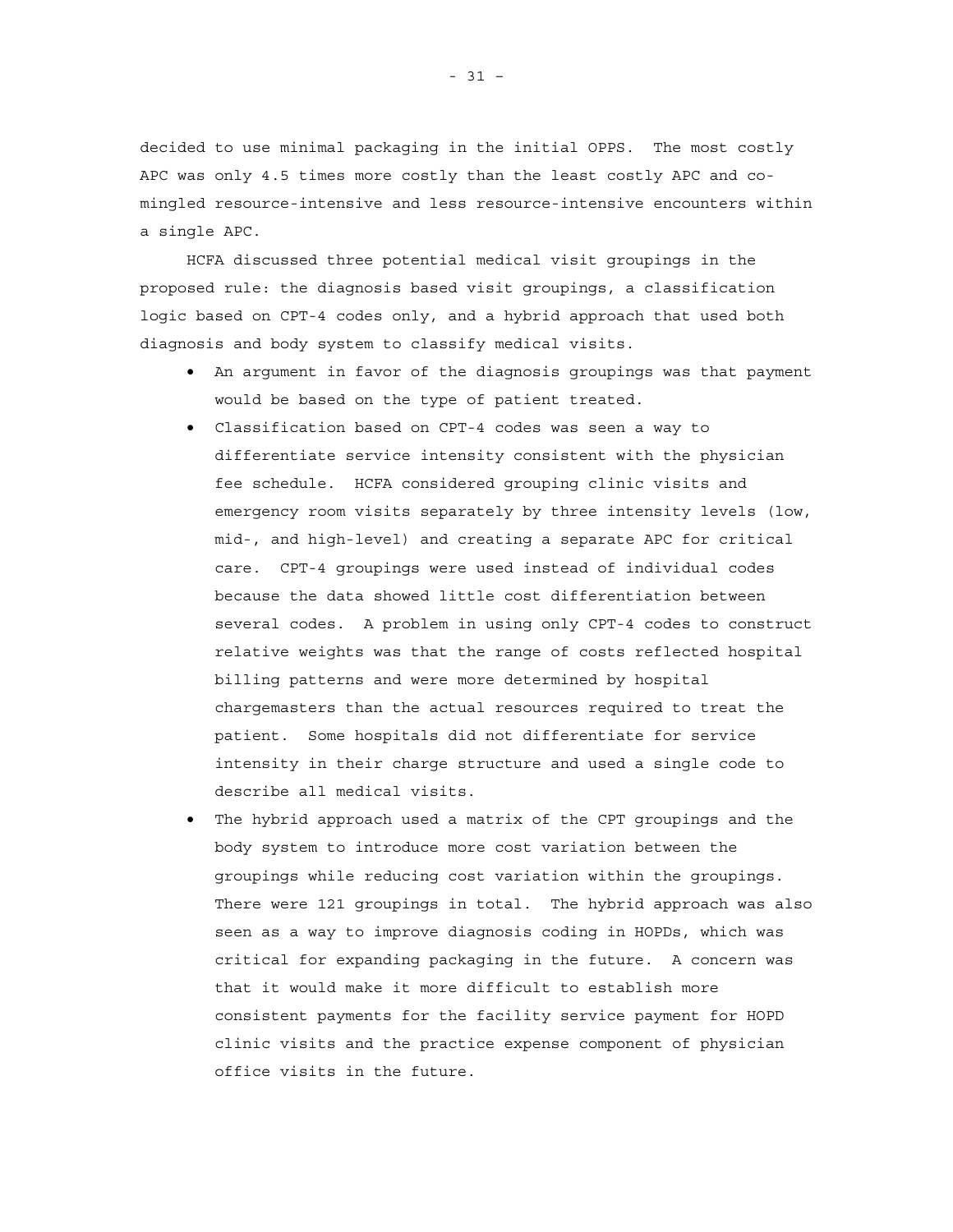decided to use minimal packaging in the initial OPPS. The most costly APC was only 4.5 times more costly than the least costly APC and co-mingled resource-intensive and less resource-intensive encounters within a single APC.

HCFA discussed three potential medical visit groupings in the proposed rule: the diagnosis based visit groupings, a classification logic based on CPT-4 codes only, and a hybrid approach that used both diagnosis and body system to classify medical visits.

- An argument in favor of the diagnosis groupings was that payment would be based on the type of patient treated.
- Classification based on CPT-4 codes was seen a way to differentiate service intensity consistent with the physician fee schedule. HCFA considered grouping clinic visits and emergency room visits separately by three intensity levels (low, mid-, and high-level) and creating a separate APC for critical care. CPT-4 groupings were used instead of individual codes because the data showed little cost differentiation between several codes. A problem in using only CPT-4 codes to construct relative weights was that the range of costs reflected hospital billing patterns and were more determined by hospital chargemasters than the actual resources required to treat the patient. Some hospitals did not differentiate for service intensity in their charge structure and used a single code to describe all medical visits.
- The hybrid approach used a matrix of the CPT groupings and the body system to introduce more cost variation between the groupings while reducing cost variation within the groupings. There were 121 groupings in total. The hybrid approach was also seen as a way to improve diagnosis coding in HOPDs, which was critical for expanding packaging in the future. A concern was that it would make it more difficult to establish more consistent payments for the facility service payment for HOPD clinic visits and the practice expense component of physician office visits in the future.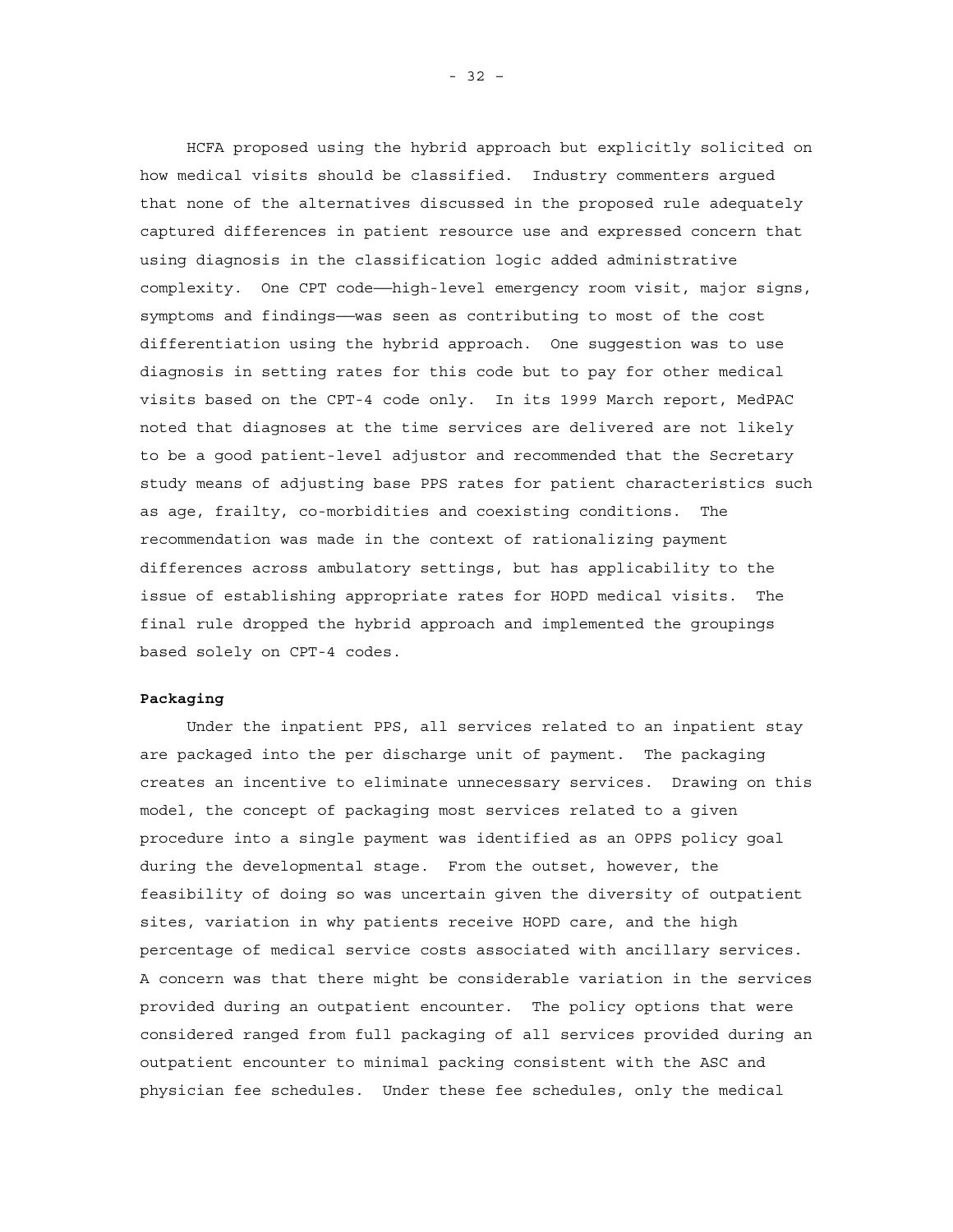HCFA proposed using the hybrid approach but explicitly solicited on how medical visits should be classified. Industry commenters argued that none of the alternatives discussed in the proposed rule adequately captured differences in patient resource use and expressed concern that using diagnosis in the classification logic added administrative complexity. One CPT code——high-level emergency room visit, major signs, symptoms and findings——was seen as contributing to most of the cost differentiation using the hybrid approach. One suggestion was to use diagnosis in setting rates for this code but to pay for other medical visits based on the CPT-4 code only. In its 1999 March report, MedPAC noted that diagnoses at the time services are delivered are not likely to be a good patient-level adjustor and recommended that the Secretary study means of adjusting base PPS rates for patient characteristics such as age, frailty, co-morbidities and coexisting conditions. The recommendation was made in the context of rationalizing payment differences across ambulatory settings, but has applicability to the issue of establishing appropriate rates for HOPD medical visits. The final rule dropped the hybrid approach and implemented the groupings based solely on CPT-4 codes.

**Packaging**

Under the inpatient PPS, all services related to an inpatient stay are packaged into the per discharge unit of payment. The packaging creates an incentive to eliminate unnecessary services. Drawing on this model, the concept of packaging most services related to a given procedure into a single payment was identified as an OPPS policy goal during the developmental stage. From the outset, however, the feasibility of doing so was uncertain given the diversity of outpatient sites, variation in why patients receive HOPD care, and the high percentage of medical service costs associated with ancillary services. A concern was that there might be considerable variation in the services provided during an outpatient encounter. The policy options that were considered ranged from full packaging of all services provided during an outpatient encounter to minimal packing consistent with the ASC and physician fee schedules. Under these fee schedules, only the medical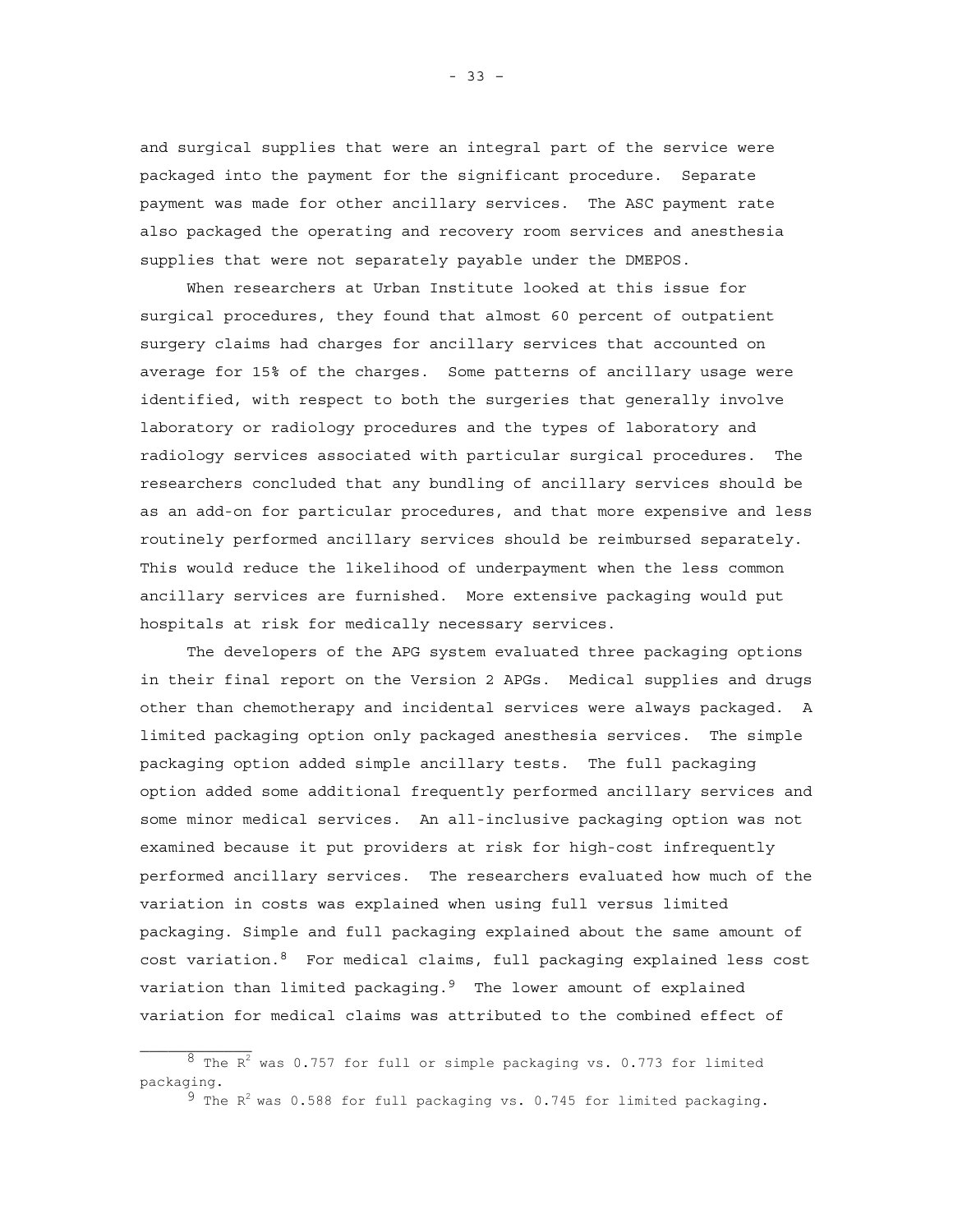and surgical supplies that were an integral part of the service were packaged into the payment for the significant procedure. Separate payment was made for other ancillary services. The ASC payment rate also packaged the operating and recovery room services and anesthesia supplies that were not separately payable under the DMEPOS.

When researchers at Urban Institute looked at this issue for surgical procedures, they found that almost 60 percent of outpatient surgery claims had charges for ancillary services that accounted on average for 15% of the charges. Some patterns of ancillary usage were identified, with respect to both the surgeries that generally involve laboratory or radiology procedures and the types of laboratory and radiology services associated with particular surgical procedures. The researchers concluded that any bundling of ancillary services should be as an add-on for particular procedures, and that more expensive and less routinely performed ancillary services should be reimbursed separately. This would reduce the likelihood of underpayment when the less common ancillary services are furnished. More extensive packaging would put hospitals at risk for medically necessary services.

The developers of the APG system evaluated three packaging options in their final report on the Version 2 APGs. Medical supplies and drugs other than chemotherapy and incidental services were always packaged. A limited packaging option only packaged anesthesia services. The simple packaging option added simple ancillary tests. The full packaging option added some additional frequently performed ancillary services and some minor medical services. An all-inclusive packaging option was not examined because it put providers at risk for high-cost infrequently performed ancillary services. The researchers evaluated how much of the variation in costs was explained when using full versus limited packaging. Simple and full packaging explained about the same amount of cost variation.[8] For medical claims, full packaging explained less cost variation than limited packaging.[9] The lower amount of explained variation for medical claims was attributed to the combined effect of

---

[8] The $R^2$ was 0.757 for full or simple packaging vs. 0.773 for limited packaging.

[9] The $R^2$ was 0.588 for full packaging vs. 0.745 for limited packaging.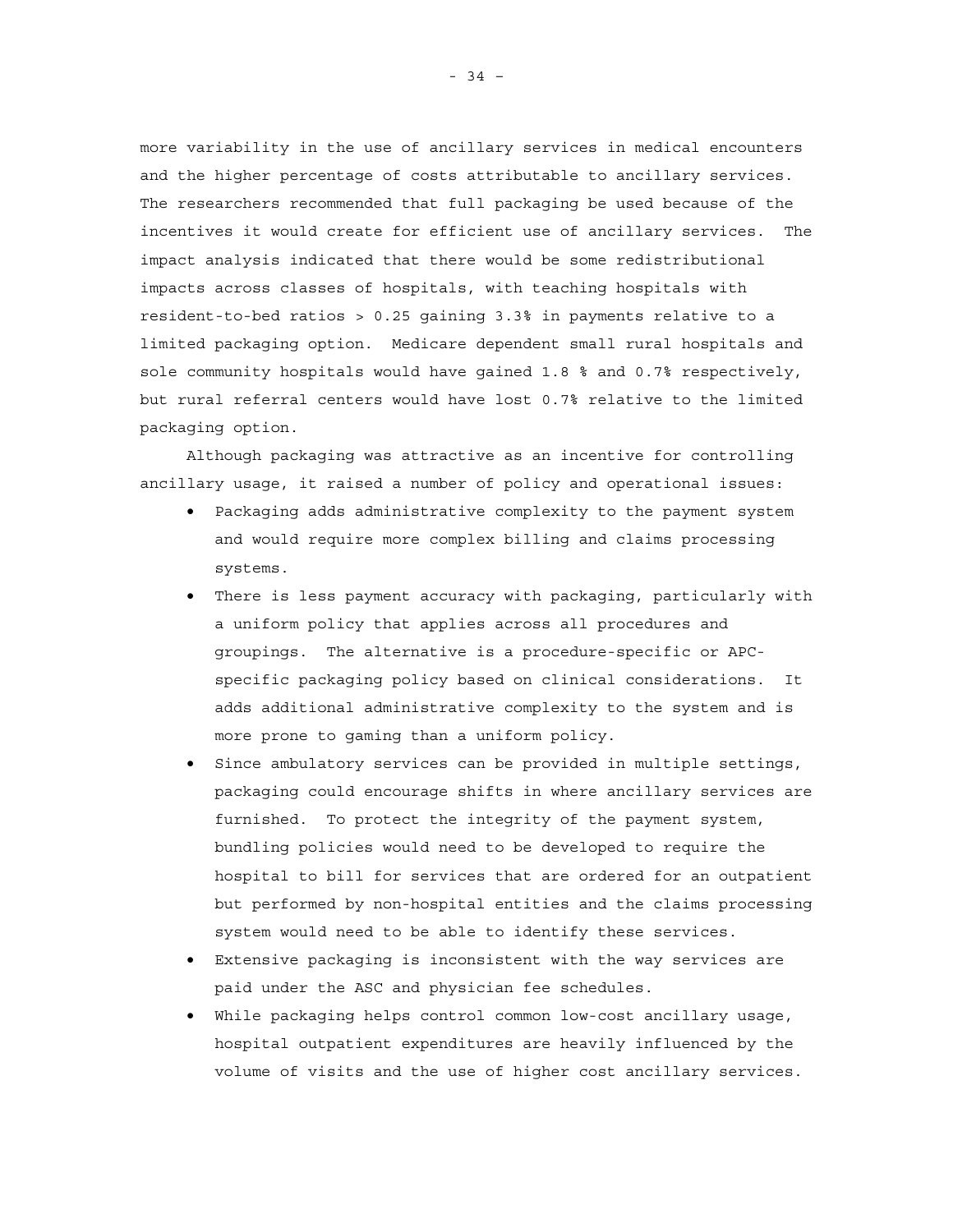more variability in the use of ancillary services in medical encounters and the higher percentage of costs attributable to ancillary services. The researchers recommended that full packaging be used because of the incentives it would create for efficient use of ancillary services. The impact analysis indicated that there would be some redistributional impacts across classes of hospitals, with teaching hospitals with resident-to-bed ratios > 0.25 gaining 3.3% in payments relative to a limited packaging option. Medicare dependent small rural hospitals and sole community hospitals would have gained 1.8 % and 0.7% respectively, but rural referral centers would have lost 0.7% relative to the limited packaging option.

Although packaging was attractive as an incentive for controlling ancillary usage, it raised a number of policy and operational issues:

- Packaging adds administrative complexity to the payment system and would require more complex billing and claims processing systems.
- There is less payment accuracy with packaging, particularly with a uniform policy that applies across all procedures and groupings. The alternative is a procedure-specific or APC-specific packaging policy based on clinical considerations. It adds additional administrative complexity to the system and is more prone to gaming than a uniform policy.
- Since ambulatory services can be provided in multiple settings, packaging could encourage shifts in where ancillary services are furnished. To protect the integrity of the payment system, bundling policies would need to be developed to require the hospital to bill for services that are ordered for an outpatient but performed by non-hospital entities and the claims processing system would need to be able to identify these services.
- Extensive packaging is inconsistent with the way services are paid under the ASC and physician fee schedules.
- While packaging helps control common low-cost ancillary usage, hospital outpatient expenditures are heavily influenced by the volume of visits and the use of higher cost ancillary services.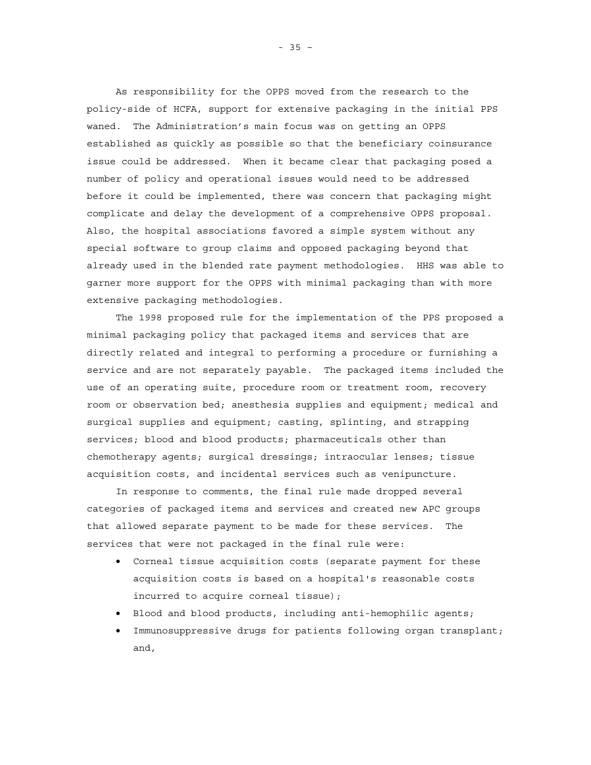As responsibility for the OPPS moved from the research to the policy-side of HCFA, support for extensive packaging in the initial PPS waned. The Administration's main focus was on getting an OPPS established as quickly as possible so that the beneficiary coinsurance issue could be addressed. When it became clear that packaging posed a number of policy and operational issues would need to be addressed before it could be implemented, there was concern that packaging might complicate and delay the development of a comprehensive OPPS proposal. Also, the hospital associations favored a simple system without any special software to group claims and opposed packaging beyond that already used in the blended rate payment methodologies. HHS was able to garner more support for the OPPS with minimal packaging than with more extensive packaging methodologies.

The 1998 proposed rule for the implementation of the PPS proposed a minimal packaging policy that packaged items and services that are directly related and integral to performing a procedure or furnishing a service and are not separately payable. The packaged items included the use of an operating suite, procedure room or treatment room, recovery room or observation bed; anesthesia supplies and equipment; medical and surgical supplies and equipment; casting, splinting, and strapping services; blood and blood products; pharmaceuticals other than chemotherapy agents; surgical dressings; intraocular lenses; tissue acquisition costs, and incidental services such as venipuncture.

In response to comments, the final rule made dropped several categories of packaged items and services and created new APC groups that allowed separate payment to be made for these services. The services that were not packaged in the final rule were:

- Corneal tissue acquisition costs (separate payment for these acquisition costs is based on a hospital's reasonable costs incurred to acquire corneal tissue);
- Blood and blood products, including anti-hemophilic agents;
- Immunosuppressive drugs for patients following organ transplant; and,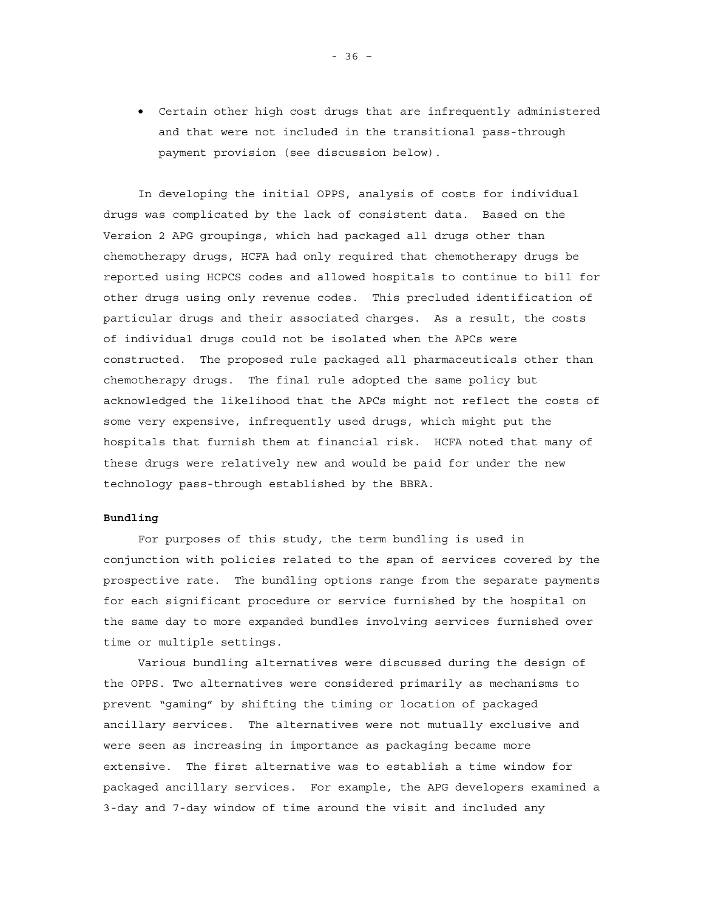- Certain other high cost drugs that are infrequently administered and that were not included in the transitional pass-through payment provision (see discussion below).

In developing the initial OPPS, analysis of costs for individual drugs was complicated by the lack of consistent data. Based on the Version 2 APG groupings, which had packaged all drugs other than chemotherapy drugs, HCFA had only required that chemotherapy drugs be reported using HCPCS codes and allowed hospitals to continue to bill for other drugs using only revenue codes. This precluded identification of particular drugs and their associated charges. As a result, the costs of individual drugs could not be isolated when the APCs were constructed. The proposed rule packaged all pharmaceuticals other than chemotherapy drugs. The final rule adopted the same policy but acknowledged the likelihood that the APCs might not reflect the costs of some very expensive, infrequently used drugs, which might put the hospitals that furnish them at financial risk. HCFA noted that many of these drugs were relatively new and would be paid for under the new technology pass-through established by the BBRA.

**Bundling**

For purposes of this study, the term bundling is used in conjunction with policies related to the span of services covered by the prospective rate. The bundling options range from the separate payments for each significant procedure or service furnished by the hospital on the same day to more expanded bundles involving services furnished over time or multiple settings.

Various bundling alternatives were discussed during the design of the OPPS. Two alternatives were considered primarily as mechanisms to prevent "gaming" by shifting the timing or location of packaged ancillary services. The alternatives were not mutually exclusive and were seen as increasing in importance as packaging became more extensive. The first alternative was to establish a time window for packaged ancillary services. For example, the APG developers examined a 3-day and 7-day window of time around the visit and included any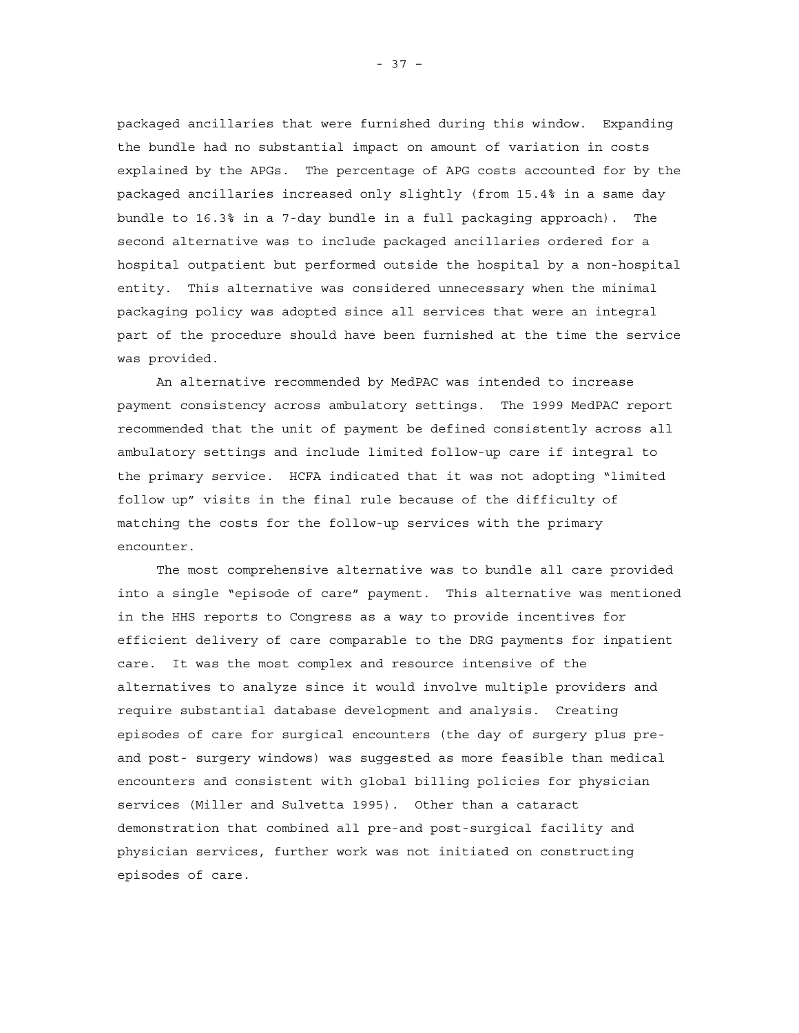packaged ancillaries that were furnished during this window. Expanding the bundle had no substantial impact on amount of variation in costs explained by the APGs. The percentage of APG costs accounted for by the packaged ancillaries increased only slightly (from 15.4% in a same day bundle to 16.3% in a 7-day bundle in a full packaging approach). The second alternative was to include packaged ancillaries ordered for a hospital outpatient but performed outside the hospital by a non-hospital entity. This alternative was considered unnecessary when the minimal packaging policy was adopted since all services that were an integral part of the procedure should have been furnished at the time the service was provided.

An alternative recommended by MedPAC was intended to increase payment consistency across ambulatory settings. The 1999 MedPAC report recommended that the unit of payment be defined consistently across all ambulatory settings and include limited follow-up care if integral to the primary service. HCFA indicated that it was not adopting "limited follow up" visits in the final rule because of the difficulty of matching the costs for the follow-up services with the primary encounter.

The most comprehensive alternative was to bundle all care provided into a single "episode of care" payment. This alternative was mentioned in the HHS reports to Congress as a way to provide incentives for efficient delivery of care comparable to the DRG payments for inpatient care. It was the most complex and resource intensive of the alternatives to analyze since it would involve multiple providers and require substantial database development and analysis. Creating episodes of care for surgical encounters (the day of surgery plus pre- and post- surgery windows) was suggested as more feasible than medical encounters and consistent with global billing policies for physician services (Miller and Sulvetta 1995). Other than a cataract demonstration that combined all pre-and post-surgical facility and physician services, further work was not initiated on constructing episodes of care.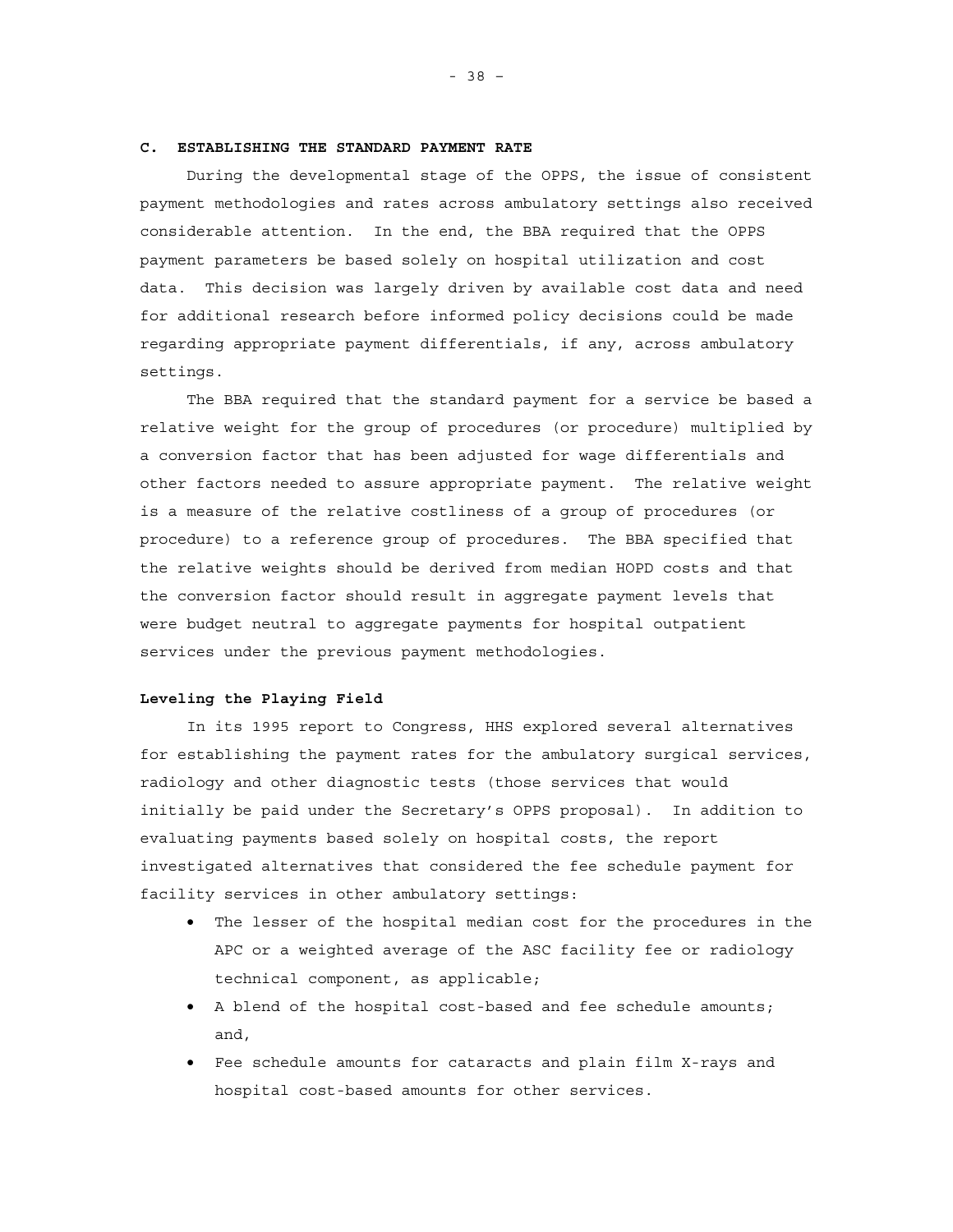## C. ESTABLISHING THE STANDARD PAYMENT RATE

During the developmental stage of the OPPS, the issue of consistent payment methodologies and rates across ambulatory settings also received considerable attention. In the end, the BBA required that the OPPS payment parameters be based solely on hospital utilization and cost data. This decision was largely driven by available cost data and need for additional research before informed policy decisions could be made regarding appropriate payment differentials, if any, across ambulatory settings.

The BBA required that the standard payment for a service be based a relative weight for the group of procedures (or procedure) multiplied by a conversion factor that has been adjusted for wage differentials and other factors needed to assure appropriate payment. The relative weight is a measure of the relative costliness of a group of procedures (or procedure) to a reference group of procedures. The BBA specified that the relative weights should be derived from median HOPD costs and that the conversion factor should result in aggregate payment levels that were budget neutral to aggregate payments for hospital outpatient services under the previous payment methodologies.

### Leveling the Playing Field

In its 1995 report to Congress, HHS explored several alternatives for establishing the payment rates for the ambulatory surgical services, radiology and other diagnostic tests (those services that would initially be paid under the Secretary's OPPS proposal). In addition to evaluating payments based solely on hospital costs, the report investigated alternatives that considered the fee schedule payment for facility services in other ambulatory settings:

- The lesser of the hospital median cost for the procedures in the APC or a weighted average of the ASC facility fee or radiology technical component, as applicable;
- A blend of the hospital cost-based and fee schedule amounts; and,
- Fee schedule amounts for cataracts and plain film X-rays and hospital cost-based amounts for other services.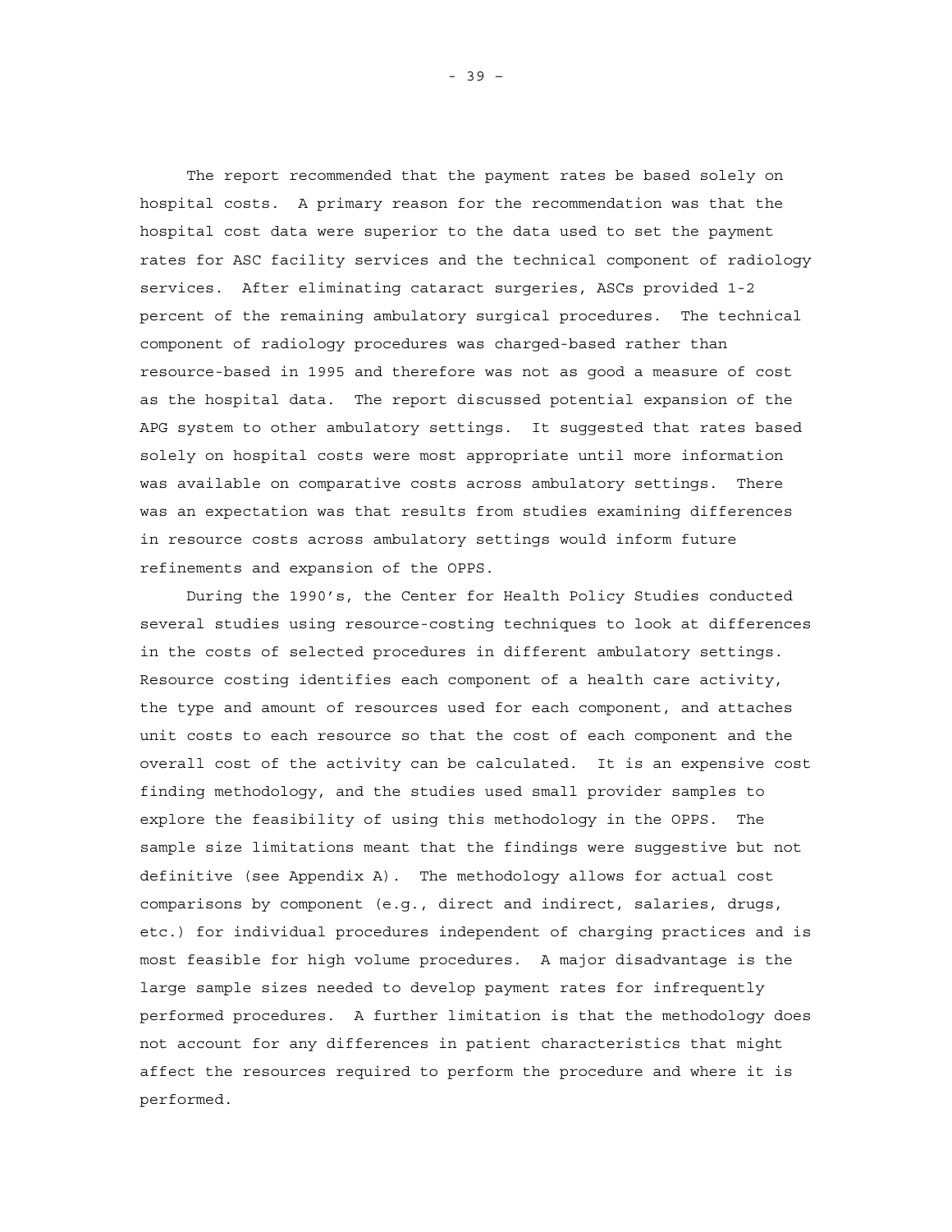The report recommended that the payment rates be based solely on hospital costs. A primary reason for the recommendation was that the hospital cost data were superior to the data used to set the payment rates for ASC facility services and the technical component of radiology services. After eliminating cataract surgeries, ASCs provided 1-2 percent of the remaining ambulatory surgical procedures. The technical component of radiology procedures was charged-based rather than resource-based in 1995 and therefore was not as good a measure of cost as the hospital data. The report discussed potential expansion of the APG system to other ambulatory settings. It suggested that rates based solely on hospital costs were most appropriate until more information was available on comparative costs across ambulatory settings. There was an expectation was that results from studies examining differences in resource costs across ambulatory settings would inform future refinements and expansion of the OPPS.

During the 1990's, the Center for Health Policy Studies conducted several studies using resource-costing techniques to look at differences in the costs of selected procedures in different ambulatory settings. Resource costing identifies each component of a health care activity, the type and amount of resources used for each component, and attaches unit costs to each resource so that the cost of each component and the overall cost of the activity can be calculated. It is an expensive cost finding methodology, and the studies used small provider samples to explore the feasibility of using this methodology in the OPPS. The sample size limitations meant that the findings were suggestive but not definitive (see Appendix A). The methodology allows for actual cost comparisons by component (e.g., direct and indirect, salaries, drugs, etc.) for individual procedures independent of charging practices and is most feasible for high volume procedures. A major disadvantage is the large sample sizes needed to develop payment rates for infrequently performed procedures. A further limitation is that the methodology does not account for any differences in patient characteristics that might affect the resources required to perform the procedure and where it is performed.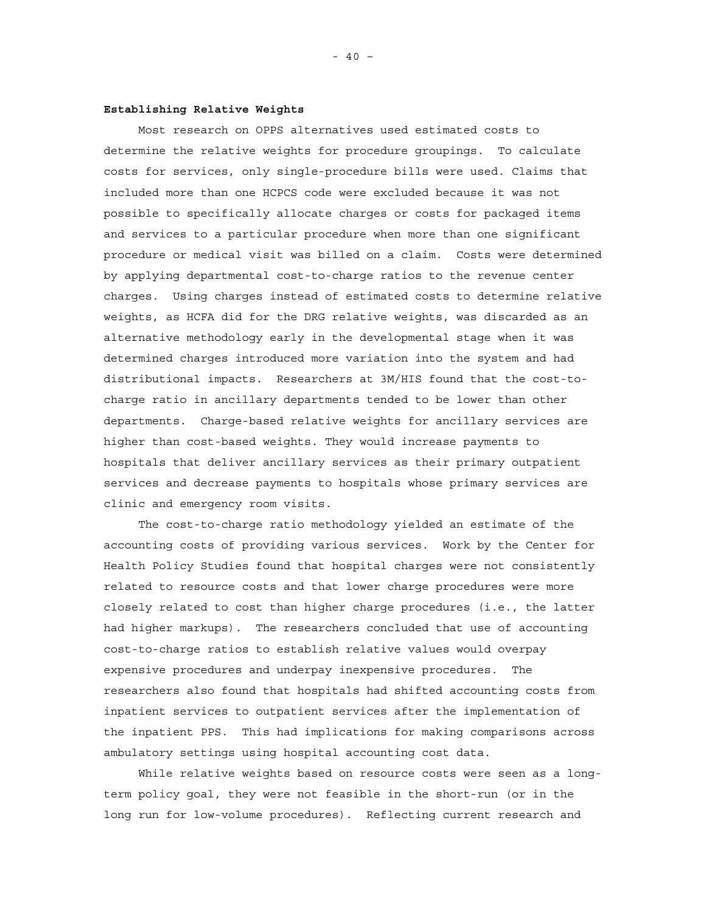**Establishing Relative Weights**

Most research on OPPS alternatives used estimated costs to determine the relative weights for procedure groupings. To calculate costs for services, only single-procedure bills were used. Claims that included more than one HCPCS code were excluded because it was not possible to specifically allocate charges or costs for packaged items and services to a particular procedure when more than one significant procedure or medical visit was billed on a claim. Costs were determined by applying departmental cost-to-charge ratios to the revenue center charges. Using charges instead of estimated costs to determine relative weights, as HCFA did for the DRG relative weights, was discarded as an alternative methodology early in the developmental stage when it was determined charges introduced more variation into the system and had distributional impacts. Researchers at 3M/HIS found that the cost-to-charge ratio in ancillary departments tended to be lower than other departments. Charge-based relative weights for ancillary services are higher than cost-based weights. They would increase payments to hospitals that deliver ancillary services as their primary outpatient services and decrease payments to hospitals whose primary services are clinic and emergency room visits.

The cost-to-charge ratio methodology yielded an estimate of the accounting costs of providing various services. Work by the Center for Health Policy Studies found that hospital charges were not consistently related to resource costs and that lower charge procedures were more closely related to cost than higher charge procedures (i.e., the latter had higher markups). The researchers concluded that use of accounting cost-to-charge ratios to establish relative values would overpay expensive procedures and underpay inexpensive procedures. The researchers also found that hospitals had shifted accounting costs from inpatient services to outpatient services after the implementation of the inpatient PPS. This had implications for making comparisons across ambulatory settings using hospital accounting cost data.

While relative weights based on resource costs were seen as a long-term policy goal, they were not feasible in the short-run (or in the long run for low-volume procedures). Reflecting current research and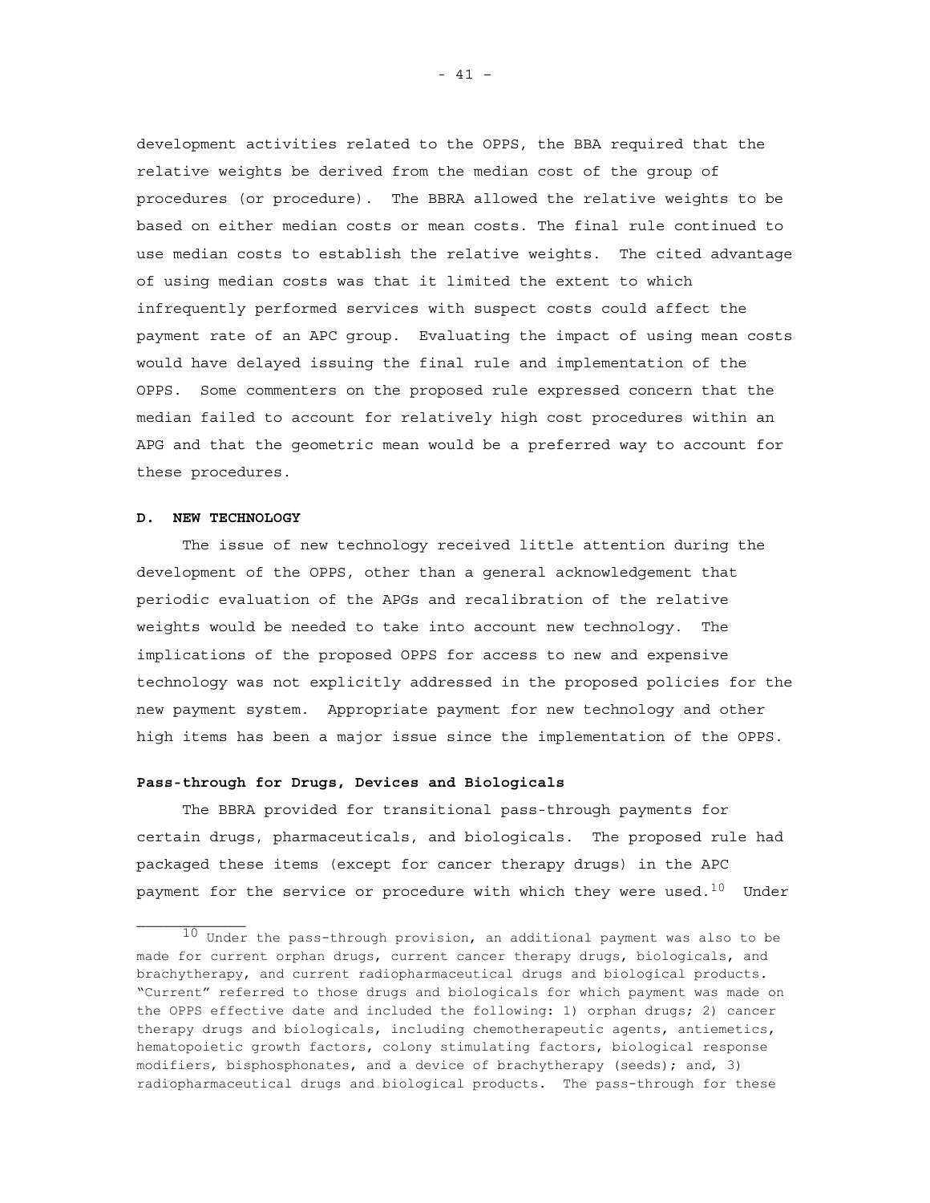development activities related to the OPPS, the BBA required that the relative weights be derived from the median cost of the group of procedures (or procedure). The BBRA allowed the relative weights to be based on either median costs or mean costs. The final rule continued to use median costs to establish the relative weights. The cited advantage of using median costs was that it limited the extent to which infrequently performed services with suspect costs could affect the payment rate of an APC group. Evaluating the impact of using mean costs would have delayed issuing the final rule and implementation of the OPPS. Some commenters on the proposed rule expressed concern that the median failed to account for relatively high cost procedures within an APG and that the geometric mean would be a preferred way to account for these procedures.

## D. NEW TECHNOLOGY

The issue of new technology received little attention during the development of the OPPS, other than a general acknowledgement that periodic evaluation of the APGs and recalibration of the relative weights would be needed to take into account new technology. The implications of the proposed OPPS for access to new and expensive technology was not explicitly addressed in the proposed policies for the new payment system. Appropriate payment for new technology and other high items has been a major issue since the implementation of the OPPS.

### Pass-through for Drugs, Devices and Biologicals

The BBRA provided for transitional pass-through payments for certain drugs, pharmaceuticals, and biologicals. The proposed rule had packaged these items (except for cancer therapy drugs) in the APC payment for the service or procedure with which they were used.[10] Under

---

[10] Under the pass-through provision, an additional payment was also to be made for current orphan drugs, current cancer therapy drugs, biologicals, and brachytherapy, and current radiopharmaceutical drugs and biological products. "Current" referred to those drugs and biologicals for which payment was made on the OPPS effective date and included the following: 1) orphan drugs; 2) cancer therapy drugs and biologicals, including chemotherapeutic agents, antiemetics, hematopoietic growth factors, colony stimulating factors, biological response modifiers, bisphosphonates, and a device of brachytherapy (seeds); and, 3) radiopharmaceutical drugs and biological products. The pass-through for these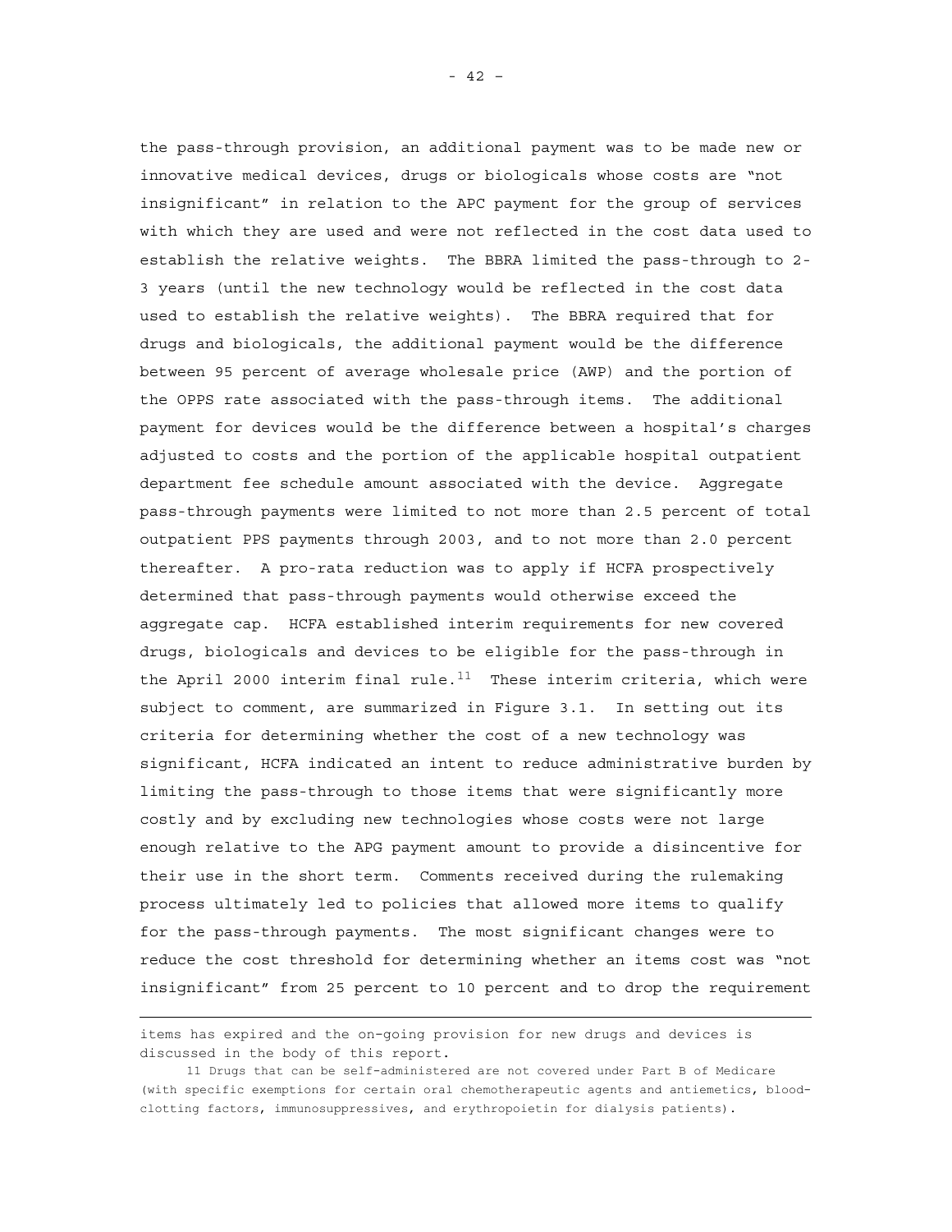the pass-through provision, an additional payment was to be made new or innovative medical devices, drugs or biologicals whose costs are "not insignificant" in relation to the APC payment for the group of services with which they are used and were not reflected in the cost data used to establish the relative weights. The BBRA limited the pass-through to 2-3 years (until the new technology would be reflected in the cost data used to establish the relative weights). The BBRA required that for drugs and biologicals, the additional payment would be the difference between 95 percent of average wholesale price (AWP) and the portion of the OPPS rate associated with the pass-through items. The additional payment for devices would be the difference between a hospital's charges adjusted to costs and the portion of the applicable hospital outpatient department fee schedule amount associated with the device. Aggregate pass-through payments were limited to not more than 2.5 percent of total outpatient PPS payments through 2003, and to not more than 2.0 percent thereafter. A pro-rata reduction was to apply if HCFA prospectively determined that pass-through payments would otherwise exceed the aggregate cap. HCFA established interim requirements for new covered drugs, biologicals and devices to be eligible for the pass-through in the April 2000 interim final rule.[11] These interim criteria, which were subject to comment, are summarized in Figure 3.1. In setting out its criteria for determining whether the cost of a new technology was significant, HCFA indicated an intent to reduce administrative burden by limiting the pass-through to those items that were significantly more costly and by excluding new technologies whose costs were not large enough relative to the APG payment amount to provide a disincentive for their use in the short term. Comments received during the rulemaking process ultimately led to policies that allowed more items to qualify for the pass-through payments. The most significant changes were to reduce the cost threshold for determining whether an items cost was "not insignificant" from 25 percent to 10 percent and to drop the requirement

---

items has expired and the on-going provision for new drugs and devices is discussed in the body of this report.

11 Drugs that can be self-administered are not covered under Part B of Medicare (with specific exemptions for certain oral chemotherapeutic agents and antiemetics, blood-clotting factors, immunosuppressives, and erythropoietin for dialysis patients).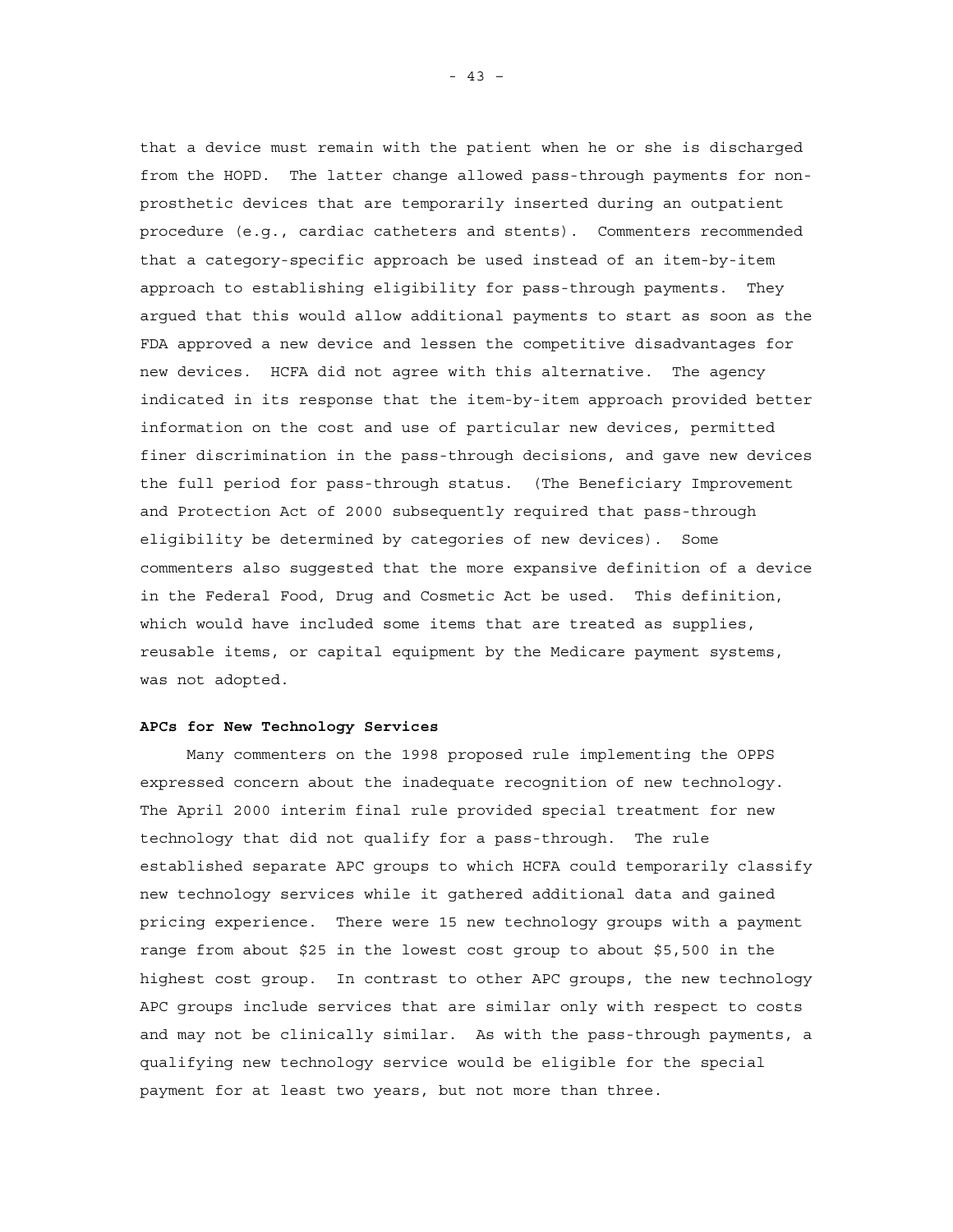that a device must remain with the patient when he or she is discharged from the HOPD. The latter change allowed pass-through payments for non-prosthetic devices that are temporarily inserted during an outpatient procedure (e.g., cardiac catheters and stents). Commenters recommended that a category-specific approach be used instead of an item-by-item approach to establishing eligibility for pass-through payments. They argued that this would allow additional payments to start as soon as the FDA approved a new device and lessen the competitive disadvantages for new devices. HCFA did not agree with this alternative. The agency indicated in its response that the item-by-item approach provided better information on the cost and use of particular new devices, permitted finer discrimination in the pass-through decisions, and gave new devices the full period for pass-through status. (The Beneficiary Improvement and Protection Act of 2000 subsequently required that pass-through eligibility be determined by categories of new devices). Some commenters also suggested that the more expansive definition of a device in the Federal Food, Drug and Cosmetic Act be used. This definition, which would have included some items that are treated as supplies, reusable items, or capital equipment by the Medicare payment systems, was not adopted.

**APCs for New Technology Services**

Many commenters on the 1998 proposed rule implementing the OPPS expressed concern about the inadequate recognition of new technology. The April 2000 interim final rule provided special treatment for new technology that did not qualify for a pass-through. The rule established separate APC groups to which HCFA could temporarily classify new technology services while it gathered additional data and gained pricing experience. There were 15 new technology groups with a payment range from about $25 in the lowest cost group to about $5,500 in the highest cost group. In contrast to other APC groups, the new technology APC groups include services that are similar only with respect to costs and may not be clinically similar. As with the pass-through payments, a qualifying new technology service would be eligible for the special payment for at least two years, but not more than three.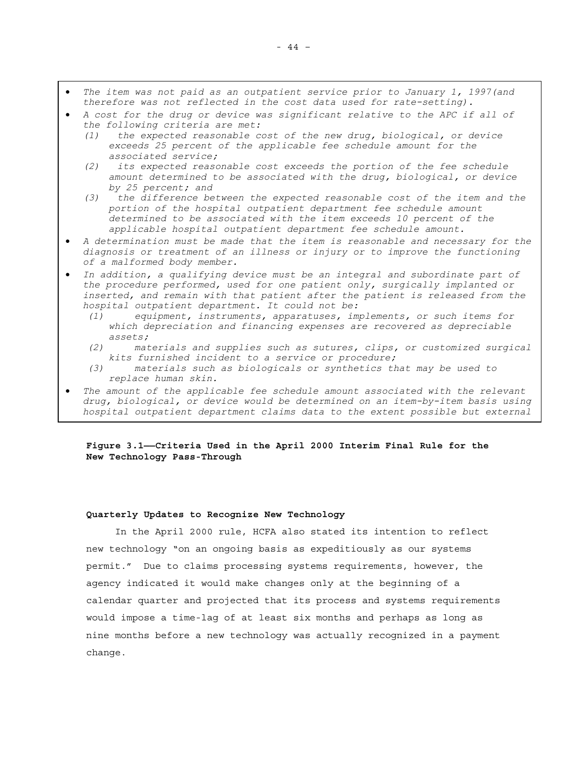- *The item was not paid as an outpatient service prior to January 1, 1997(and therefore was not reflected in the cost data used for rate-setting).*
- *A cost for the drug or device was significant relative to the APC if all of the following criteria are met:*
  - *(1) the expected reasonable cost of the new drug, biological, or device exceeds 25 percent of the applicable fee schedule amount for the associated service;*
  - *(2) its expected reasonable cost exceeds the portion of the fee schedule amount determined to be associated with the drug, biological, or device by 25 percent; and*
  - *(3) the difference between the expected reasonable cost of the item and the portion of the hospital outpatient department fee schedule amount determined to be associated with the item exceeds 10 percent of the applicable hospital outpatient department fee schedule amount.*
- *A determination must be made that the item is reasonable and necessary for the diagnosis or treatment of an illness or injury or to improve the functioning of a malformed body member.*
- *In addition, a qualifying device must be an integral and subordinate part of the procedure performed, used for one patient only, surgically implanted or inserted, and remain with that patient after the patient is released from the hospital outpatient department. It could not be:*
  - *(1) equipment, instruments, apparatuses, implements, or such items for which depreciation and financing expenses are recovered as depreciable assets;*
  - *(2) materials and supplies such as sutures, clips, or customized surgical kits furnished incident to a service or procedure;*
  - *(3) materials such as biologicals or synthetics that may be used to replace human skin.*
- *The amount of the applicable fee schedule amount associated with the relevant drug, biological, or device would be determined on an item-by-item basis using hospital outpatient department claims data to the extent possible but external*

**Figure 3.1——Criteria Used in the April 2000 Interim Final Rule for the New Technology Pass-Through**

**Quarterly Updates to Recognize New Technology**

In the April 2000 rule, HCFA also stated its intention to reflect new technology "on an ongoing basis as expeditiously as our systems permit." Due to claims processing systems requirements, however, the agency indicated it would make changes only at the beginning of a calendar quarter and projected that its process and systems requirements would impose a time-lag of at least six months and perhaps as long as nine months before a new technology was actually recognized in a payment change.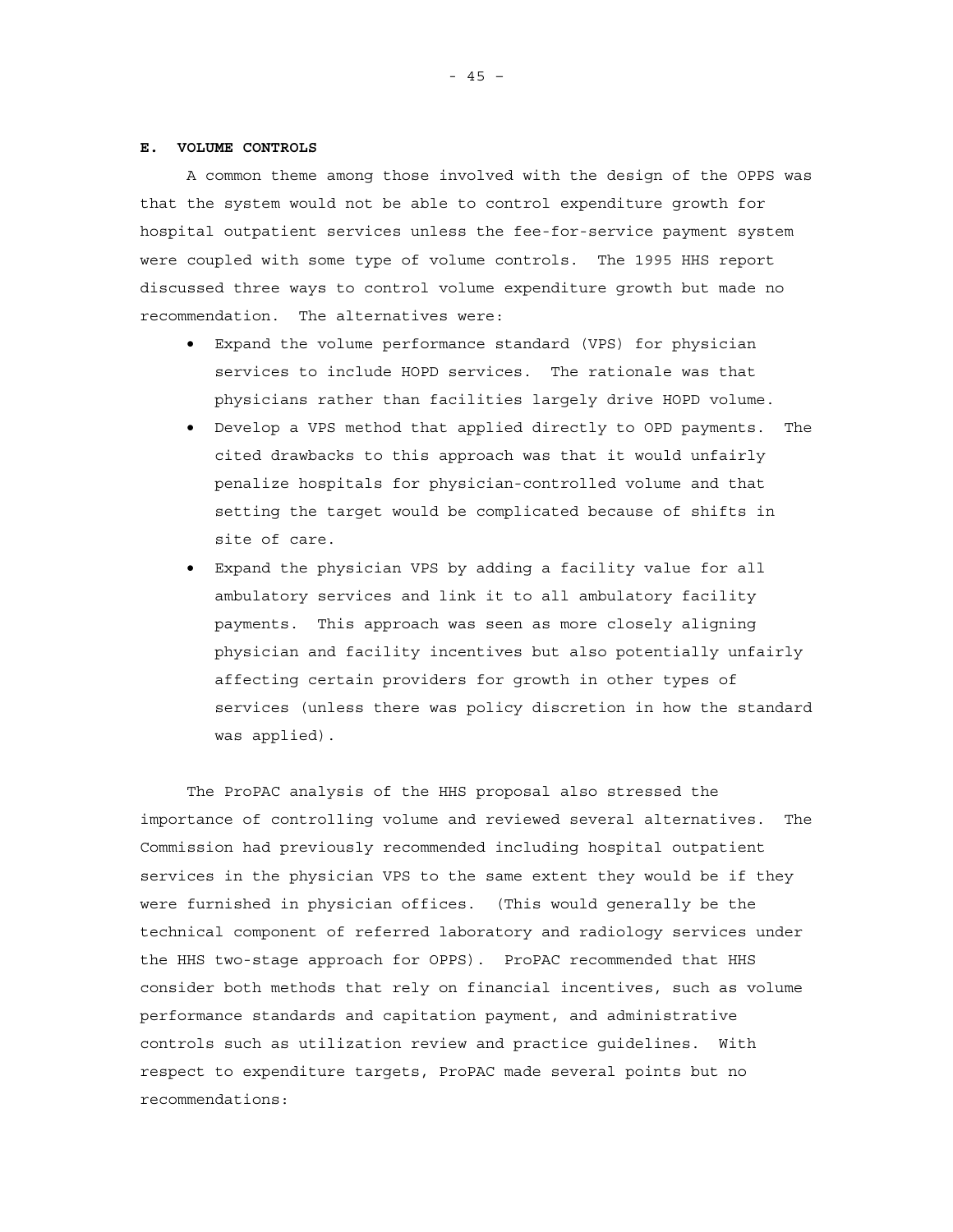### E. VOLUME CONTROLS

A common theme among those involved with the design of the OPPS was that the system would not be able to control expenditure growth for hospital outpatient services unless the fee-for-service payment system were coupled with some type of volume controls. The 1995 HHS report discussed three ways to control volume expenditure growth but made no recommendation. The alternatives were:

- Expand the volume performance standard (VPS) for physician services to include HOPD services. The rationale was that physicians rather than facilities largely drive HOPD volume.
- Develop a VPS method that applied directly to OPD payments. The cited drawbacks to this approach was that it would unfairly penalize hospitals for physician-controlled volume and that setting the target would be complicated because of shifts in site of care.
- Expand the physician VPS by adding a facility value for all ambulatory services and link it to all ambulatory facility payments. This approach was seen as more closely aligning physician and facility incentives but also potentially unfairly affecting certain providers for growth in other types of services (unless there was policy discretion in how the standard was applied).

The ProPAC analysis of the HHS proposal also stressed the importance of controlling volume and reviewed several alternatives. The Commission had previously recommended including hospital outpatient services in the physician VPS to the same extent they would be if they were furnished in physician offices. (This would generally be the technical component of referred laboratory and radiology services under the HHS two-stage approach for OPPS). ProPAC recommended that HHS consider both methods that rely on financial incentives, such as volume performance standards and capitation payment, and administrative controls such as utilization review and practice guidelines. With respect to expenditure targets, ProPAC made several points but no recommendations: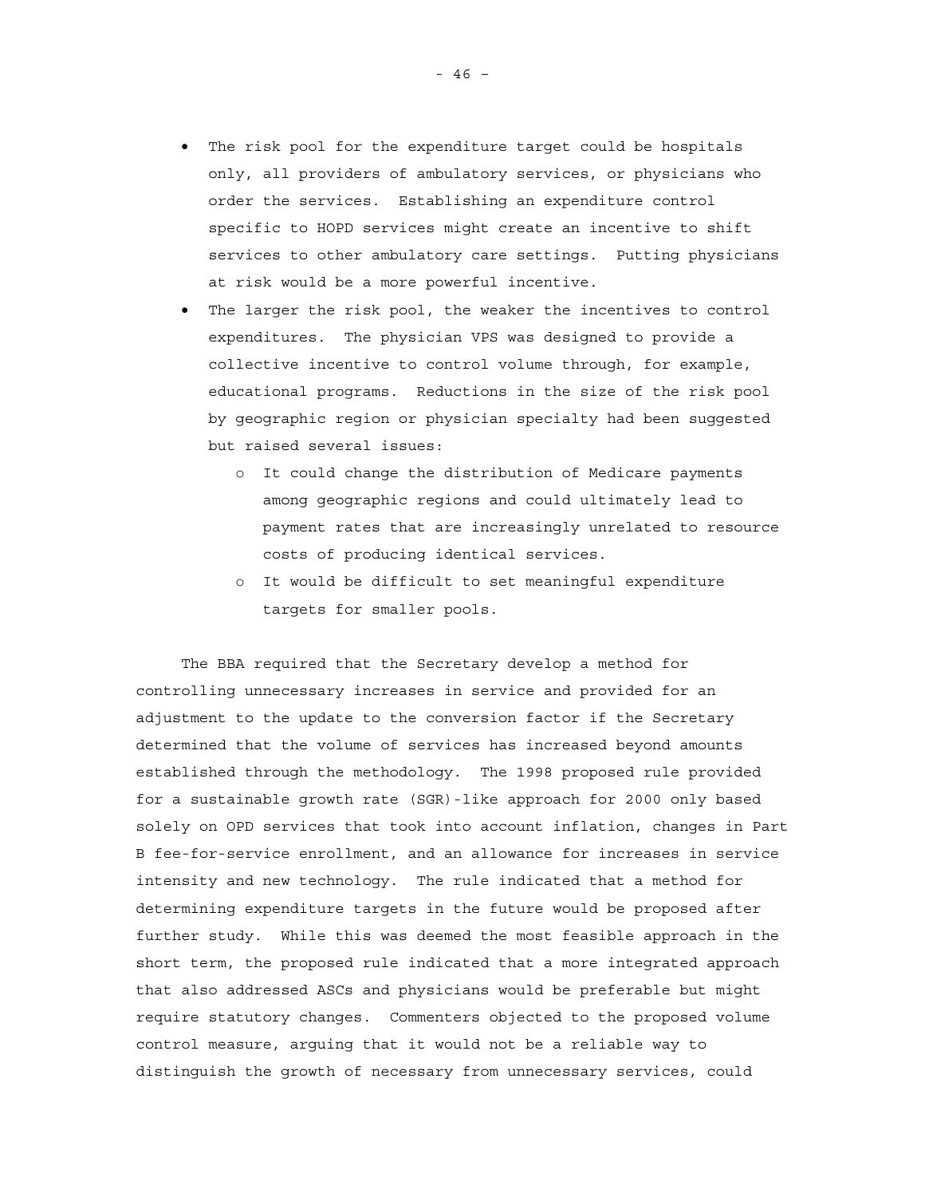- The risk pool for the expenditure target could be hospitals only, all providers of ambulatory services, or physicians who order the services. Establishing an expenditure control specific to HOPD services might create an incentive to shift services to other ambulatory care settings. Putting physicians at risk would be a more powerful incentive.
- The larger the risk pool, the weaker the incentives to control expenditures. The physician VPS was designed to provide a collective incentive to control volume through, for example, educational programs. Reductions in the size of the risk pool by geographic region or physician specialty had been suggested but raised several issues:
  - It could change the distribution of Medicare payments among geographic regions and could ultimately lead to payment rates that are increasingly unrelated to resource costs of producing identical services.
  - It would be difficult to set meaningful expenditure targets for smaller pools.

The BBA required that the Secretary develop a method for controlling unnecessary increases in service and provided for an adjustment to the update to the conversion factor if the Secretary determined that the volume of services has increased beyond amounts established through the methodology. The 1998 proposed rule provided for a sustainable growth rate (SGR)-like approach for 2000 only based solely on OPD services that took into account inflation, changes in Part B fee-for-service enrollment, and an allowance for increases in service intensity and new technology. The rule indicated that a method for determining expenditure targets in the future would be proposed after further study. While this was deemed the most feasible approach in the short term, the proposed rule indicated that a more integrated approach that also addressed ASCs and physicians would be preferable but might require statutory changes. Commenters objected to the proposed volume control measure, arguing that it would not be a reliable way to distinguish the growth of necessary from unnecessary services, could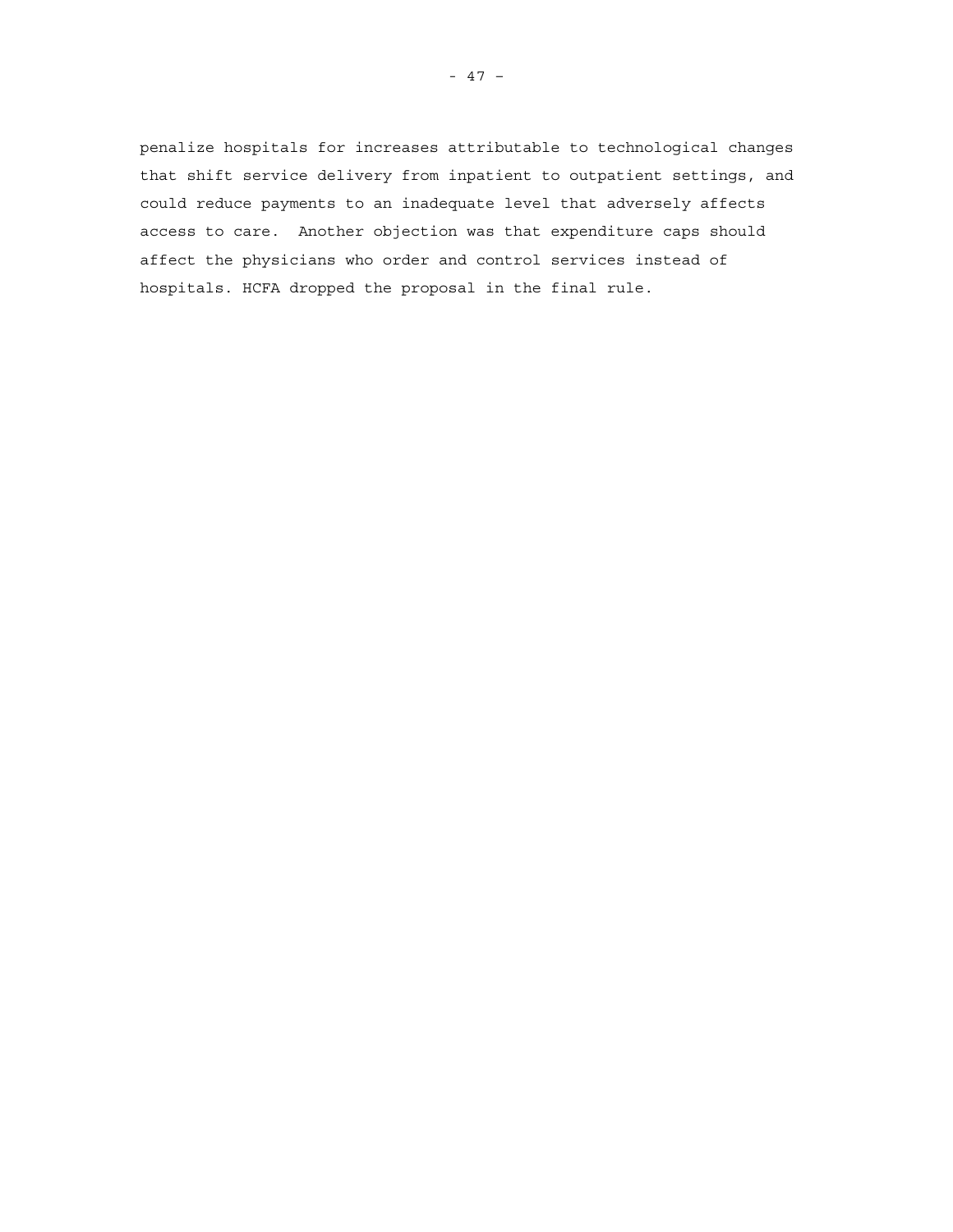penalize hospitals for increases attributable to technological changes that shift service delivery from inpatient to outpatient settings, and could reduce payments to an inadequate level that adversely affects access to care. Another objection was that expenditure caps should affect the physicians who order and control services instead of hospitals. HCFA dropped the proposal in the final rule.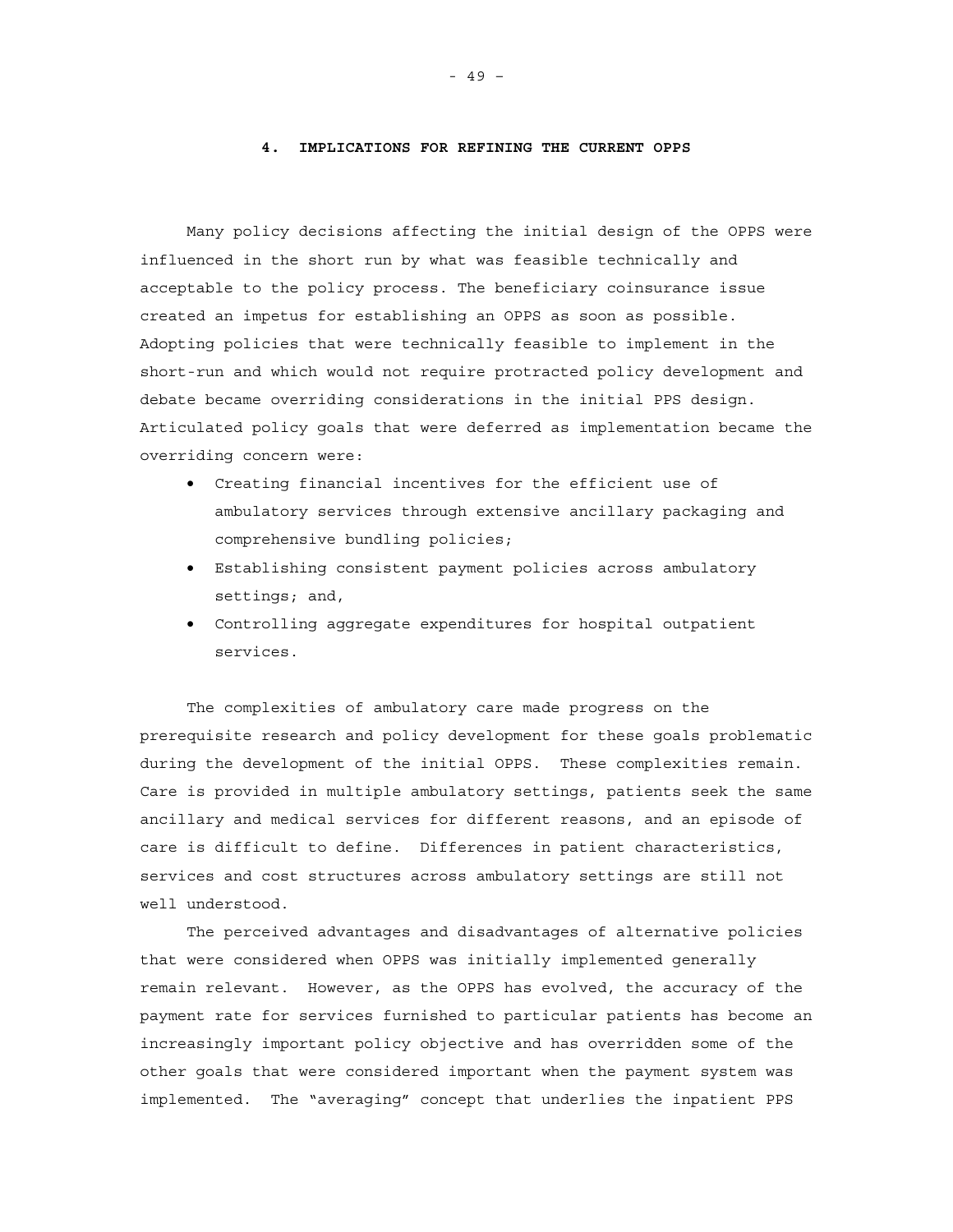## 4. IMPLICATIONS FOR REFINING THE CURRENT OPPS

Many policy decisions affecting the initial design of the OPPS were influenced in the short run by what was feasible technically and acceptable to the policy process. The beneficiary coinsurance issue created an impetus for establishing an OPPS as soon as possible. Adopting policies that were technically feasible to implement in the short-run and which would not require protracted policy development and debate became overriding considerations in the initial PPS design. Articulated policy goals that were deferred as implementation became the overriding concern were:

- Creating financial incentives for the efficient use of ambulatory services through extensive ancillary packaging and comprehensive bundling policies;
- Establishing consistent payment policies across ambulatory settings; and,
- Controlling aggregate expenditures for hospital outpatient services.

The complexities of ambulatory care made progress on the prerequisite research and policy development for these goals problematic during the development of the initial OPPS. These complexities remain. Care is provided in multiple ambulatory settings, patients seek the same ancillary and medical services for different reasons, and an episode of care is difficult to define. Differences in patient characteristics, services and cost structures across ambulatory settings are still not well understood.

The perceived advantages and disadvantages of alternative policies that were considered when OPPS was initially implemented generally remain relevant. However, as the OPPS has evolved, the accuracy of the payment rate for services furnished to particular patients has become an increasingly important policy objective and has overridden some of the other goals that were considered important when the payment system was implemented. The "averaging" concept that underlies the inpatient PPS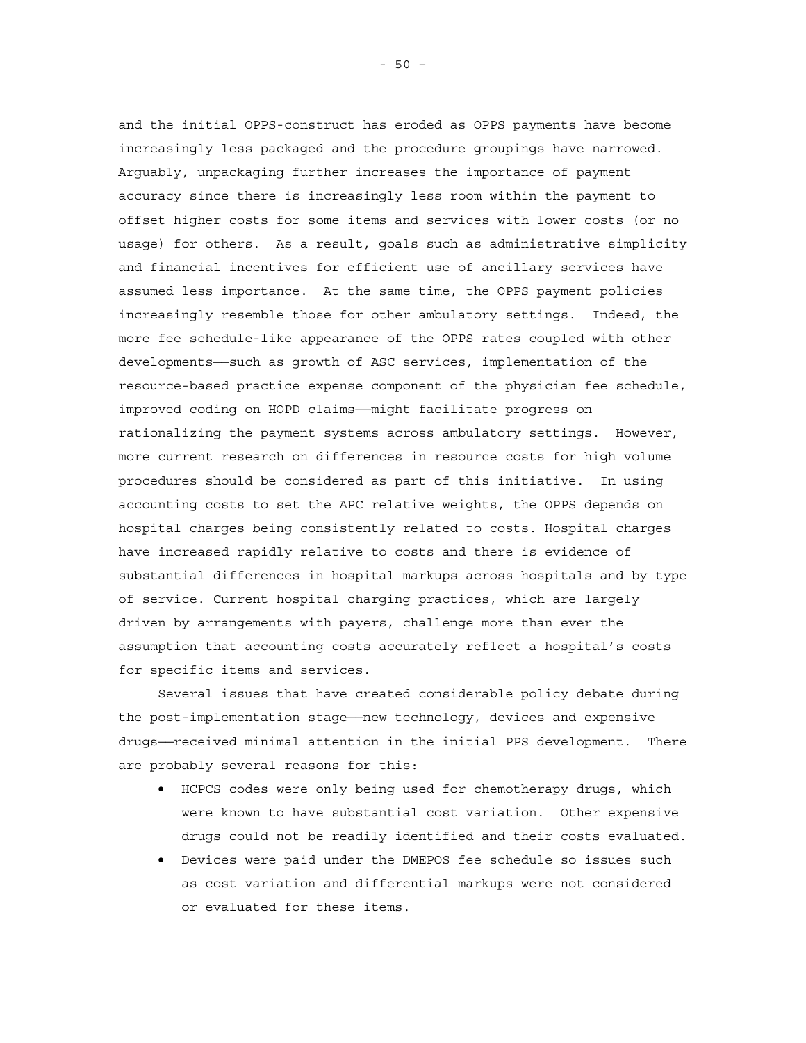and the initial OPPS-construct has eroded as OPPS payments have become increasingly less packaged and the procedure groupings have narrowed. Arguably, unpackaging further increases the importance of payment accuracy since there is increasingly less room within the payment to offset higher costs for some items and services with lower costs (or no usage) for others. As a result, goals such as administrative simplicity and financial incentives for efficient use of ancillary services have assumed less importance. At the same time, the OPPS payment policies increasingly resemble those for other ambulatory settings. Indeed, the more fee schedule-like appearance of the OPPS rates coupled with other developments——such as growth of ASC services, implementation of the resource-based practice expense component of the physician fee schedule, improved coding on HOPD claims——might facilitate progress on rationalizing the payment systems across ambulatory settings. However, more current research on differences in resource costs for high volume procedures should be considered as part of this initiative. In using accounting costs to set the APC relative weights, the OPPS depends on hospital charges being consistently related to costs. Hospital charges have increased rapidly relative to costs and there is evidence of substantial differences in hospital markups across hospitals and by type of service. Current hospital charging practices, which are largely driven by arrangements with payers, challenge more than ever the assumption that accounting costs accurately reflect a hospital's costs for specific items and services.

Several issues that have created considerable policy debate during the post-implementation stage——new technology, devices and expensive drugs——received minimal attention in the initial PPS development. There are probably several reasons for this:

- HCPCS codes were only being used for chemotherapy drugs, which were known to have substantial cost variation. Other expensive drugs could not be readily identified and their costs evaluated.
- Devices were paid under the DMEPOS fee schedule so issues such as cost variation and differential markups were not considered or evaluated for these items.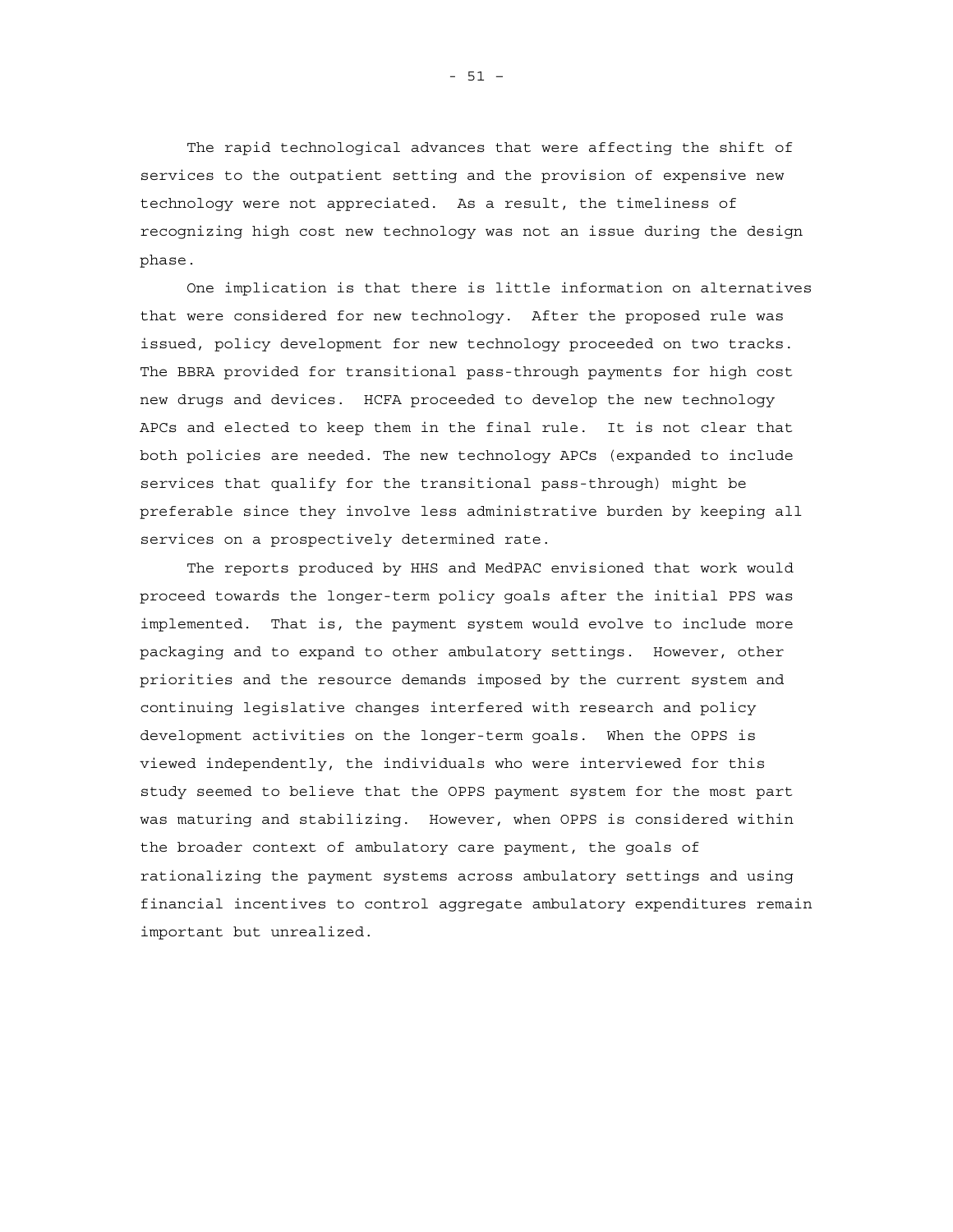The rapid technological advances that were affecting the shift of services to the outpatient setting and the provision of expensive new technology were not appreciated. As a result, the timeliness of recognizing high cost new technology was not an issue during the design phase.

One implication is that there is little information on alternatives that were considered for new technology. After the proposed rule was issued, policy development for new technology proceeded on two tracks. The BBRA provided for transitional pass-through payments for high cost new drugs and devices. HCFA proceeded to develop the new technology APCs and elected to keep them in the final rule. It is not clear that both policies are needed. The new technology APCs (expanded to include services that qualify for the transitional pass-through) might be preferable since they involve less administrative burden by keeping all services on a prospectively determined rate.

The reports produced by HHS and MedPAC envisioned that work would proceed towards the longer-term policy goals after the initial PPS was implemented. That is, the payment system would evolve to include more packaging and to expand to other ambulatory settings. However, other priorities and the resource demands imposed by the current system and continuing legislative changes interfered with research and policy development activities on the longer-term goals. When the OPPS is viewed independently, the individuals who were interviewed for this study seemed to believe that the OPPS payment system for the most part was maturing and stabilizing. However, when OPPS is considered within the broader context of ambulatory care payment, the goals of rationalizing the payment systems across ambulatory settings and using financial incentives to control aggregate ambulatory expenditures remain important but unrealized.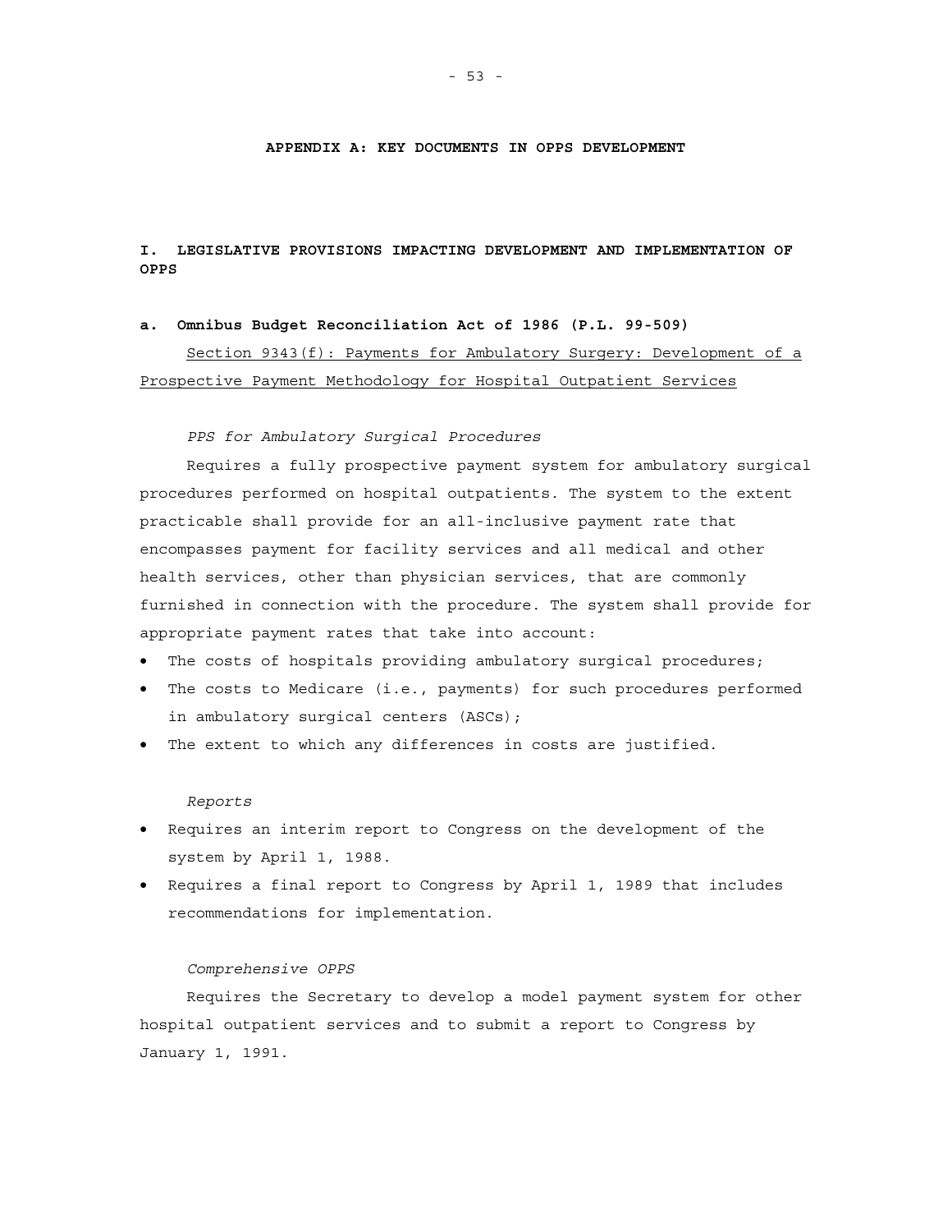# APPENDIX A: KEY DOCUMENTS IN OPPS DEVELOPMENT

## I. LEGISLATIVE PROVISIONS IMPACTING DEVELOPMENT AND IMPLEMENTATION OF OPPS

### a. Omnibus Budget Reconciliation Act of 1986 (P.L. 99-509)

<u>Section 9343(f): Payments for Ambulatory Surgery: Development of a Prospective Payment Methodology for Hospital Outpatient Services</u>

*PPS for Ambulatory Surgical Procedures*

Requires a fully prospective payment system for ambulatory surgical procedures performed on hospital outpatients. The system to the extent practicable shall provide for an all-inclusive payment rate that encompasses payment for facility services and all medical and other health services, other than physician services, that are commonly furnished in connection with the procedure. The system shall provide for appropriate payment rates that take into account:

- The costs of hospitals providing ambulatory surgical procedures;
- The costs to Medicare (i.e., payments) for such procedures performed in ambulatory surgical centers (ASCs);
- The extent to which any differences in costs are justified.

*Reports*

- Requires an interim report to Congress on the development of the system by April 1, 1988.
- Requires a final report to Congress by April 1, 1989 that includes recommendations for implementation.

*Comprehensive OPPS*

Requires the Secretary to develop a model payment system for other hospital outpatient services and to submit a report to Congress by January 1, 1991.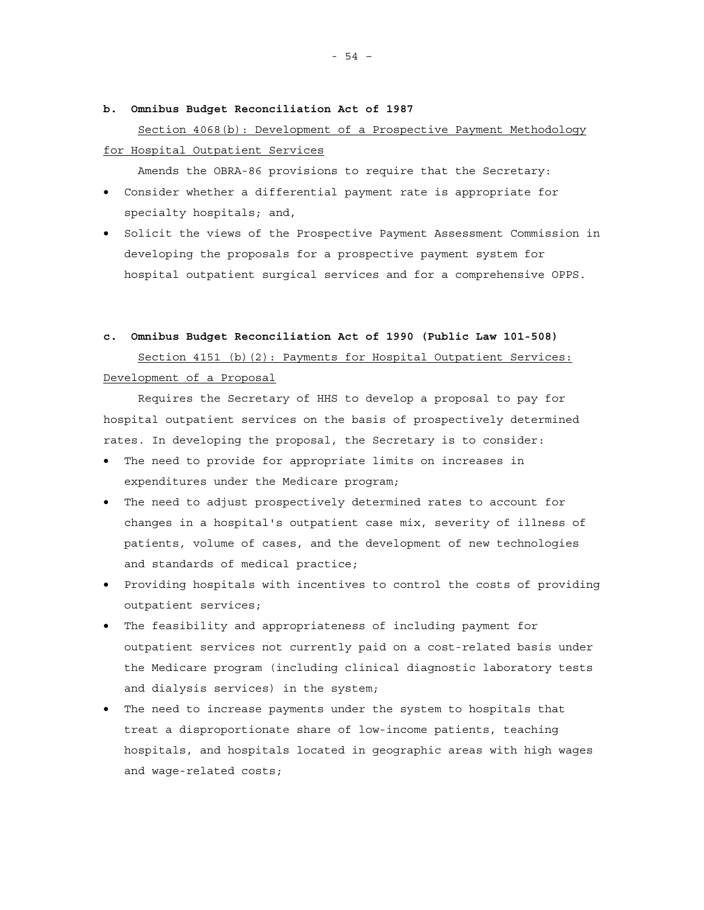**b. Omnibus Budget Reconciliation Act of 1987**

Section 4068(b): Development of a Prospective Payment Methodology for Hospital Outpatient Services

Amends the OBRA-86 provisions to require that the Secretary:

- Consider whether a differential payment rate is appropriate for specialty hospitals; and,
- Solicit the views of the Prospective Payment Assessment Commission in developing the proposals for a prospective payment system for hospital outpatient surgical services and for a comprehensive OPPS.

**c. Omnibus Budget Reconciliation Act of 1990 (Public Law 101-508)**

Section 4151 (b)(2): Payments for Hospital Outpatient Services: Development of a Proposal

Requires the Secretary of HHS to develop a proposal to pay for hospital outpatient services on the basis of prospectively determined rates. In developing the proposal, the Secretary is to consider:

- The need to provide for appropriate limits on increases in expenditures under the Medicare program;
- The need to adjust prospectively determined rates to account for changes in a hospital's outpatient case mix, severity of illness of patients, volume of cases, and the development of new technologies and standards of medical practice;
- Providing hospitals with incentives to control the costs of providing outpatient services;
- The feasibility and appropriateness of including payment for outpatient services not currently paid on a cost-related basis under the Medicare program (including clinical diagnostic laboratory tests and dialysis services) in the system;
- The need to increase payments under the system to hospitals that treat a disproportionate share of low-income patients, teaching hospitals, and hospitals located in geographic areas with high wages and wage-related costs;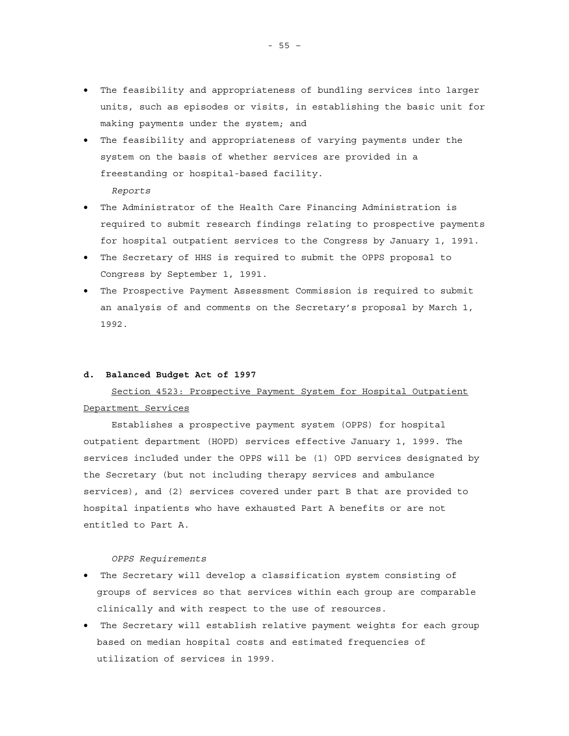- The feasibility and appropriateness of bundling services into larger units, such as episodes or visits, in establishing the basic unit for making payments under the system; and
- The feasibility and appropriateness of varying payments under the system on the basis of whether services are provided in a freestanding or hospital-based facility.

*Reports*

- The Administrator of the Health Care Financing Administration is required to submit research findings relating to prospective payments for hospital outpatient services to the Congress by January 1, 1991.
- The Secretary of HHS is required to submit the OPPS proposal to Congress by September 1, 1991.
- The Prospective Payment Assessment Commission is required to submit an analysis of and comments on the Secretary's proposal by March 1, 1992.

**d. Balanced Budget Act of 1997**

<u>Section 4523: Prospective Payment System for Hospital Outpatient Department Services</u>

Establishes a prospective payment system (OPPS) for hospital outpatient department (HOPD) services effective January 1, 1999. The services included under the OPPS will be (1) OPD services designated by the Secretary (but not including therapy services and ambulance services), and (2) services covered under part B that are provided to hospital inpatients who have exhausted Part A benefits or are not entitled to Part A.

*OPPS Requirements*

- The Secretary will develop a classification system consisting of groups of services so that services within each group are comparable clinically and with respect to the use of resources.
- The Secretary will establish relative payment weights for each group based on median hospital costs and estimated frequencies of utilization of services in 1999.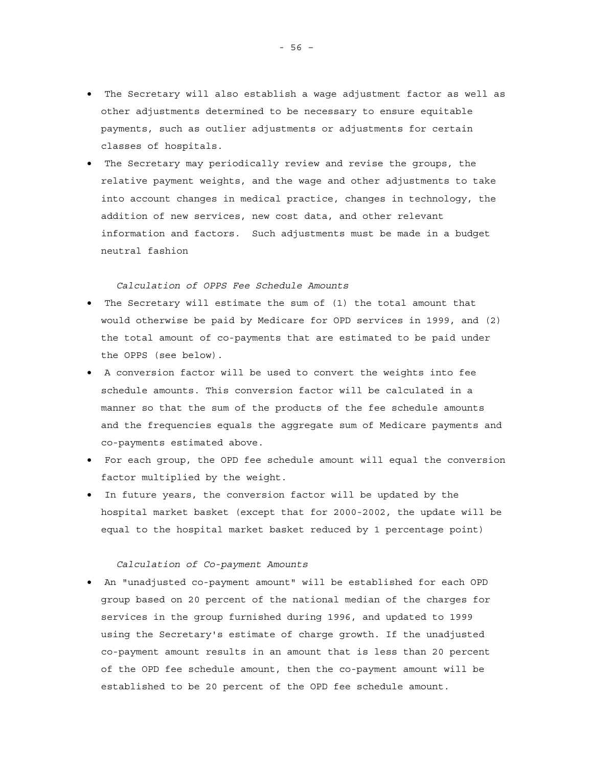- The Secretary will also establish a wage adjustment factor as well as other adjustments determined to be necessary to ensure equitable payments, such as outlier adjustments or adjustments for certain classes of hospitals.
- The Secretary may periodically review and revise the groups, the relative payment weights, and the wage and other adjustments to take into account changes in medical practice, changes in technology, the addition of new services, new cost data, and other relevant information and factors. Such adjustments must be made in a budget neutral fashion

*Calculation of OPPS Fee Schedule Amounts*

- The Secretary will estimate the sum of (1) the total amount that would otherwise be paid by Medicare for OPD services in 1999, and (2) the total amount of co-payments that are estimated to be paid under the OPPS (see below).
- A conversion factor will be used to convert the weights into fee schedule amounts. This conversion factor will be calculated in a manner so that the sum of the products of the fee schedule amounts and the frequencies equals the aggregate sum of Medicare payments and co-payments estimated above.
- For each group, the OPD fee schedule amount will equal the conversion factor multiplied by the weight.
- In future years, the conversion factor will be updated by the hospital market basket (except that for 2000-2002, the update will be equal to the hospital market basket reduced by 1 percentage point)

*Calculation of Co-payment Amounts*

- An "unadjusted co-payment amount" will be established for each OPD group based on 20 percent of the national median of the charges for services in the group furnished during 1996, and updated to 1999 using the Secretary's estimate of charge growth. If the unadjusted co-payment amount results in an amount that is less than 20 percent of the OPD fee schedule amount, then the co-payment amount will be established to be 20 percent of the OPD fee schedule amount.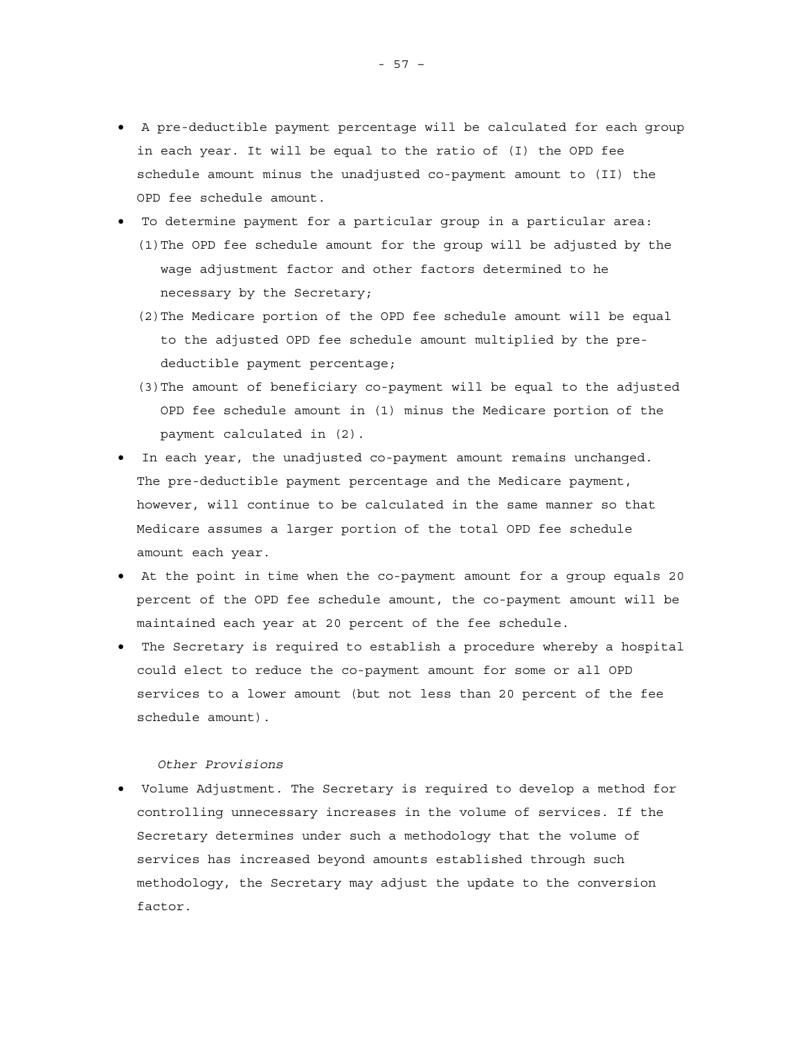- A pre-deductible payment percentage will be calculated for each group in each year. It will be equal to the ratio of (I) the OPD fee schedule amount minus the unadjusted co-payment amount to (II) the OPD fee schedule amount.
- To determine payment for a particular group in a particular area:
  (1) The OPD fee schedule amount for the group will be adjusted by the wage adjustment factor and other factors determined to he necessary by the Secretary;
  (2) The Medicare portion of the OPD fee schedule amount will be equal to the adjusted OPD fee schedule amount multiplied by the pre-deductible payment percentage;
  (3) The amount of beneficiary co-payment will be equal to the adjusted OPD fee schedule amount in (1) minus the Medicare portion of the payment calculated in (2).
- In each year, the unadjusted co-payment amount remains unchanged. The pre-deductible payment percentage and the Medicare payment, however, will continue to be calculated in the same manner so that Medicare assumes a larger portion of the total OPD fee schedule amount each year.
- At the point in time when the co-payment amount for a group equals 20 percent of the OPD fee schedule amount, the co-payment amount will be maintained each year at 20 percent of the fee schedule.
- The Secretary is required to establish a procedure whereby a hospital could elect to reduce the co-payment amount for some or all OPD services to a lower amount (but not less than 20 percent of the fee schedule amount).

*Other Provisions*

- Volume Adjustment. The Secretary is required to develop a method for controlling unnecessary increases in the volume of services. If the Secretary determines under such a methodology that the volume of services has increased beyond amounts established through such methodology, the Secretary may adjust the update to the conversion factor.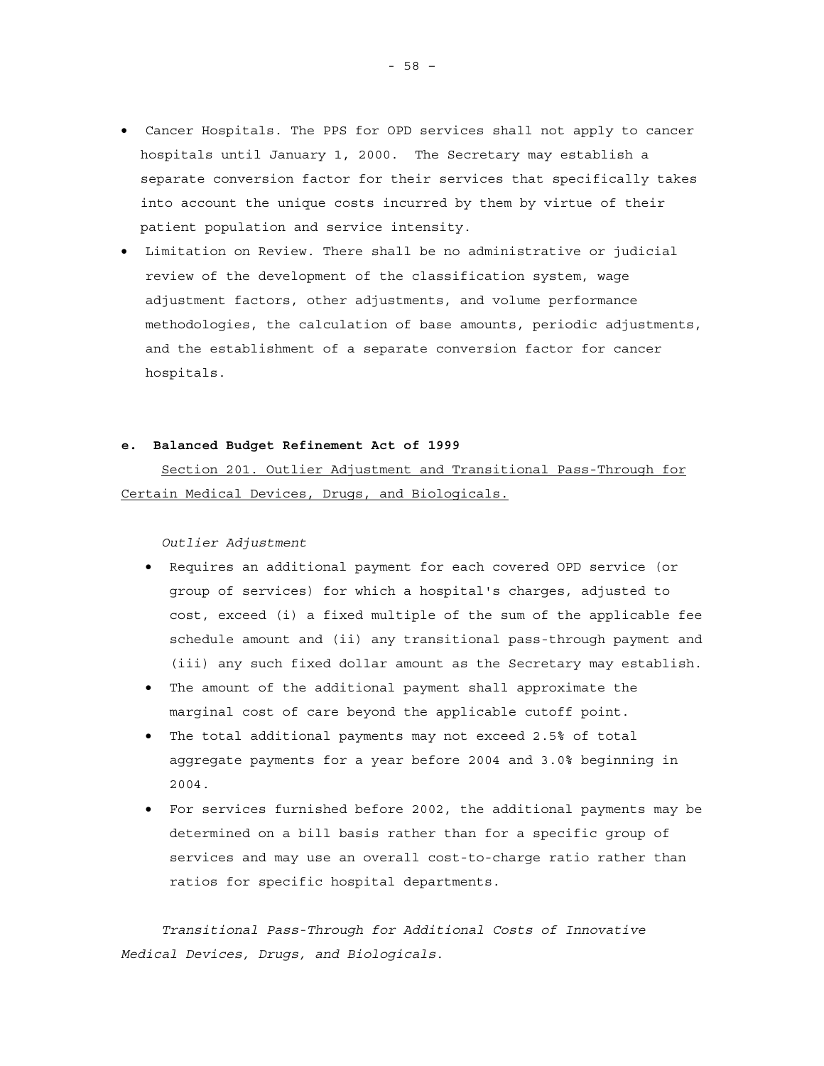- Cancer Hospitals. The PPS for OPD services shall not apply to cancer hospitals until January 1, 2000. The Secretary may establish a separate conversion factor for their services that specifically takes into account the unique costs incurred by them by virtue of their patient population and service intensity.
- Limitation on Review. There shall be no administrative or judicial review of the development of the classification system, wage adjustment factors, other adjustments, and volume performance methodologies, the calculation of base amounts, periodic adjustments, and the establishment of a separate conversion factor for cancer hospitals.

**e. Balanced Budget Refinement Act of 1999**

Section 201. Outlier Adjustment and Transitional Pass-Through for Certain Medical Devices, Drugs, and Biologicals.

*Outlier Adjustment*

- Requires an additional payment for each covered OPD service (or group of services) for which a hospital's charges, adjusted to cost, exceed (i) a fixed multiple of the sum of the applicable fee schedule amount and (ii) any transitional pass-through payment and (iii) any such fixed dollar amount as the Secretary may establish.
- The amount of the additional payment shall approximate the marginal cost of care beyond the applicable cutoff point.
- The total additional payments may not exceed 2.5% of total aggregate payments for a year before 2004 and 3.0% beginning in 2004.
- For services furnished before 2002, the additional payments may be determined on a bill basis rather than for a specific group of services and may use an overall cost-to-charge ratio rather than ratios for specific hospital departments.

*Transitional Pass-Through for Additional Costs of Innovative Medical Devices, Drugs, and Biologicals.*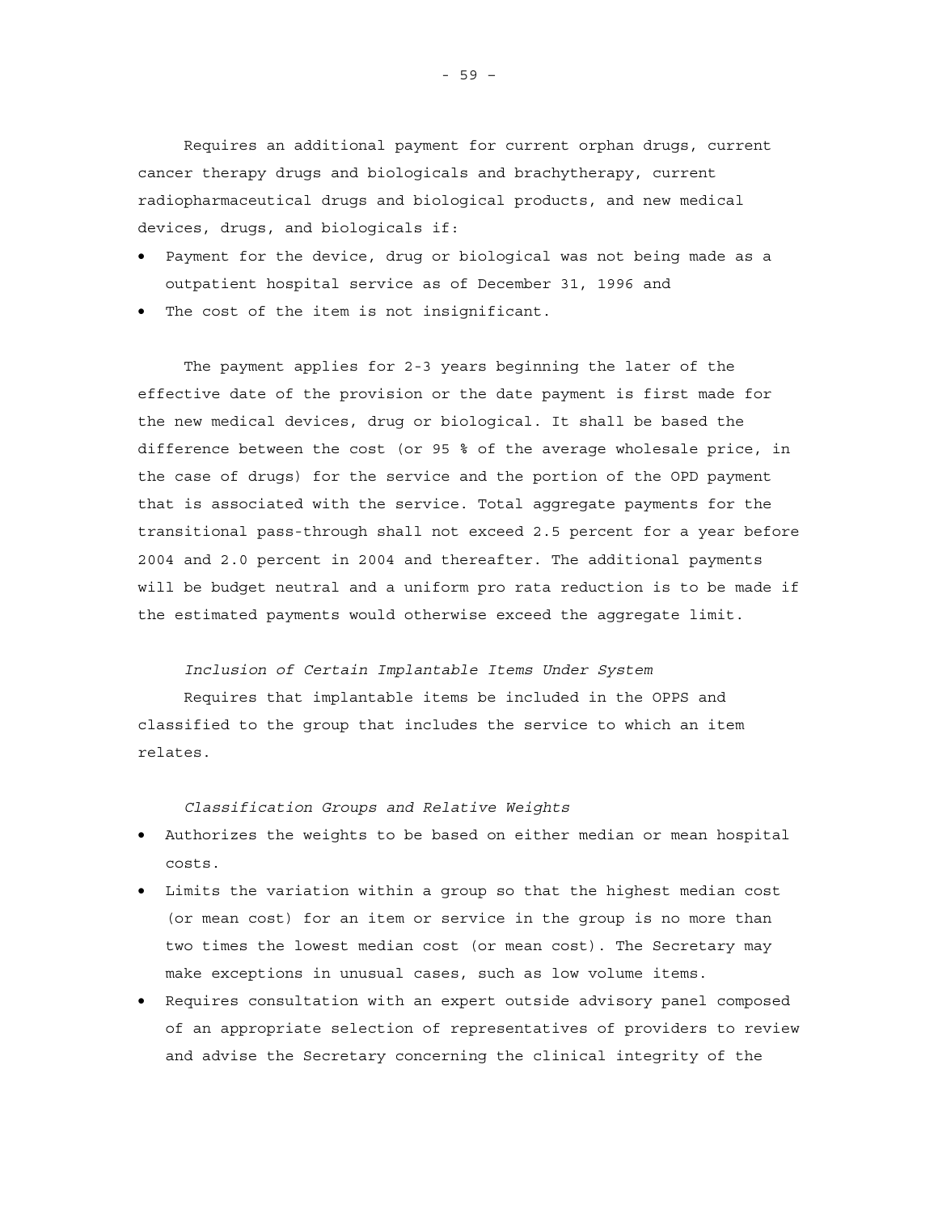Requires an additional payment for current orphan drugs, current cancer therapy drugs and biologicals and brachytherapy, current radiopharmaceutical drugs and biological products, and new medical devices, drugs, and biologicals if:

- Payment for the device, drug or biological was not being made as a outpatient hospital service as of December 31, 1996 and
- The cost of the item is not insignificant.

The payment applies for 2-3 years beginning the later of the effective date of the provision or the date payment is first made for the new medical devices, drug or biological. It shall be based the difference between the cost (or 95 % of the average wholesale price, in the case of drugs) for the service and the portion of the OPD payment that is associated with the service. Total aggregate payments for the transitional pass-through shall not exceed 2.5 percent for a year before 2004 and 2.0 percent in 2004 and thereafter. The additional payments will be budget neutral and a uniform pro rata reduction is to be made if the estimated payments would otherwise exceed the aggregate limit.

*Inclusion of Certain Implantable Items Under System*

Requires that implantable items be included in the OPPS and classified to the group that includes the service to which an item relates.

*Classification Groups and Relative Weights*

- Authorizes the weights to be based on either median or mean hospital costs.
- Limits the variation within a group so that the highest median cost (or mean cost) for an item or service in the group is no more than two times the lowest median cost (or mean cost). The Secretary may make exceptions in unusual cases, such as low volume items.
- Requires consultation with an expert outside advisory panel composed of an appropriate selection of representatives of providers to review and advise the Secretary concerning the clinical integrity of the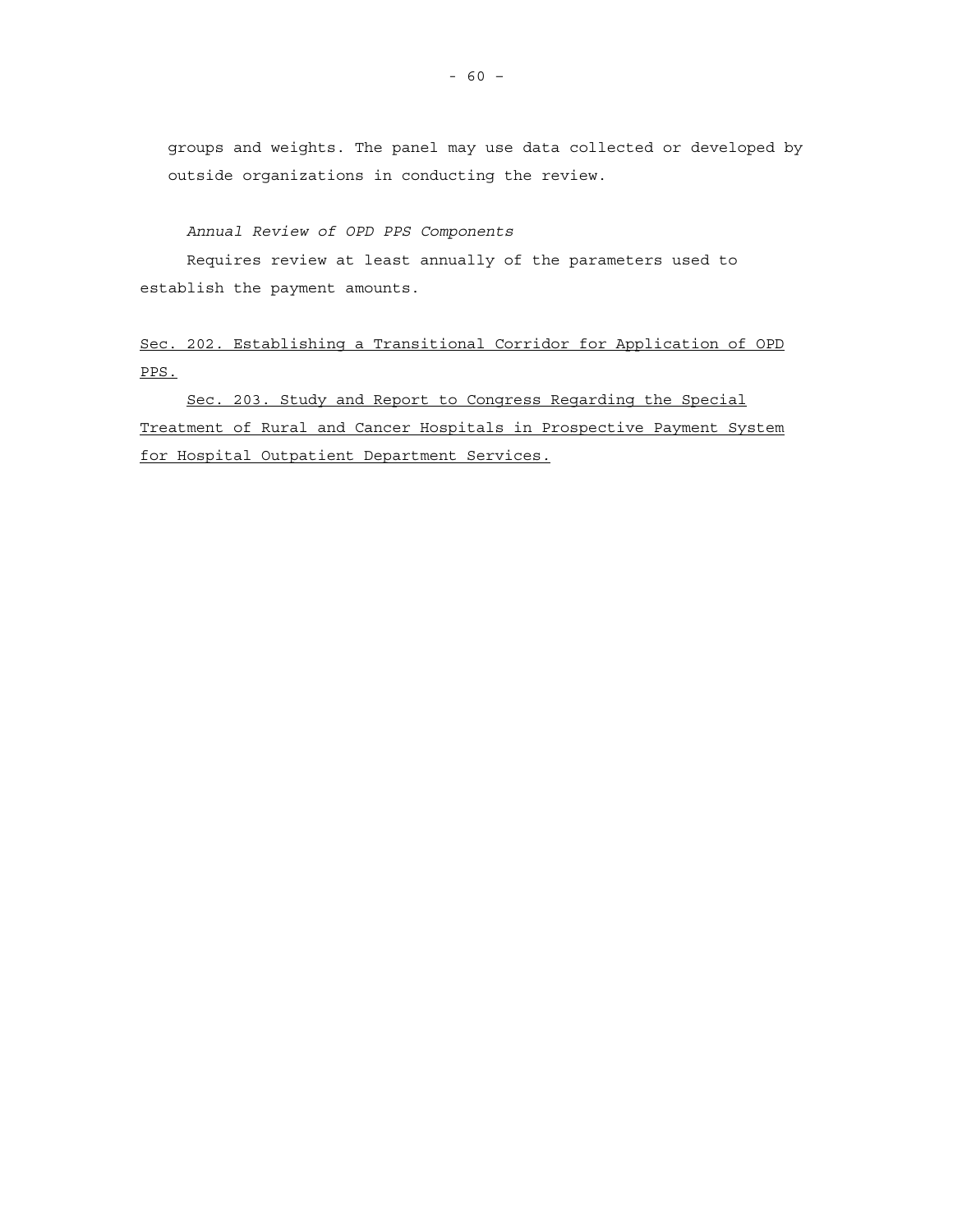groups and weights. The panel may use data collected or developed by outside organizations in conducting the review.

*Annual Review of OPD PPS Components*

Requires review at least annually of the parameters used to establish the payment amounts.

<u>Sec. 202. Establishing a Transitional Corridor for Application of OPD PPS.</u>

<u>Sec. 203. Study and Report to Congress Regarding the Special Treatment of Rural and Cancer Hospitals in Prospective Payment System for Hospital Outpatient Department Services.</u>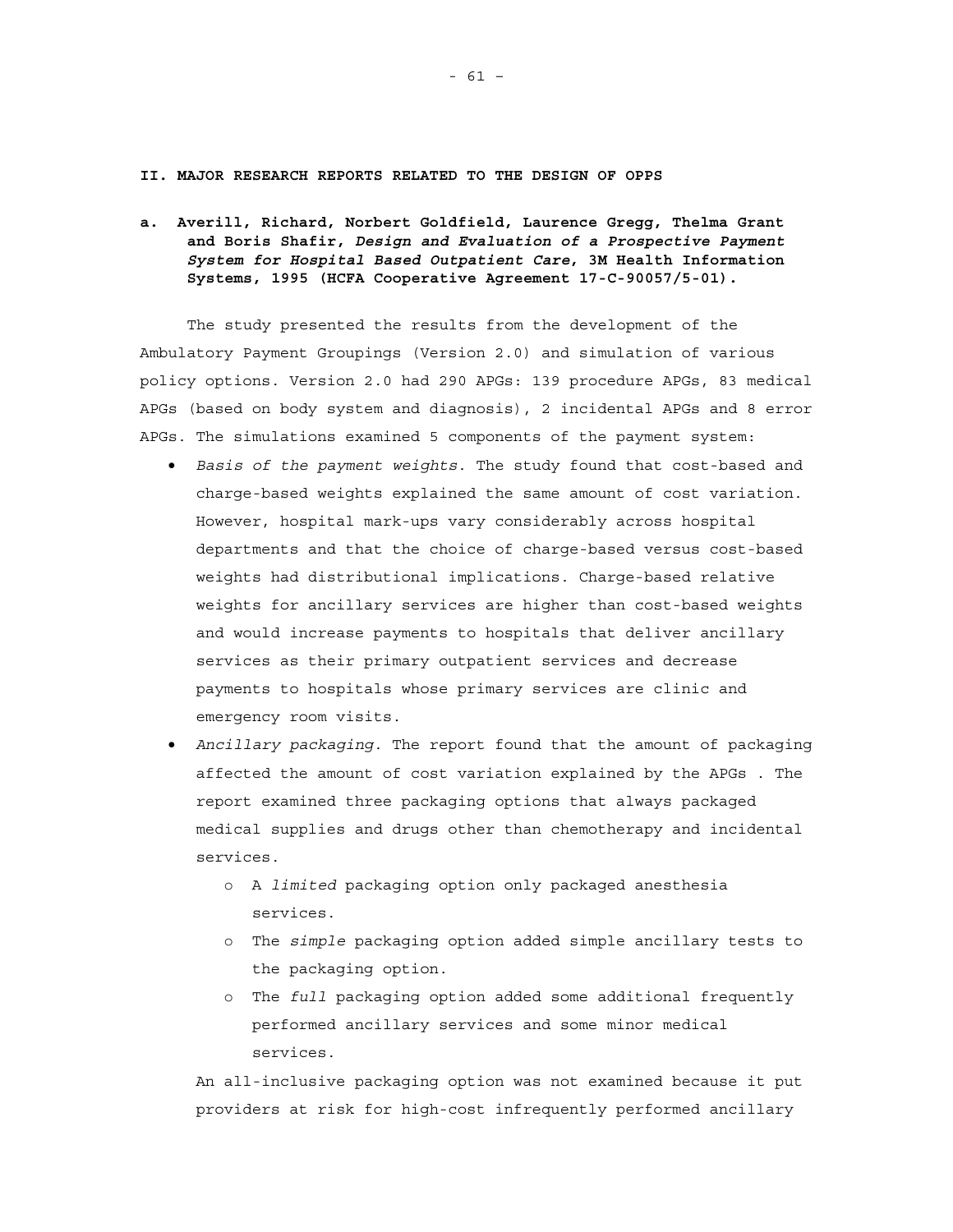## II. MAJOR RESEARCH REPORTS RELATED TO THE DESIGN OF OPPS

### a. Averill, Richard, Norbert Goldfield, Laurence Gregg, Thelma Grant and Boris Shafir, *Design and Evaluation of a Prospective Payment System for Hospital Based Outpatient Care*, 3M Health Information Systems, 1995 (HCFA Cooperative Agreement 17-C-90057/5-01).

The study presented the results from the development of the Ambulatory Payment Groupings (Version 2.0) and simulation of various policy options. Version 2.0 had 290 APGs: 139 procedure APGs, 83 medical APGs (based on body system and diagnosis), 2 incidental APGs and 8 error APGs. The simulations examined 5 components of the payment system:

- *Basis of the payment weights*. The study found that cost-based and charge-based weights explained the same amount of cost variation. However, hospital mark-ups vary considerably across hospital departments and that the choice of charge-based versus cost-based weights had distributional implications. Charge-based relative weights for ancillary services are higher than cost-based weights and would increase payments to hospitals that deliver ancillary services as their primary outpatient services and decrease payments to hospitals whose primary services are clinic and emergency room visits.
- *Ancillary packaging.* The report found that the amount of packaging affected the amount of cost variation explained by the APGs . The report examined three packaging options that always packaged medical supplies and drugs other than chemotherapy and incidental services.
  - A *limited* packaging option only packaged anesthesia services.
  - The *simple* packaging option added simple ancillary tests to the packaging option.
  - The *full* packaging option added some additional frequently performed ancillary services and some minor medical services.

  An all-inclusive packaging option was not examined because it put providers at risk for high-cost infrequently performed ancillary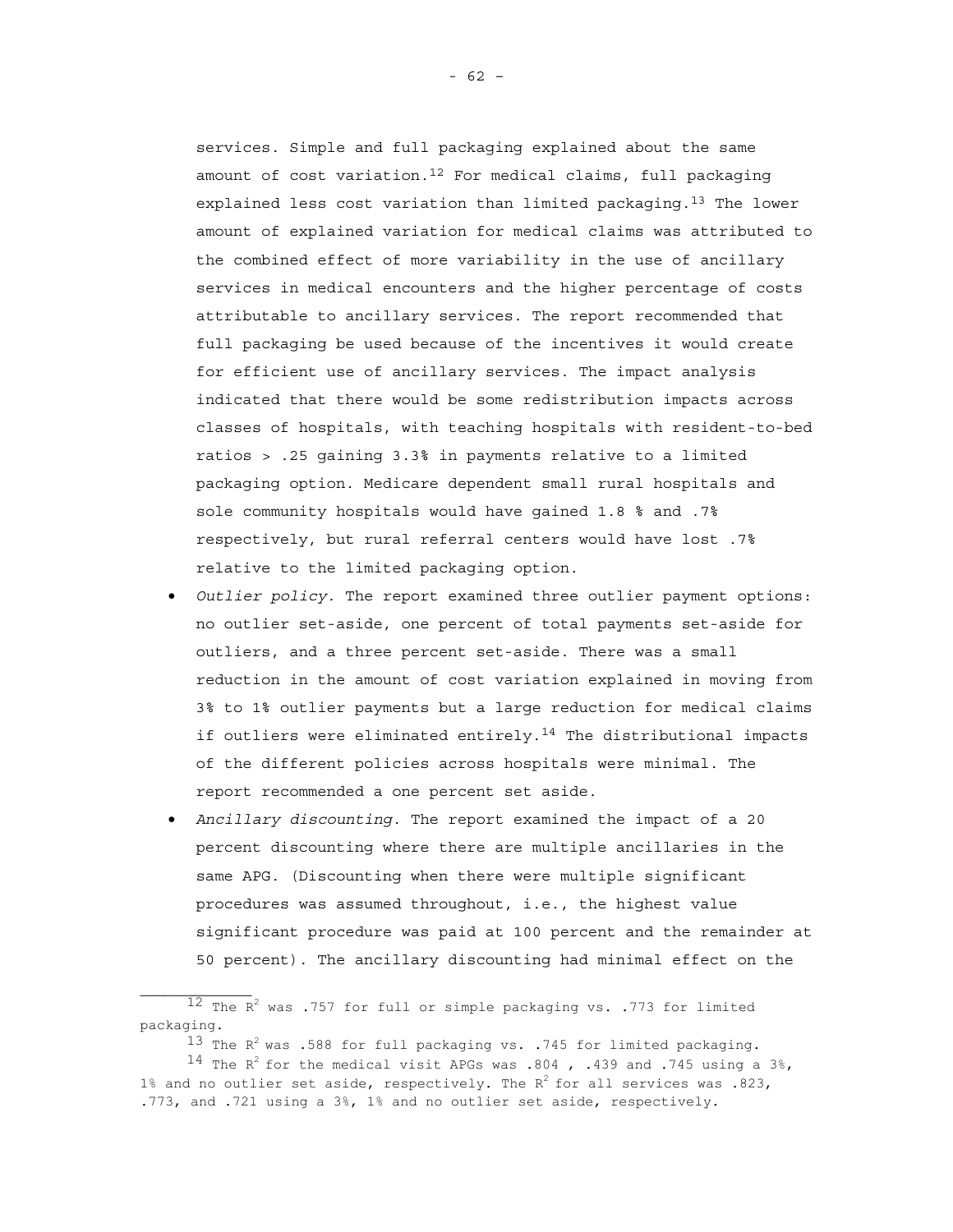services. Simple and full packaging explained about the same amount of cost variation.[12] For medical claims, full packaging explained less cost variation than limited packaging.[13] The lower amount of explained variation for medical claims was attributed to the combined effect of more variability in the use of ancillary services in medical encounters and the higher percentage of costs attributable to ancillary services. The report recommended that full packaging be used because of the incentives it would create for efficient use of ancillary services. The impact analysis indicated that there would be some redistribution impacts across classes of hospitals, with teaching hospitals with resident-to-bed ratios > .25 gaining 3.3% in payments relative to a limited packaging option. Medicare dependent small rural hospitals and sole community hospitals would have gained 1.8 % and .7% respectively, but rural referral centers would have lost .7% relative to the limited packaging option.

- *Outlier policy.* The report examined three outlier payment options: no outlier set-aside, one percent of total payments set-aside for outliers, and a three percent set-aside. There was a small reduction in the amount of cost variation explained in moving from 3% to 1% outlier payments but a large reduction for medical claims if outliers were eliminated entirely.[14] The distributional impacts of the different policies across hospitals were minimal. The report recommended a one percent set aside.
- *Ancillary discounting.* The report examined the impact of a 20 percent discounting where there are multiple ancillaries in the same APG. (Discounting when there were multiple significant procedures was assumed throughout, i.e., the highest value significant procedure was paid at 100 percent and the remainder at 50 percent). The ancillary discounting had minimal effect on the

---

[12] The $R^2$ was .757 for full or simple packaging vs. .773 for limited packaging.

[13] The $R^2$ was .588 for full packaging vs. .745 for limited packaging.

[14] The $R^2$ for the medical visit APGs was .804 , .439 and .745 using a 3%, 1% and no outlier set aside, respectively. The $R^2$ for all services was .823, .773, and .721 using a 3%, 1% and no outlier set aside, respectively.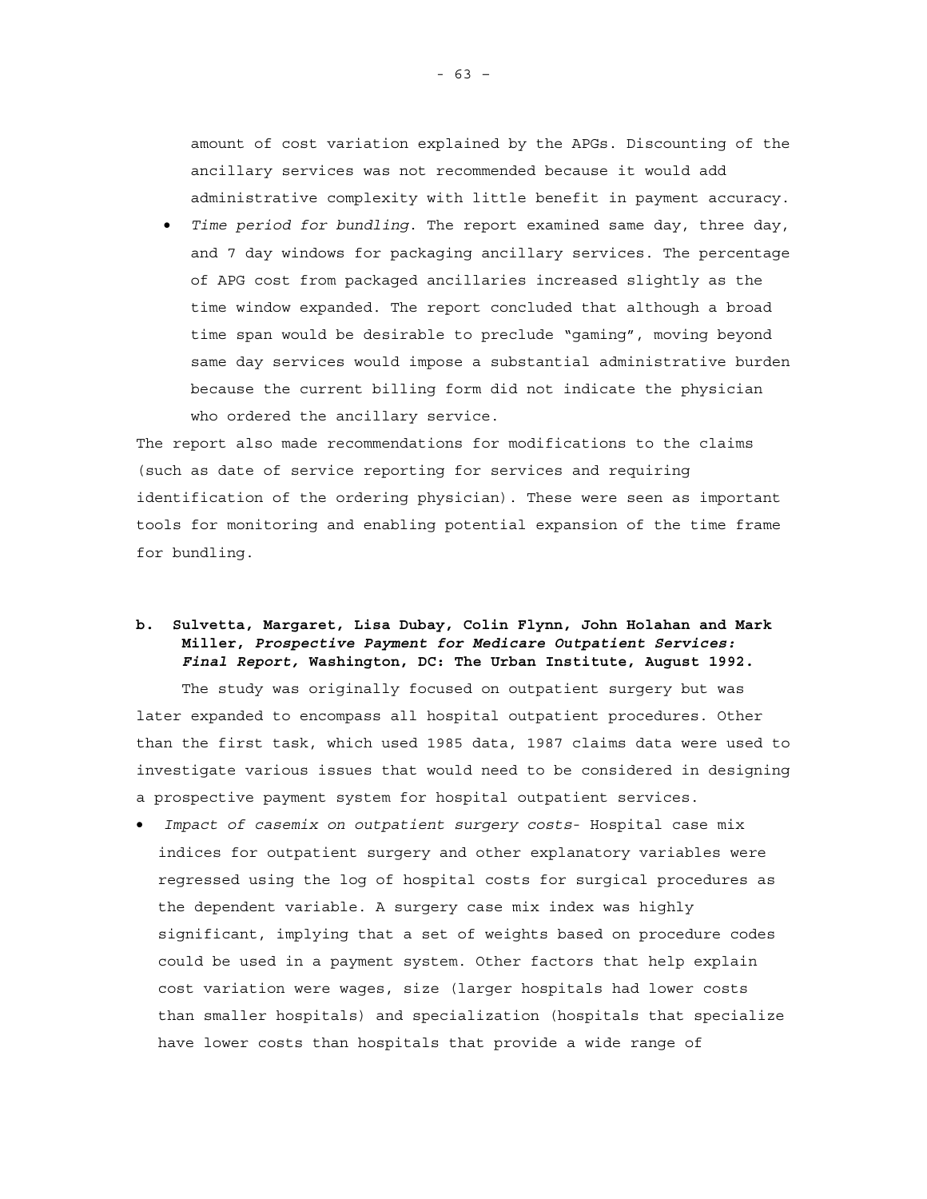amount of cost variation explained by the APGs. Discounting of the ancillary services was not recommended because it would add administrative complexity with little benefit in payment accuracy.

- *Time period for bundling*. The report examined same day, three day, and 7 day windows for packaging ancillary services. The percentage of APG cost from packaged ancillaries increased slightly as the time window expanded. The report concluded that although a broad time span would be desirable to preclude "gaming", moving beyond same day services would impose a substantial administrative burden because the current billing form did not indicate the physician who ordered the ancillary service.

The report also made recommendations for modifications to the claims (such as date of service reporting for services and requiring identification of the ordering physician). These were seen as important tools for monitoring and enabling potential expansion of the time frame for bundling.

**b. Sulvetta, Margaret, Lisa Dubay, Colin Flynn, John Holahan and Mark Miller, *Prospective Payment for Medicare Outpatient Services: Final Report,* Washington, DC: The Urban Institute, August 1992.**

The study was originally focused on outpatient surgery but was later expanded to encompass all hospital outpatient procedures. Other than the first task, which used 1985 data, 1987 claims data were used to investigate various issues that would need to be considered in designing a prospective payment system for hospital outpatient services.

- *Impact of casemix on outpatient surgery costs*- Hospital case mix indices for outpatient surgery and other explanatory variables were regressed using the log of hospital costs for surgical procedures as the dependent variable. A surgery case mix index was highly significant, implying that a set of weights based on procedure codes could be used in a payment system. Other factors that help explain cost variation were wages, size (larger hospitals had lower costs than smaller hospitals) and specialization (hospitals that specialize have lower costs than hospitals that provide a wide range of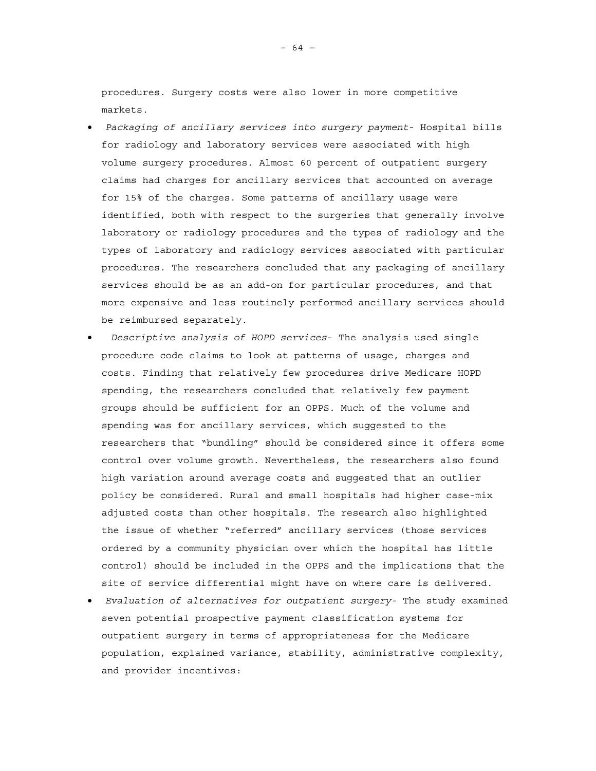procedures. Surgery costs were also lower in more competitive markets.

- *Packaging of ancillary services into surgery payment*- Hospital bills for radiology and laboratory services were associated with high volume surgery procedures. Almost 60 percent of outpatient surgery claims had charges for ancillary services that accounted on average for 15% of the charges. Some patterns of ancillary usage were identified, both with respect to the surgeries that generally involve laboratory or radiology procedures and the types of radiology and the types of laboratory and radiology services associated with particular procedures. The researchers concluded that any packaging of ancillary services should be as an add-on for particular procedures, and that more expensive and less routinely performed ancillary services should be reimbursed separately.
- *Descriptive analysis of HOPD services*- The analysis used single procedure code claims to look at patterns of usage, charges and costs. Finding that relatively few procedures drive Medicare HOPD spending, the researchers concluded that relatively few payment groups should be sufficient for an OPPS. Much of the volume and spending was for ancillary services, which suggested to the researchers that "bundling" should be considered since it offers some control over volume growth. Nevertheless, the researchers also found high variation around average costs and suggested that an outlier policy be considered. Rural and small hospitals had higher case-mix adjusted costs than other hospitals. The research also highlighted the issue of whether "referred" ancillary services (those services ordered by a community physician over which the hospital has little control) should be included in the OPPS and the implications that the site of service differential might have on where care is delivered.
- *Evaluation of alternatives for outpatient surgery*- The study examined seven potential prospective payment classification systems for outpatient surgery in terms of appropriateness for the Medicare population, explained variance, stability, administrative complexity, and provider incentives: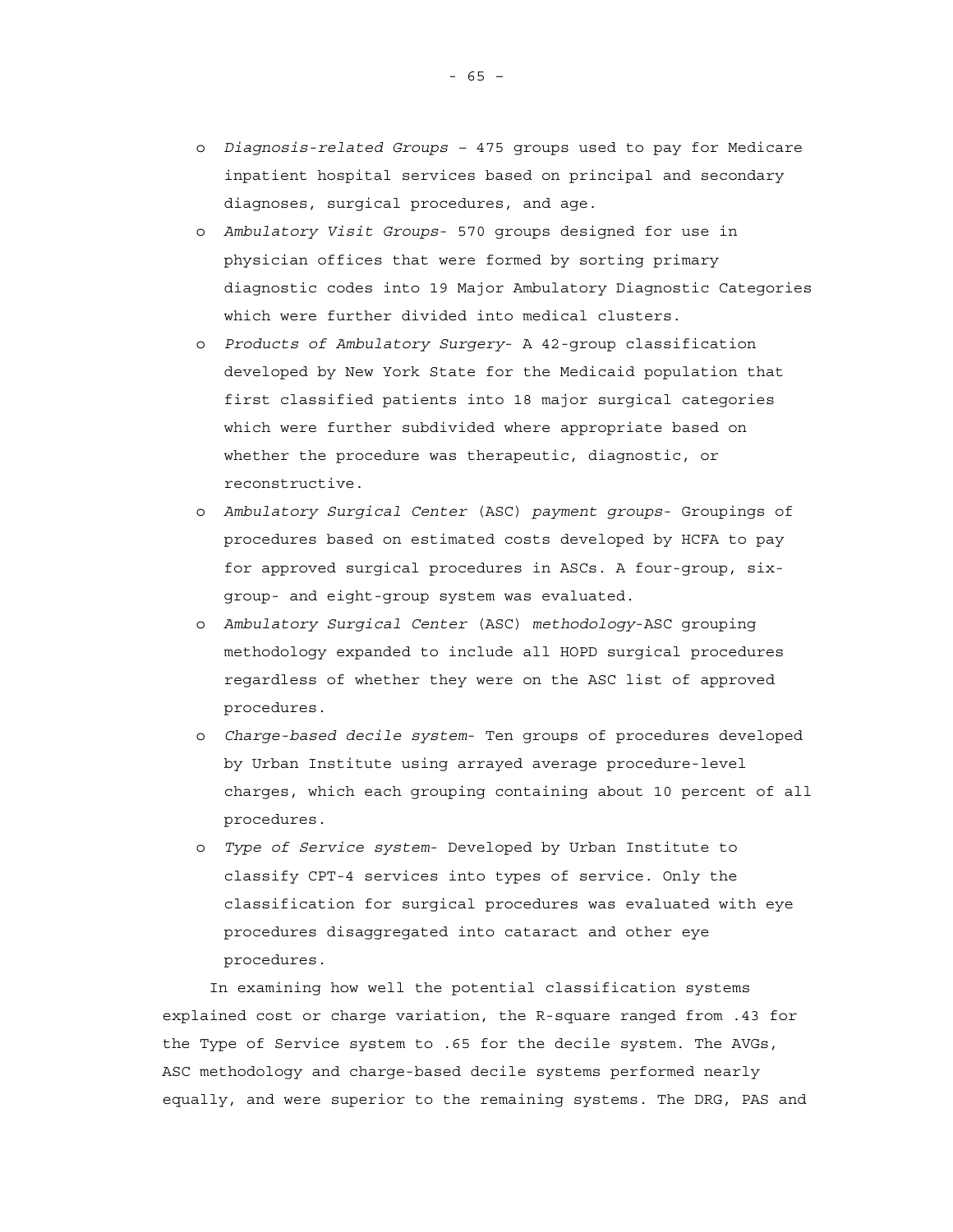- *Diagnosis-related Groups* – 475 groups used to pay for Medicare inpatient hospital services based on principal and secondary diagnoses, surgical procedures, and age.
- *Ambulatory Visit Groups*- 570 groups designed for use in physician offices that were formed by sorting primary diagnostic codes into 19 Major Ambulatory Diagnostic Categories which were further divided into medical clusters.
- *Products of Ambulatory Surgery*- A 42-group classification developed by New York State for the Medicaid population that first classified patients into 18 major surgical categories which were further subdivided where appropriate based on whether the procedure was therapeutic, diagnostic, or reconstructive.
- *Ambulatory Surgical Center* (ASC) *payment groups*- Groupings of procedures based on estimated costs developed by HCFA to pay for approved surgical procedures in ASCs. A four-group, six-group- and eight-group system was evaluated.
- *Ambulatory Surgical Center* (ASC) *methodology*-ASC grouping methodology expanded to include all HOPD surgical procedures regardless of whether they were on the ASC list of approved procedures.
- *Charge-based decile system*- Ten groups of procedures developed by Urban Institute using arrayed average procedure-level charges, which each grouping containing about 10 percent of all procedures.
- *Type of Service system*- Developed by Urban Institute to classify CPT-4 services into types of service. Only the classification for surgical procedures was evaluated with eye procedures disaggregated into cataract and other eye procedures.

In examining how well the potential classification systems explained cost or charge variation, the R-square ranged from .43 for the Type of Service system to .65 for the decile system. The AVGs, ASC methodology and charge-based decile systems performed nearly equally, and were superior to the remaining systems. The DRG, PAS and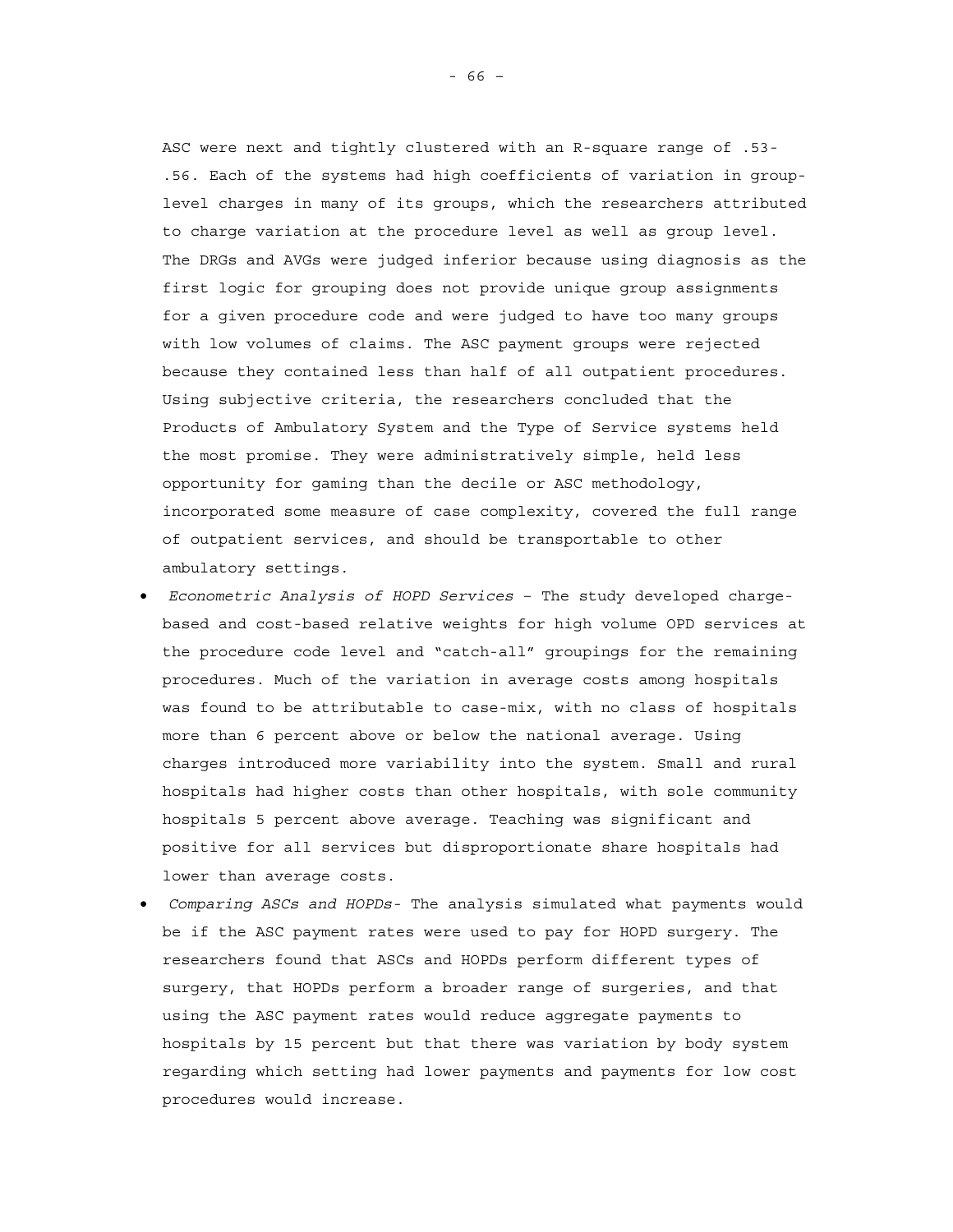ASC were next and tightly clustered with an R-square range of .53-.56. Each of the systems had high coefficients of variation in group-level charges in many of its groups, which the researchers attributed to charge variation at the procedure level as well as group level. The DRGs and AVGs were judged inferior because using diagnosis as the first logic for grouping does not provide unique group assignments for a given procedure code and were judged to have too many groups with low volumes of claims. The ASC payment groups were rejected because they contained less than half of all outpatient procedures. Using subjective criteria, the researchers concluded that the Products of Ambulatory System and the Type of Service systems held the most promise. They were administratively simple, held less opportunity for gaming than the decile or ASC methodology, incorporated some measure of case complexity, covered the full range of outpatient services, and should be transportable to other ambulatory settings.

- *Econometric Analysis of HOPD Services* – The study developed charge-based and cost-based relative weights for high volume OPD services at the procedure code level and "catch-all" groupings for the remaining procedures. Much of the variation in average costs among hospitals was found to be attributable to case-mix, with no class of hospitals more than 6 percent above or below the national average. Using charges introduced more variability into the system. Small and rural hospitals had higher costs than other hospitals, with sole community hospitals 5 percent above average. Teaching was significant and positive for all services but disproportionate share hospitals had lower than average costs.
- *Comparing ASCs and HOPDs*- The analysis simulated what payments would be if the ASC payment rates were used to pay for HOPD surgery. The researchers found that ASCs and HOPDs perform different types of surgery, that HOPDs perform a broader range of surgeries, and that using the ASC payment rates would reduce aggregate payments to hospitals by 15 percent but that there was variation by body system regarding which setting had lower payments and payments for low cost procedures would increase.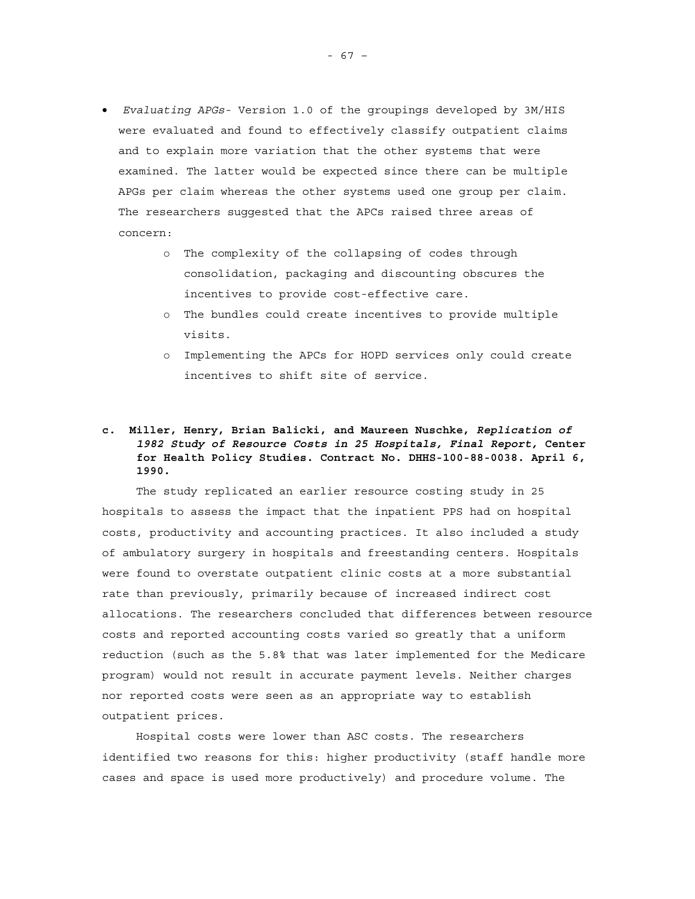- *Evaluating APGs*- Version 1.0 of the groupings developed by 3M/HIS were evaluated and found to effectively classify outpatient claims and to explain more variation that the other systems that were examined. The latter would be expected since there can be multiple APGs per claim whereas the other systems used one group per claim. The researchers suggested that the APCs raised three areas of concern:
  - The complexity of the collapsing of codes through consolidation, packaging and discounting obscures the incentives to provide cost-effective care.
  - The bundles could create incentives to provide multiple visits.
  - Implementing the APCs for HOPD services only could create incentives to shift site of service.

**c. Miller, Henry, Brian Balicki, and Maureen Nuschke, *Replication of 1982 Study of Resource Costs in 25 Hospitals, Final Report,* Center for Health Policy Studies. Contract No. DHHS-100-88-0038. April 6, 1990.**

The study replicated an earlier resource costing study in 25 hospitals to assess the impact that the inpatient PPS had on hospital costs, productivity and accounting practices. It also included a study of ambulatory surgery in hospitals and freestanding centers. Hospitals were found to overstate outpatient clinic costs at a more substantial rate than previously, primarily because of increased indirect cost allocations. The researchers concluded that differences between resource costs and reported accounting costs varied so greatly that a uniform reduction (such as the 5.8% that was later implemented for the Medicare program) would not result in accurate payment levels. Neither charges nor reported costs were seen as an appropriate way to establish outpatient prices.

Hospital costs were lower than ASC costs. The researchers identified two reasons for this: higher productivity (staff handle more cases and space is used more productively) and procedure volume. The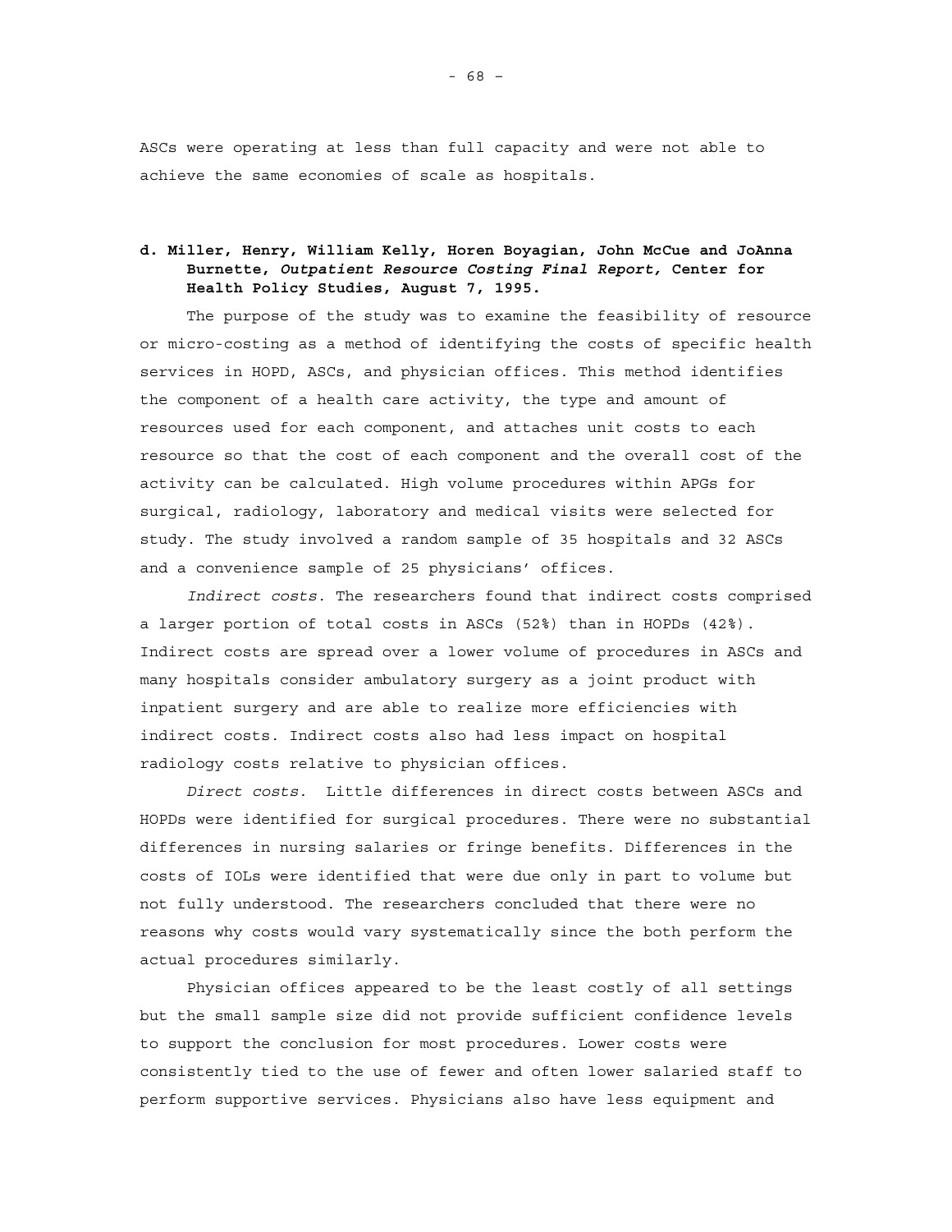ASCs were operating at less than full capacity and were not able to achieve the same economies of scale as hospitals.

**d. Miller, Henry, William Kelly, Horen Boyagian, John McCue and JoAnna Burnette, *Outpatient Resource Costing Final Report,* Center for Health Policy Studies, August 7, 1995.**

The purpose of the study was to examine the feasibility of resource or micro-costing as a method of identifying the costs of specific health services in HOPD, ASCs, and physician offices. This method identifies the component of a health care activity, the type and amount of resources used for each component, and attaches unit costs to each resource so that the cost of each component and the overall cost of the activity can be calculated. High volume procedures within APGs for surgical, radiology, laboratory and medical visits were selected for study. The study involved a random sample of 35 hospitals and 32 ASCs and a convenience sample of 25 physicians' offices.

*Indirect costs.* The researchers found that indirect costs comprised a larger portion of total costs in ASCs (52%) than in HOPDs (42%). Indirect costs are spread over a lower volume of procedures in ASCs and many hospitals consider ambulatory surgery as a joint product with inpatient surgery and are able to realize more efficiencies with indirect costs. Indirect costs also had less impact on hospital radiology costs relative to physician offices.

*Direct costs.* Little differences in direct costs between ASCs and HOPDs were identified for surgical procedures. There were no substantial differences in nursing salaries or fringe benefits. Differences in the costs of IOLs were identified that were due only in part to volume but not fully understood. The researchers concluded that there were no reasons why costs would vary systematically since the both perform the actual procedures similarly.

Physician offices appeared to be the least costly of all settings but the small sample size did not provide sufficient confidence levels to support the conclusion for most procedures. Lower costs were consistently tied to the use of fewer and often lower salaried staff to perform supportive services. Physicians also have less equipment and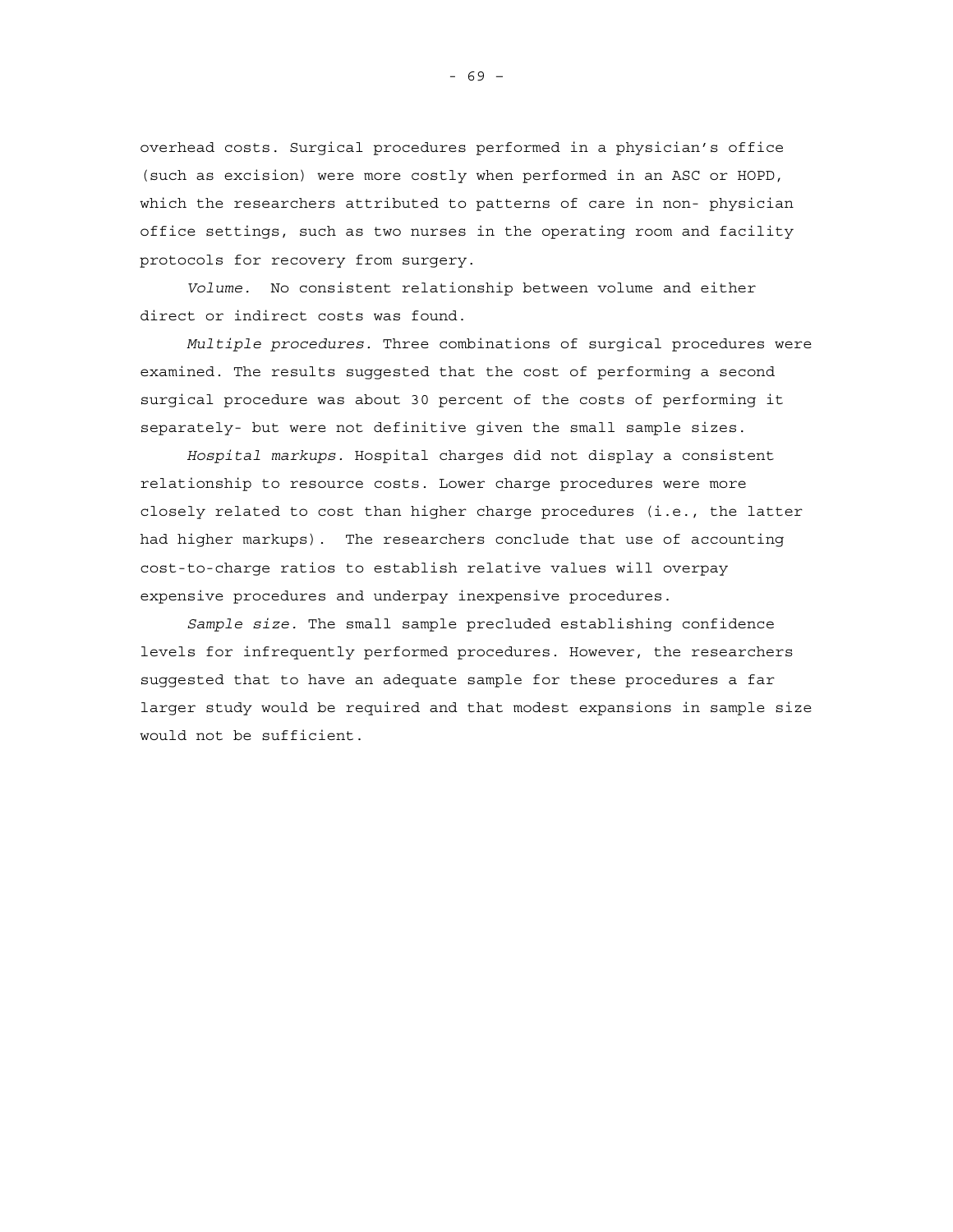overhead costs. Surgical procedures performed in a physician's office (such as excision) were more costly when performed in an ASC or HOPD, which the researchers attributed to patterns of care in non- physician office settings, such as two nurses in the operating room and facility protocols for recovery from surgery.

*Volume.* No consistent relationship between volume and either direct or indirect costs was found.

*Multiple procedures.* Three combinations of surgical procedures were examined. The results suggested that the cost of performing a second surgical procedure was about 30 percent of the costs of performing it separately- but were not definitive given the small sample sizes.

*Hospital markups.* Hospital charges did not display a consistent relationship to resource costs. Lower charge procedures were more closely related to cost than higher charge procedures (i.e., the latter had higher markups). The researchers conclude that use of accounting cost-to-charge ratios to establish relative values will overpay expensive procedures and underpay inexpensive procedures.

*Sample size.* The small sample precluded establishing confidence levels for infrequently performed procedures. However, the researchers suggested that to have an adequate sample for these procedures a far larger study would be required and that modest expansions in sample size would not be sufficient.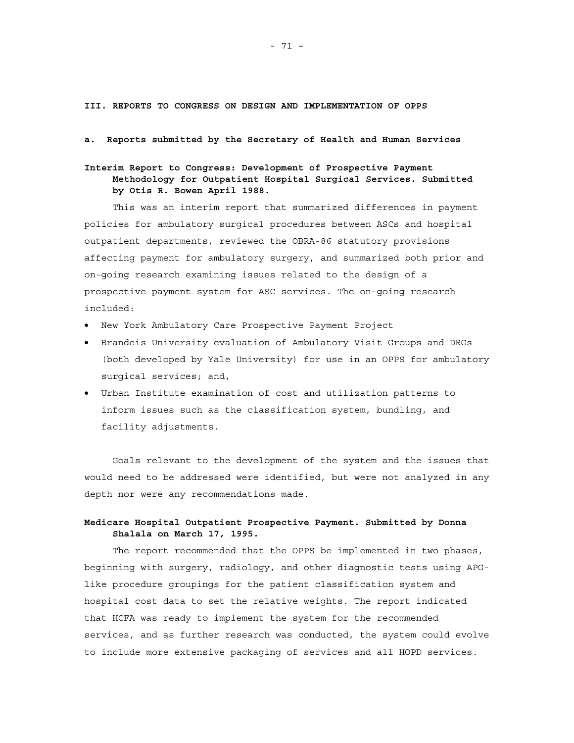## III. REPORTS TO CONGRESS ON DESIGN AND IMPLEMENTATION OF OPPS

### a. Reports submitted by the Secretary of Health and Human Services

**Interim Report to Congress: Development of Prospective Payment Methodology for Outpatient Hospital Surgical Services. Submitted by Otis R. Bowen April 1988.**

This was an interim report that summarized differences in payment policies for ambulatory surgical procedures between ASCs and hospital outpatient departments, reviewed the OBRA-86 statutory provisions affecting payment for ambulatory surgery, and summarized both prior and on-going research examining issues related to the design of a prospective payment system for ASC services. The on-going research included:

- New York Ambulatory Care Prospective Payment Project
- Brandeis University evaluation of Ambulatory Visit Groups and DRGs (both developed by Yale University) for use in an OPPS for ambulatory surgical services; and,
- Urban Institute examination of cost and utilization patterns to inform issues such as the classification system, bundling, and facility adjustments.

Goals relevant to the development of the system and the issues that would need to be addressed were identified, but were not analyzed in any depth nor were any recommendations made.

**Medicare Hospital Outpatient Prospective Payment. Submitted by Donna Shalala on March 17, 1995.**

The report recommended that the OPPS be implemented in two phases, beginning with surgery, radiology, and other diagnostic tests using APG-like procedure groupings for the patient classification system and hospital cost data to set the relative weights. The report indicated that HCFA was ready to implement the system for the recommended services, and as further research was conducted, the system could evolve to include more extensive packaging of services and all HOPD services.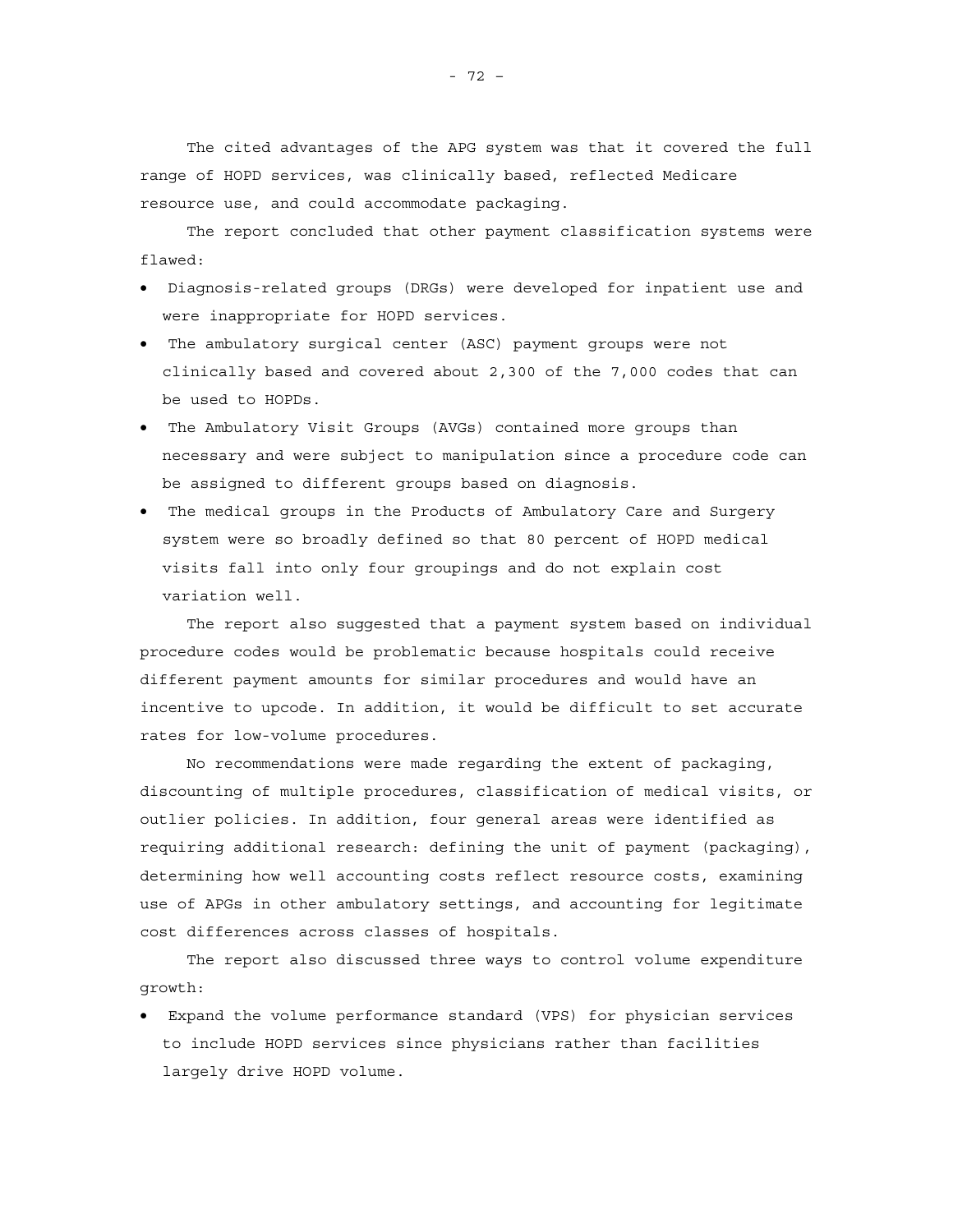The cited advantages of the APG system was that it covered the full range of HOPD services, was clinically based, reflected Medicare resource use, and could accommodate packaging.

The report concluded that other payment classification systems were flawed:

- Diagnosis-related groups (DRGs) were developed for inpatient use and were inappropriate for HOPD services.
- The ambulatory surgical center (ASC) payment groups were not clinically based and covered about 2,300 of the 7,000 codes that can be used to HOPDs.
- The Ambulatory Visit Groups (AVGs) contained more groups than necessary and were subject to manipulation since a procedure code can be assigned to different groups based on diagnosis.
- The medical groups in the Products of Ambulatory Care and Surgery system were so broadly defined so that 80 percent of HOPD medical visits fall into only four groupings and do not explain cost variation well.

The report also suggested that a payment system based on individual procedure codes would be problematic because hospitals could receive different payment amounts for similar procedures and would have an incentive to upcode. In addition, it would be difficult to set accurate rates for low-volume procedures.

No recommendations were made regarding the extent of packaging, discounting of multiple procedures, classification of medical visits, or outlier policies. In addition, four general areas were identified as requiring additional research: defining the unit of payment (packaging), determining how well accounting costs reflect resource costs, examining use of APGs in other ambulatory settings, and accounting for legitimate cost differences across classes of hospitals.

The report also discussed three ways to control volume expenditure growth:

- Expand the volume performance standard (VPS) for physician services to include HOPD services since physicians rather than facilities largely drive HOPD volume.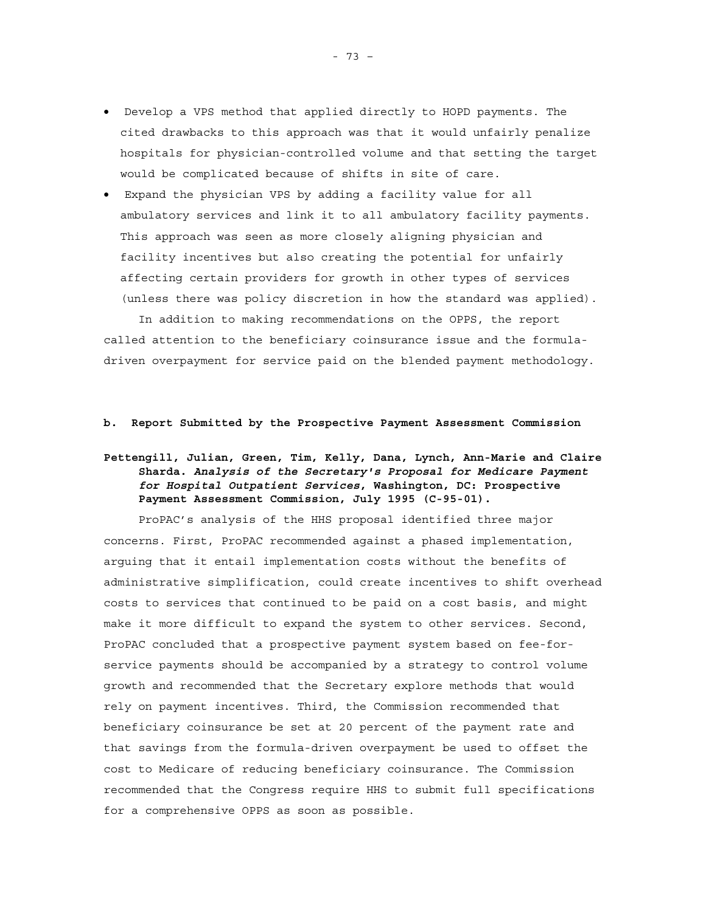- Develop a VPS method that applied directly to HOPD payments. The cited drawbacks to this approach was that it would unfairly penalize hospitals for physician-controlled volume and that setting the target would be complicated because of shifts in site of care.
- Expand the physician VPS by adding a facility value for all ambulatory services and link it to all ambulatory facility payments. This approach was seen as more closely aligning physician and facility incentives but also creating the potential for unfairly affecting certain providers for growth in other types of services (unless there was policy discretion in how the standard was applied).

In addition to making recommendations on the OPPS, the report called attention to the beneficiary coinsurance issue and the formula-driven overpayment for service paid on the blended payment methodology.

**b. Report Submitted by the Prospective Payment Assessment Commission**

**Pettengill, Julian, Green, Tim, Kelly, Dana, Lynch, Ann-Marie and Claire Sharda. *Analysis of the Secretary's Proposal for Medicare Payment for Hospital Outpatient Services*, Washington, DC: Prospective Payment Assessment Commission, July 1995 (C-95-01).**

ProPAC's analysis of the HHS proposal identified three major concerns. First, ProPAC recommended against a phased implementation, arguing that it entail implementation costs without the benefits of administrative simplification, could create incentives to shift overhead costs to services that continued to be paid on a cost basis, and might make it more difficult to expand the system to other services. Second, ProPAC concluded that a prospective payment system based on fee-for-service payments should be accompanied by a strategy to control volume growth and recommended that the Secretary explore methods that would rely on payment incentives. Third, the Commission recommended that beneficiary coinsurance be set at 20 percent of the payment rate and that savings from the formula-driven overpayment be used to offset the cost to Medicare of reducing beneficiary coinsurance. The Commission recommended that the Congress require HHS to submit full specifications for a comprehensive OPPS as soon as possible.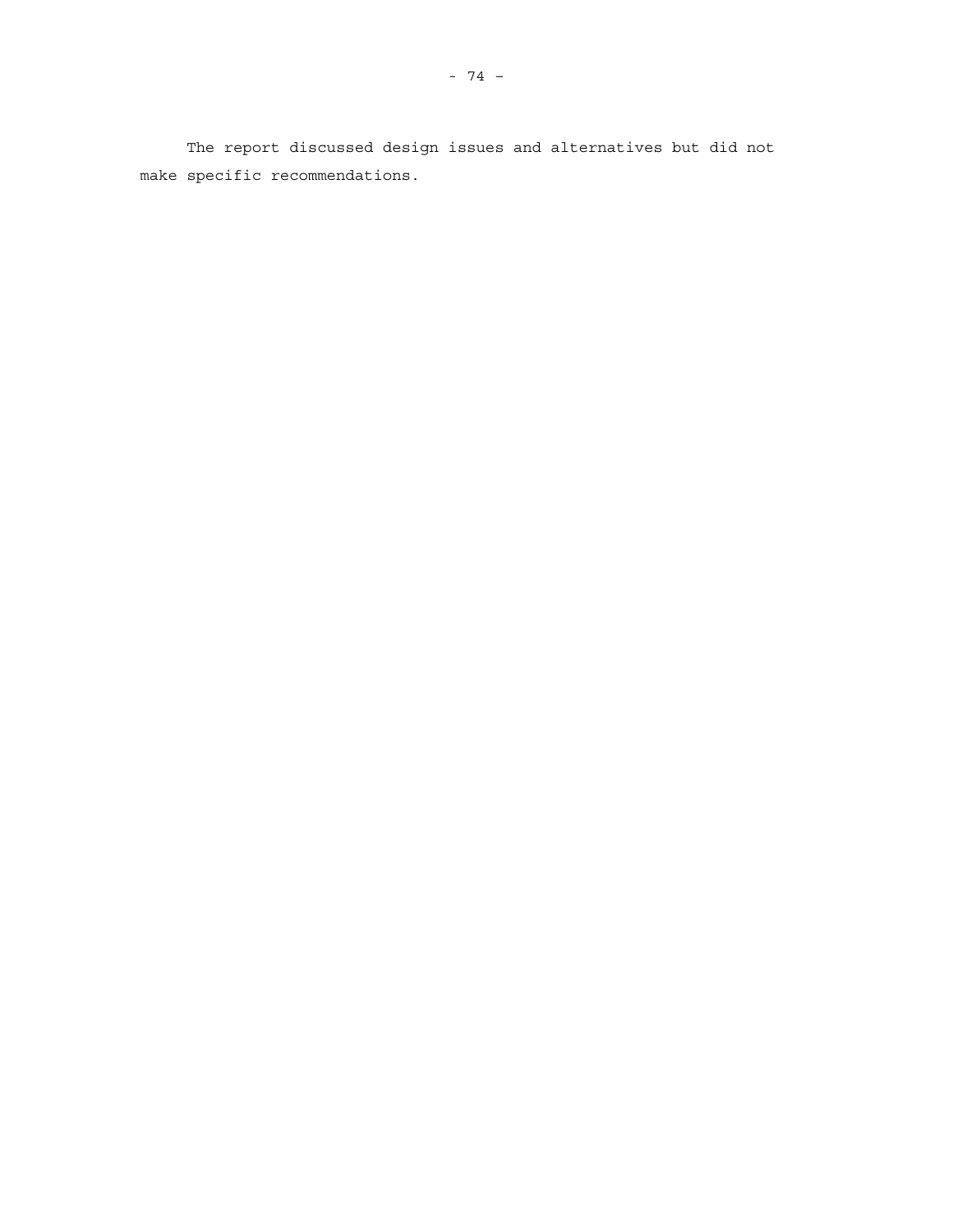The report discussed design issues and alternatives but did not make specific recommendations.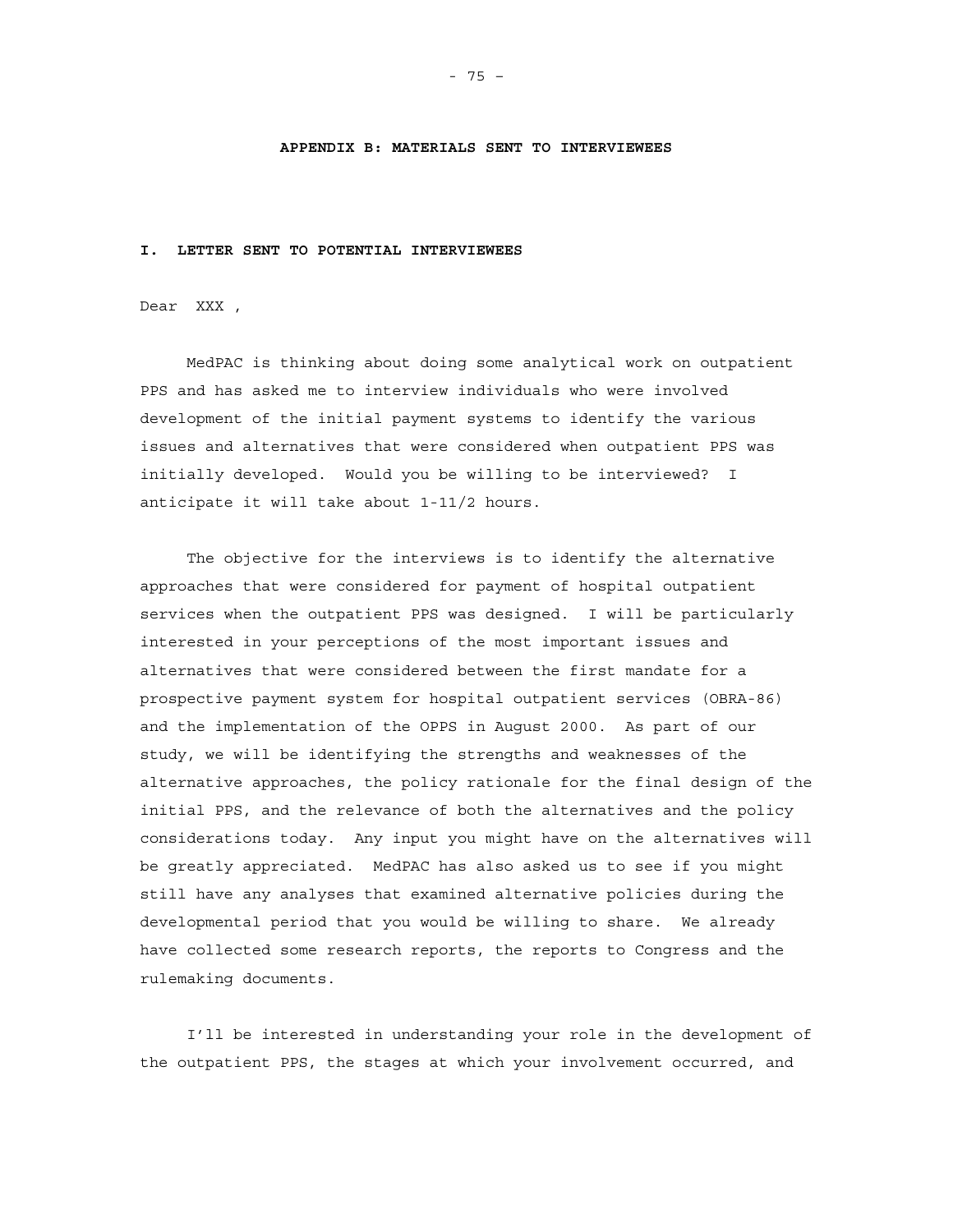# APPENDIX B: MATERIALS SENT TO INTERVIEWEES

## I. LETTER SENT TO POTENTIAL INTERVIEWEES

Dear XXX ,

MedPAC is thinking about doing some analytical work on outpatient PPS and has asked me to interview individuals who were involved development of the initial payment systems to identify the various issues and alternatives that were considered when outpatient PPS was initially developed. Would you be willing to be interviewed? I anticipate it will take about 1-11/2 hours.

The objective for the interviews is to identify the alternative approaches that were considered for payment of hospital outpatient services when the outpatient PPS was designed. I will be particularly interested in your perceptions of the most important issues and alternatives that were considered between the first mandate for a prospective payment system for hospital outpatient services (OBRA-86) and the implementation of the OPPS in August 2000. As part of our study, we will be identifying the strengths and weaknesses of the alternative approaches, the policy rationale for the final design of the initial PPS, and the relevance of both the alternatives and the policy considerations today. Any input you might have on the alternatives will be greatly appreciated. MedPAC has also asked us to see if you might still have any analyses that examined alternative policies during the developmental period that you would be willing to share. We already have collected some research reports, the reports to Congress and the rulemaking documents.

I'll be interested in understanding your role in the development of the outpatient PPS, the stages at which your involvement occurred, and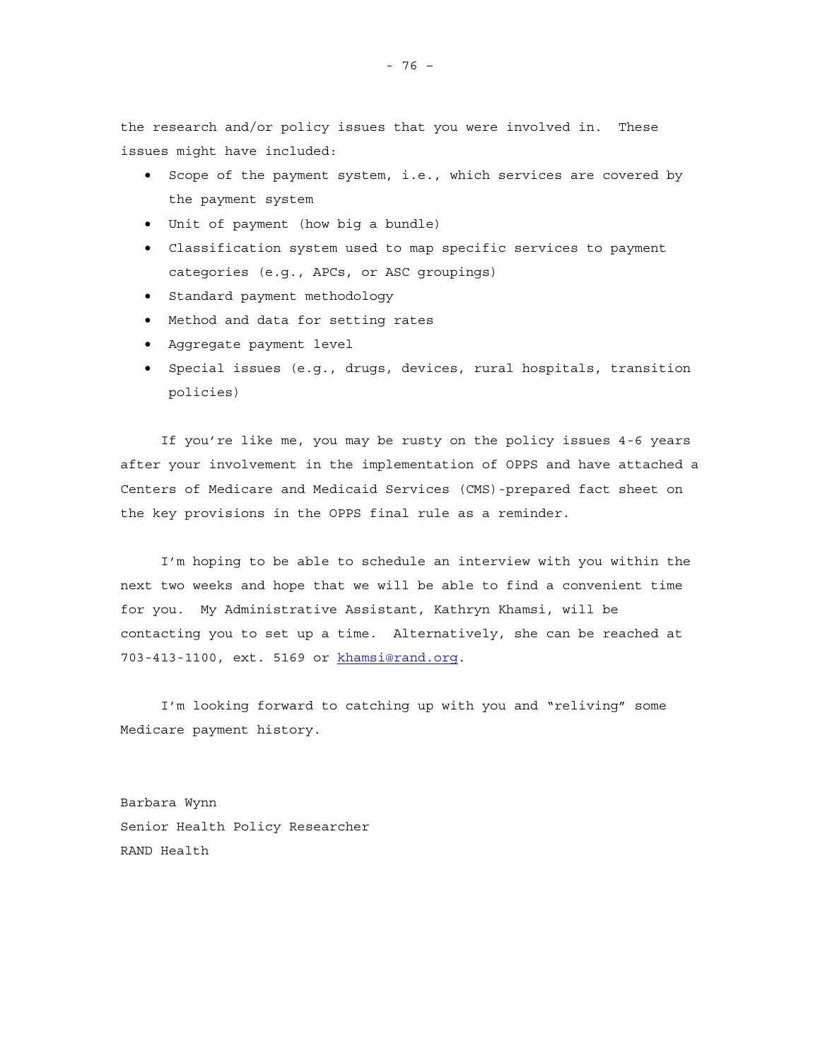the research and/or policy issues that you were involved in. These issues might have included:

- Scope of the payment system, i.e., which services are covered by the payment system
- Unit of payment (how big a bundle)
- Classification system used to map specific services to payment categories (e.g., APCs, or ASC groupings)
- Standard payment methodology
- Method and data for setting rates
- Aggregate payment level
- Special issues (e.g., drugs, devices, rural hospitals, transition policies)

If you're like me, you may be rusty on the policy issues 4-6 years after your involvement in the implementation of OPPS and have attached a Centers of Medicare and Medicaid Services (CMS)-prepared fact sheet on the key provisions in the OPPS final rule as a reminder.

I'm hoping to be able to schedule an interview with you within the next two weeks and hope that we will be able to find a convenient time for you. My Administrative Assistant, Kathryn Khamsi, will be contacting you to set up a time. Alternatively, she can be reached at 703-413-1100, ext. 5169 or khamsi@rand.org.

I'm looking forward to catching up with you and "reliving" some Medicare payment history.

Barbara Wynn
Senior Health Policy Researcher
RAND Health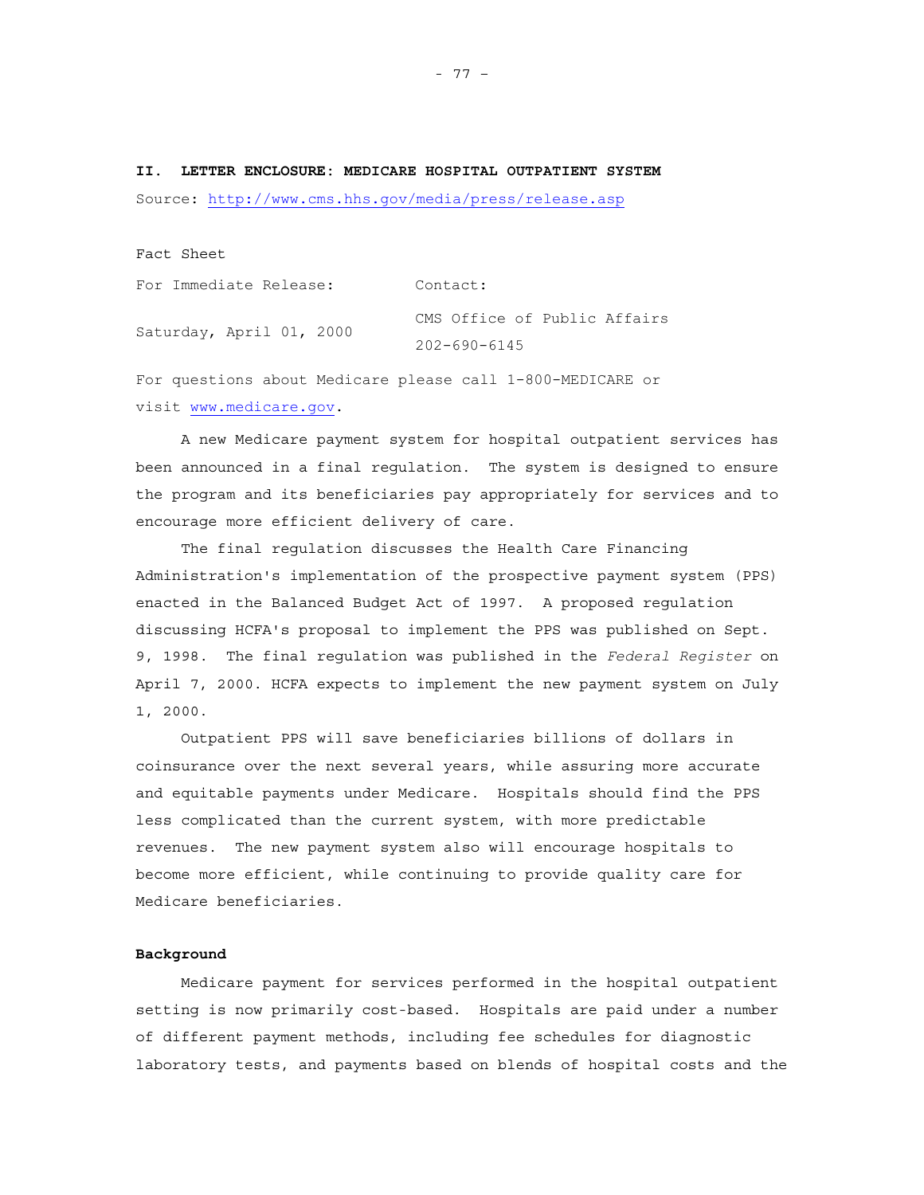## II. LETTER ENCLOSURE: MEDICARE HOSPITAL OUTPATIENT SYSTEM

Source: http://www.cms.hhs.gov/media/press/release.asp

Fact Sheet

| For Immediate Release: | Contact: |
|---|---|
| Saturday, April 01, 2000 | CMS Office of Public Affairs<br>202-690-6145 |

For questions about Medicare please call 1-800-MEDICARE or visit www.medicare.gov.

A new Medicare payment system for hospital outpatient services has been announced in a final regulation. The system is designed to ensure the program and its beneficiaries pay appropriately for services and to encourage more efficient delivery of care.

The final regulation discusses the Health Care Financing Administration's implementation of the prospective payment system (PPS) enacted in the Balanced Budget Act of 1997. A proposed regulation discussing HCFA's proposal to implement the PPS was published on Sept. 9, 1998. The final regulation was published in the *Federal Register* on April 7, 2000. HCFA expects to implement the new payment system on July 1, 2000.

Outpatient PPS will save beneficiaries billions of dollars in coinsurance over the next several years, while assuring more accurate and equitable payments under Medicare. Hospitals should find the PPS less complicated than the current system, with more predictable revenues. The new payment system also will encourage hospitals to become more efficient, while continuing to provide quality care for Medicare beneficiaries.

### Background

Medicare payment for services performed in the hospital outpatient setting is now primarily cost-based. Hospitals are paid under a number of different payment methods, including fee schedules for diagnostic laboratory tests, and payments based on blends of hospital costs and the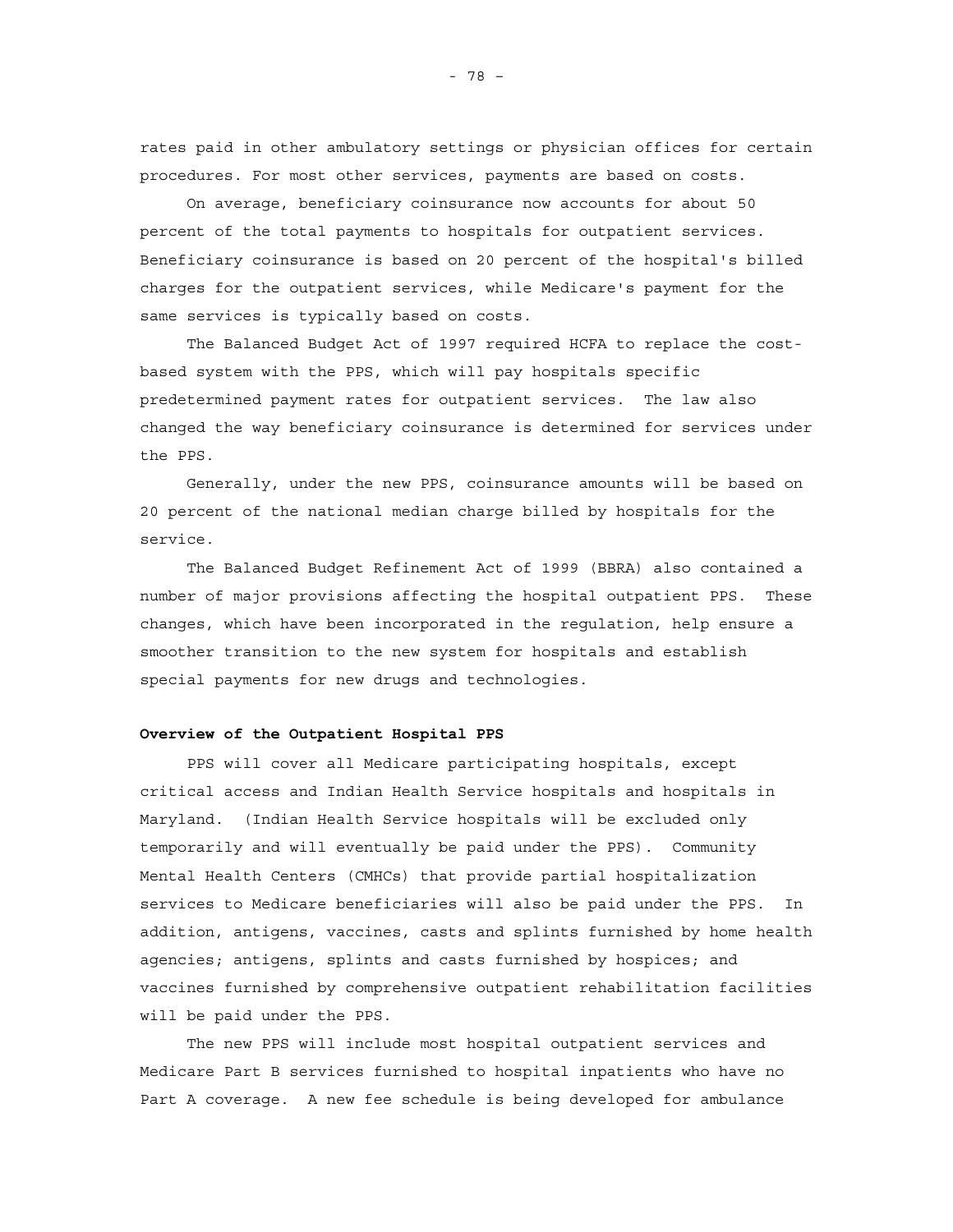rates paid in other ambulatory settings or physician offices for certain procedures. For most other services, payments are based on costs.

On average, beneficiary coinsurance now accounts for about 50 percent of the total payments to hospitals for outpatient services. Beneficiary coinsurance is based on 20 percent of the hospital's billed charges for the outpatient services, while Medicare's payment for the same services is typically based on costs.

The Balanced Budget Act of 1997 required HCFA to replace the cost-based system with the PPS, which will pay hospitals specific predetermined payment rates for outpatient services. The law also changed the way beneficiary coinsurance is determined for services under the PPS.

Generally, under the new PPS, coinsurance amounts will be based on 20 percent of the national median charge billed by hospitals for the service.

The Balanced Budget Refinement Act of 1999 (BBRA) also contained a number of major provisions affecting the hospital outpatient PPS. These changes, which have been incorporated in the regulation, help ensure a smoother transition to the new system for hospitals and establish special payments for new drugs and technologies.

**Overview of the Outpatient Hospital PPS**

PPS will cover all Medicare participating hospitals, except critical access and Indian Health Service hospitals and hospitals in Maryland. (Indian Health Service hospitals will be excluded only temporarily and will eventually be paid under the PPS). Community Mental Health Centers (CMHCs) that provide partial hospitalization services to Medicare beneficiaries will also be paid under the PPS. In addition, antigens, vaccines, casts and splints furnished by home health agencies; antigens, splints and casts furnished by hospices; and vaccines furnished by comprehensive outpatient rehabilitation facilities will be paid under the PPS.

The new PPS will include most hospital outpatient services and Medicare Part B services furnished to hospital inpatients who have no Part A coverage. A new fee schedule is being developed for ambulance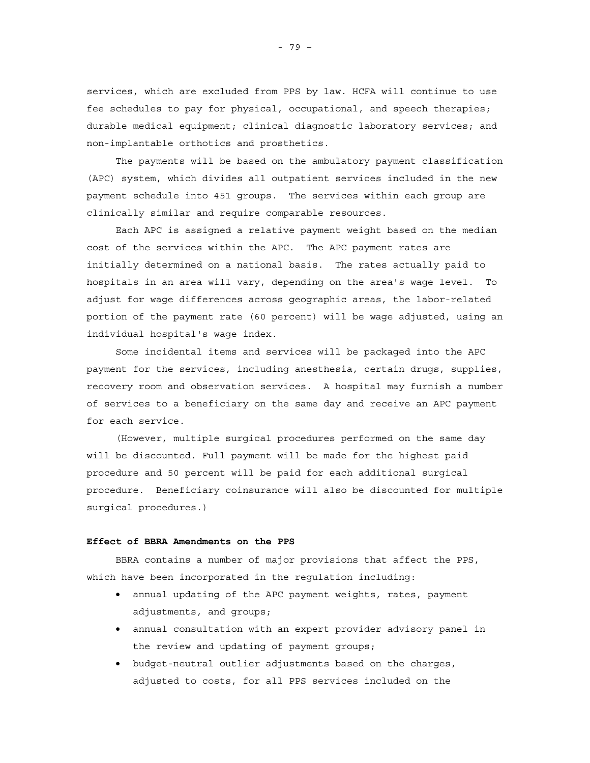services, which are excluded from PPS by law. HCFA will continue to use fee schedules to pay for physical, occupational, and speech therapies; durable medical equipment; clinical diagnostic laboratory services; and non-implantable orthotics and prosthetics.

The payments will be based on the ambulatory payment classification (APC) system, which divides all outpatient services included in the new payment schedule into 451 groups. The services within each group are clinically similar and require comparable resources.

Each APC is assigned a relative payment weight based on the median cost of the services within the APC. The APC payment rates are initially determined on a national basis. The rates actually paid to hospitals in an area will vary, depending on the area's wage level. To adjust for wage differences across geographic areas, the labor-related portion of the payment rate (60 percent) will be wage adjusted, using an individual hospital's wage index.

Some incidental items and services will be packaged into the APC payment for the services, including anesthesia, certain drugs, supplies, recovery room and observation services. A hospital may furnish a number of services to a beneficiary on the same day and receive an APC payment for each service.

(However, multiple surgical procedures performed on the same day will be discounted. Full payment will be made for the highest paid procedure and 50 percent will be paid for each additional surgical procedure. Beneficiary coinsurance will also be discounted for multiple surgical procedures.)

**Effect of BBRA Amendments on the PPS**

BBRA contains a number of major provisions that affect the PPS, which have been incorporated in the regulation including:

- annual updating of the APC payment weights, rates, payment adjustments, and groups;
- annual consultation with an expert provider advisory panel in the review and updating of payment groups;
- budget-neutral outlier adjustments based on the charges, adjusted to costs, for all PPS services included on the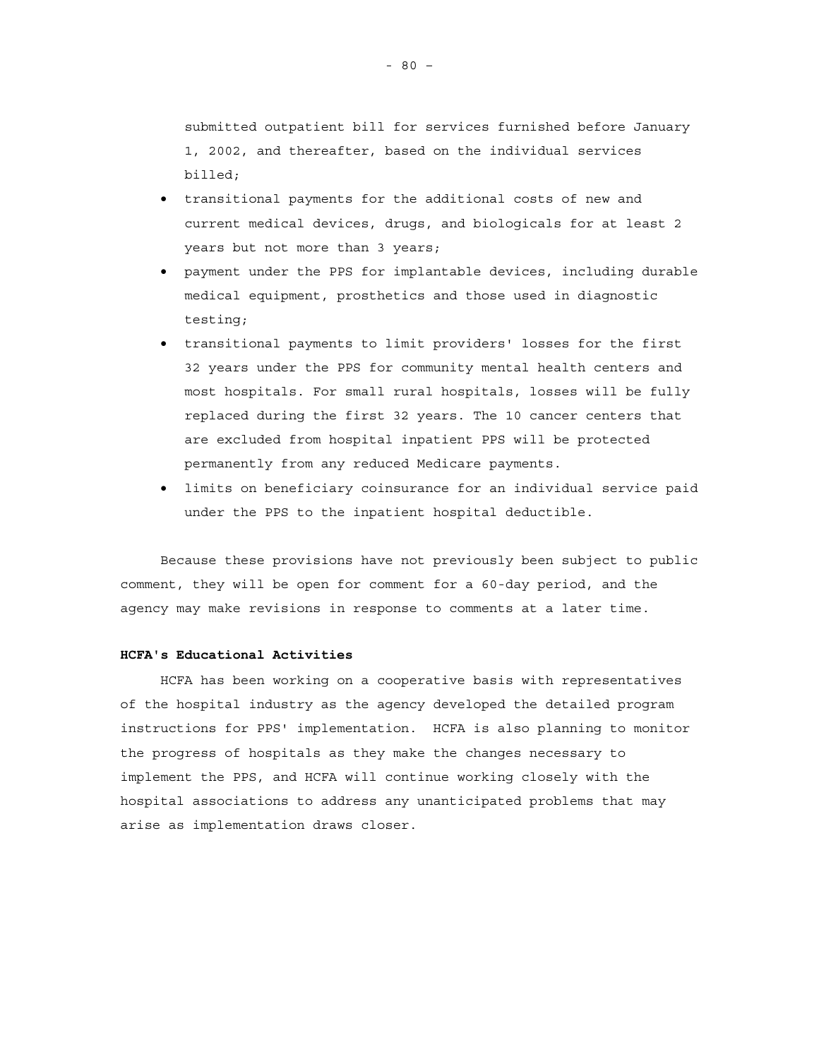submitted outpatient bill for services furnished before January 1, 2002, and thereafter, based on the individual services billed;

- transitional payments for the additional costs of new and current medical devices, drugs, and biologicals for at least 2 years but not more than 3 years;
- payment under the PPS for implantable devices, including durable medical equipment, prosthetics and those used in diagnostic testing;
- transitional payments to limit providers' losses for the first 32 years under the PPS for community mental health centers and most hospitals. For small rural hospitals, losses will be fully replaced during the first 32 years. The 10 cancer centers that are excluded from hospital inpatient PPS will be protected permanently from any reduced Medicare payments.
- limits on beneficiary coinsurance for an individual service paid under the PPS to the inpatient hospital deductible.

Because these provisions have not previously been subject to public comment, they will be open for comment for a 60-day period, and the agency may make revisions in response to comments at a later time.

**HCFA's Educational Activities**

HCFA has been working on a cooperative basis with representatives of the hospital industry as the agency developed the detailed program instructions for PPS' implementation. HCFA is also planning to monitor the progress of hospitals as they make the changes necessary to implement the PPS, and HCFA will continue working closely with the hospital associations to address any unanticipated problems that may arise as implementation draws closer.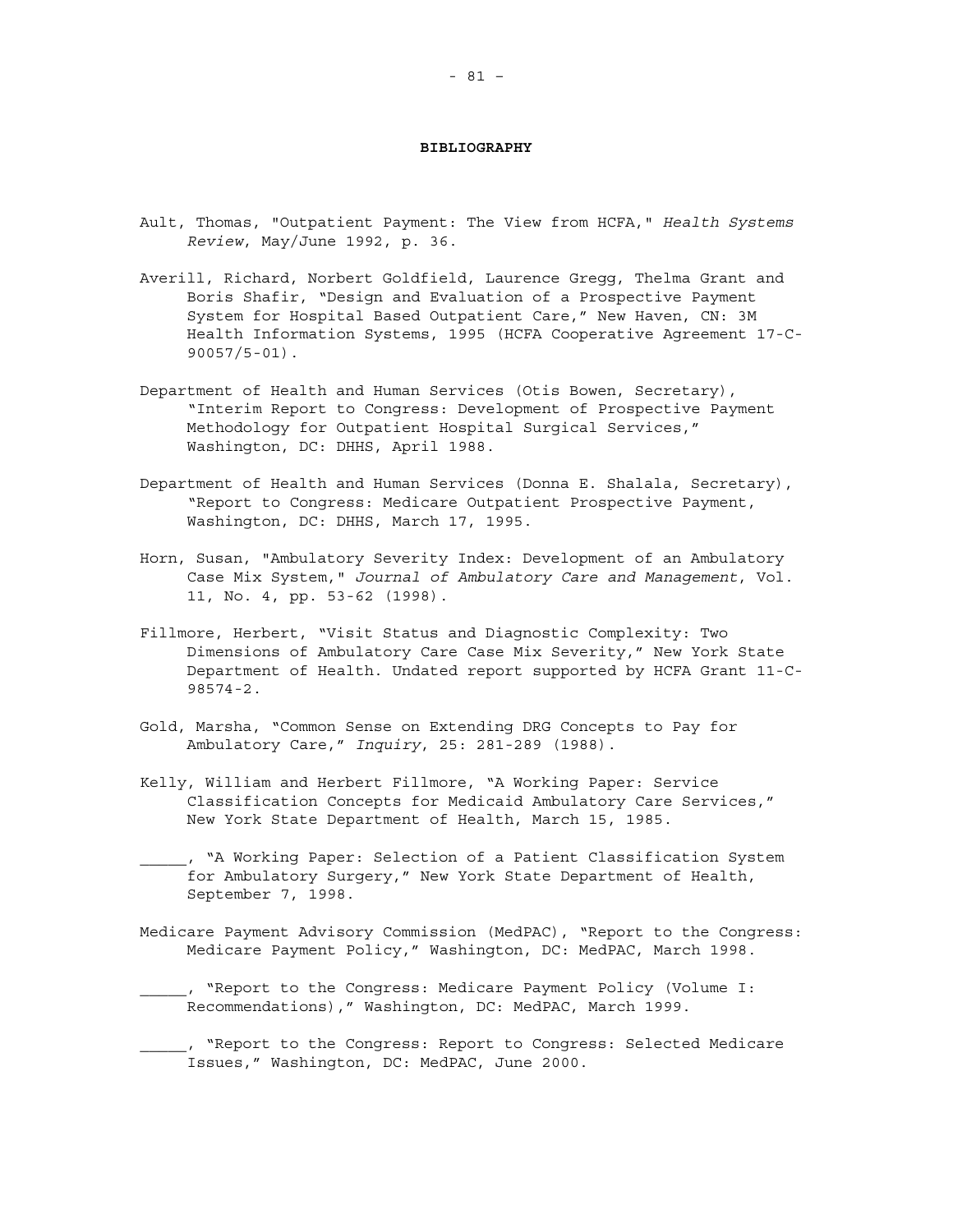**BIBLIOGRAPHY**

Ault, Thomas, "Outpatient Payment: The View from HCFA," *Health Systems Review*, May/June 1992, p. 36.

Averill, Richard, Norbert Goldfield, Laurence Gregg, Thelma Grant and Boris Shafir, "Design and Evaluation of a Prospective Payment System for Hospital Based Outpatient Care," New Haven, CN: 3M Health Information Systems, 1995 (HCFA Cooperative Agreement 17-C-90057/5-01).

Department of Health and Human Services (Otis Bowen, Secretary), "Interim Report to Congress: Development of Prospective Payment Methodology for Outpatient Hospital Surgical Services," Washington, DC: DHHS, April 1988.

Department of Health and Human Services (Donna E. Shalala, Secretary), "Report to Congress: Medicare Outpatient Prospective Payment, Washington, DC: DHHS, March 17, 1995.

Horn, Susan, "Ambulatory Severity Index: Development of an Ambulatory Case Mix System," *Journal of Ambulatory Care and Management*, Vol. 11, No. 4, pp. 53-62 (1998).

Fillmore, Herbert, "Visit Status and Diagnostic Complexity: Two Dimensions of Ambulatory Care Case Mix Severity," New York State Department of Health. Undated report supported by HCFA Grant 11-C-98574-2.

Gold, Marsha, "Common Sense on Extending DRG Concepts to Pay for Ambulatory Care," *Inquiry*, 25: 281-289 (1988).

Kelly, William and Herbert Fillmore, "A Working Paper: Service Classification Concepts for Medicaid Ambulatory Care Services," New York State Department of Health, March 15, 1985.

_____, "A Working Paper: Selection of a Patient Classification System for Ambulatory Surgery," New York State Department of Health, September 7, 1998.

Medicare Payment Advisory Commission (MedPAC), "Report to the Congress: Medicare Payment Policy," Washington, DC: MedPAC, March 1998.

_____, "Report to the Congress: Medicare Payment Policy (Volume I: Recommendations)," Washington, DC: MedPAC, March 1999.

_____, "Report to the Congress: Report to Congress: Selected Medicare Issues," Washington, DC: MedPAC, June 2000.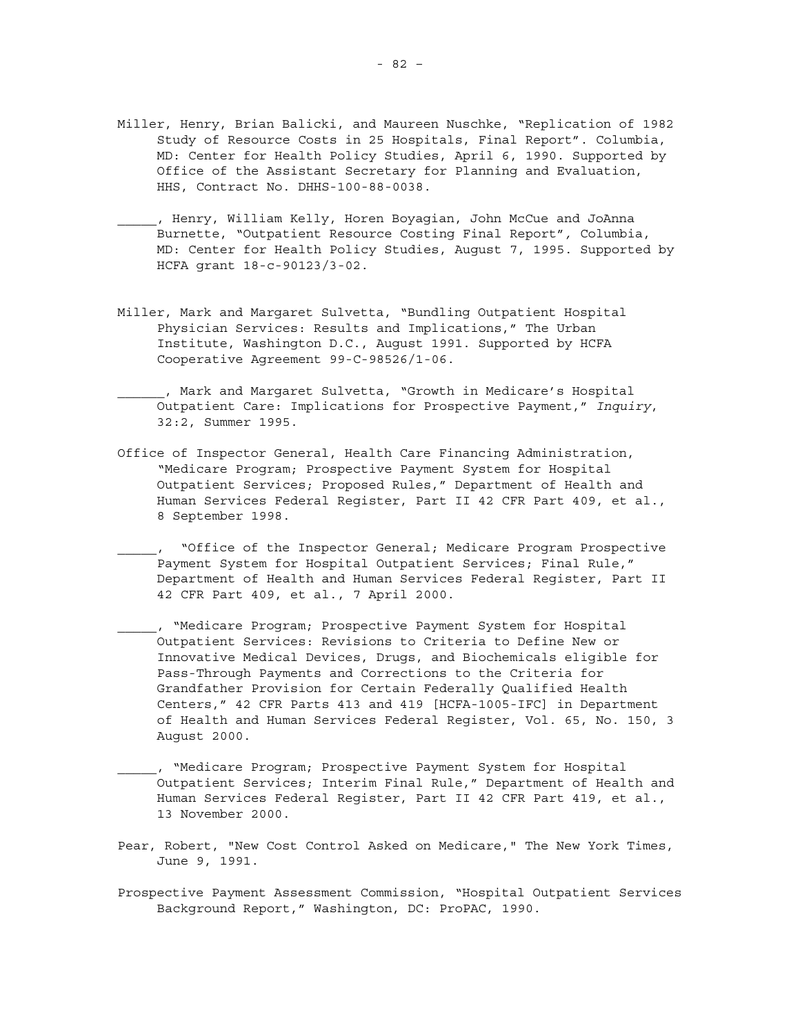Miller, Henry, Brian Balicki, and Maureen Nuschke, "Replication of 1982 Study of Resource Costs in 25 Hospitals, Final Report". Columbia, MD: Center for Health Policy Studies, April 6, 1990. Supported by Office of the Assistant Secretary for Planning and Evaluation, HHS, Contract No. DHHS-100-88-0038.

_____, Henry, William Kelly, Horen Boyagian, John McCue and JoAnna Burnette, "Outpatient Resource Costing Final Report", Columbia, MD: Center for Health Policy Studies, August 7, 1995. Supported by HCFA grant 18-c-90123/3-02.

Miller, Mark and Margaret Sulvetta, "Bundling Outpatient Hospital Physician Services: Results and Implications," The Urban Institute, Washington D.C., August 1991. Supported by HCFA Cooperative Agreement 99-C-98526/1-06.

______, Mark and Margaret Sulvetta, "Growth in Medicare's Hospital Outpatient Care: Implications for Prospective Payment," *Inquiry*, 32:2, Summer 1995.

Office of Inspector General, Health Care Financing Administration, "Medicare Program; Prospective Payment System for Hospital Outpatient Services; Proposed Rules," Department of Health and Human Services Federal Register, Part II 42 CFR Part 409, et al., 8 September 1998.

_____, "Office of the Inspector General; Medicare Program Prospective Payment System for Hospital Outpatient Services; Final Rule," Department of Health and Human Services Federal Register, Part II 42 CFR Part 409, et al., 7 April 2000.

_____, "Medicare Program; Prospective Payment System for Hospital Outpatient Services: Revisions to Criteria to Define New or Innovative Medical Devices, Drugs, and Biochemicals eligible for Pass-Through Payments and Corrections to the Criteria for Grandfather Provision for Certain Federally Qualified Health Centers," 42 CFR Parts 413 and 419 [HCFA-1005-IFC] in Department of Health and Human Services Federal Register, Vol. 65, No. 150, 3 August 2000.

_____, "Medicare Program; Prospective Payment System for Hospital Outpatient Services; Interim Final Rule," Department of Health and Human Services Federal Register, Part II 42 CFR Part 419, et al., 13 November 2000.

Pear, Robert, "New Cost Control Asked on Medicare," The New York Times, June 9, 1991.

Prospective Payment Assessment Commission, "Hospital Outpatient Services Background Report," Washington, DC: ProPAC, 1990.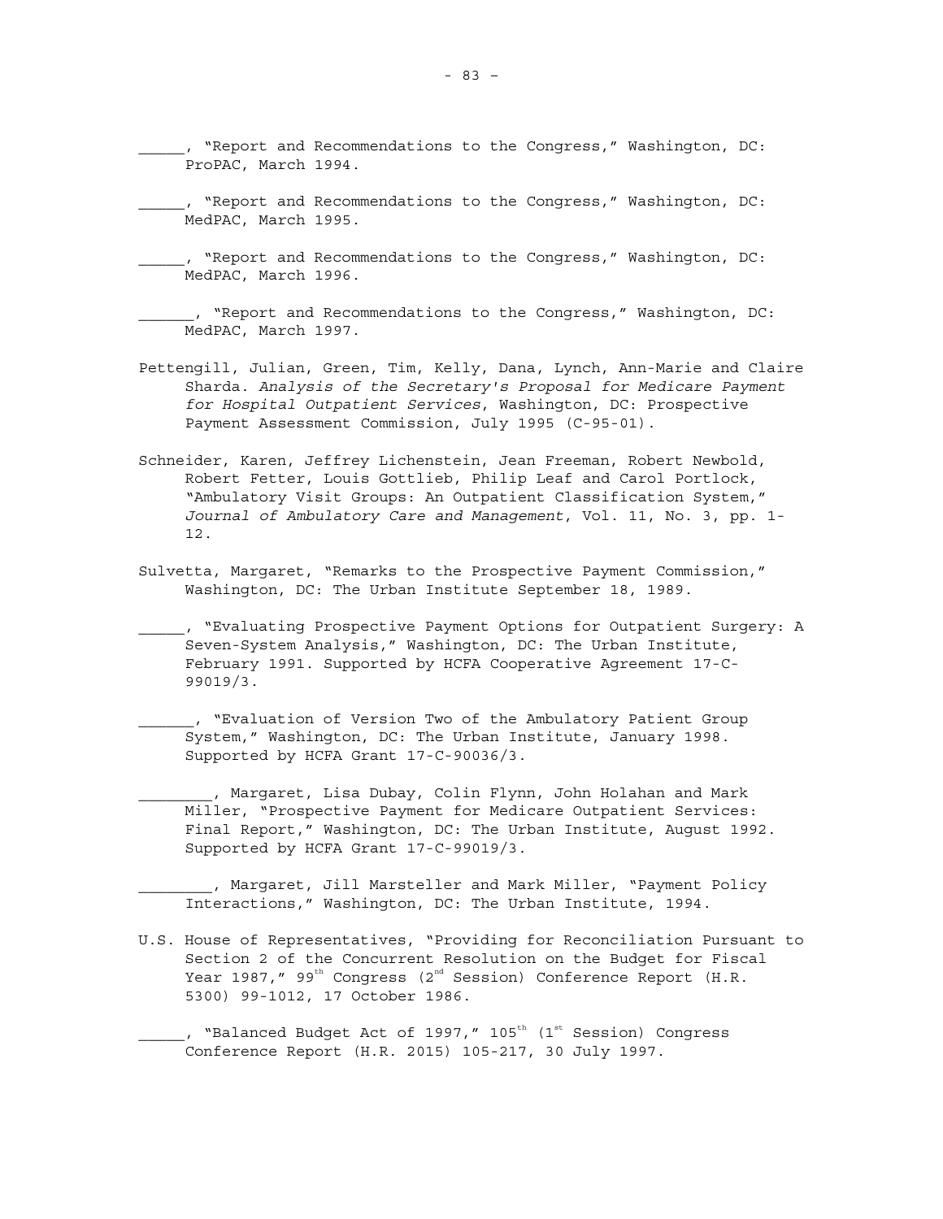_____, "Report and Recommendations to the Congress," Washington, DC: ProPAC, March 1994.

_____, "Report and Recommendations to the Congress," Washington, DC: MedPAC, March 1995.

_____, "Report and Recommendations to the Congress," Washington, DC: MedPAC, March 1996.

______, "Report and Recommendations to the Congress," Washington, DC: MedPAC, March 1997.

Pettengill, Julian, Green, Tim, Kelly, Dana, Lynch, Ann-Marie and Claire Sharda. *Analysis of the Secretary's Proposal for Medicare Payment for Hospital Outpatient Services*, Washington, DC: Prospective Payment Assessment Commission, July 1995 (C-95-01).

Schneider, Karen, Jeffrey Lichenstein, Jean Freeman, Robert Newbold, Robert Fetter, Louis Gottlieb, Philip Leaf and Carol Portlock, "Ambulatory Visit Groups: An Outpatient Classification System," *Journal of Ambulatory Care and Management*, Vol. 11, No. 3, pp. 1-12.

Sulvetta, Margaret, "Remarks to the Prospective Payment Commission," Washington, DC: The Urban Institute September 18, 1989.

_____, "Evaluating Prospective Payment Options for Outpatient Surgery: A Seven-System Analysis," Washington, DC: The Urban Institute, February 1991. Supported by HCFA Cooperative Agreement 17-C-99019/3.

______, "Evaluation of Version Two of the Ambulatory Patient Group System," Washington, DC: The Urban Institute, January 1998. Supported by HCFA Grant 17-C-90036/3.

________, Margaret, Lisa Dubay, Colin Flynn, John Holahan and Mark Miller, "Prospective Payment for Medicare Outpatient Services: Final Report," Washington, DC: The Urban Institute, August 1992. Supported by HCFA Grant 17-C-99019/3.

________, Margaret, Jill Marsteller and Mark Miller, "Payment Policy Interactions," Washington, DC: The Urban Institute, 1994.

U.S. House of Representatives, "Providing for Reconciliation Pursuant to Section 2 of the Concurrent Resolution on the Budget for Fiscal Year 1987," 99th Congress (2nd Session) Conference Report (H.R. 5300) 99-1012, 17 October 1986.

_____, "Balanced Budget Act of 1997," 105th (1st Session) Congress Conference Report (H.R. 2015) 105-217, 30 July 1997.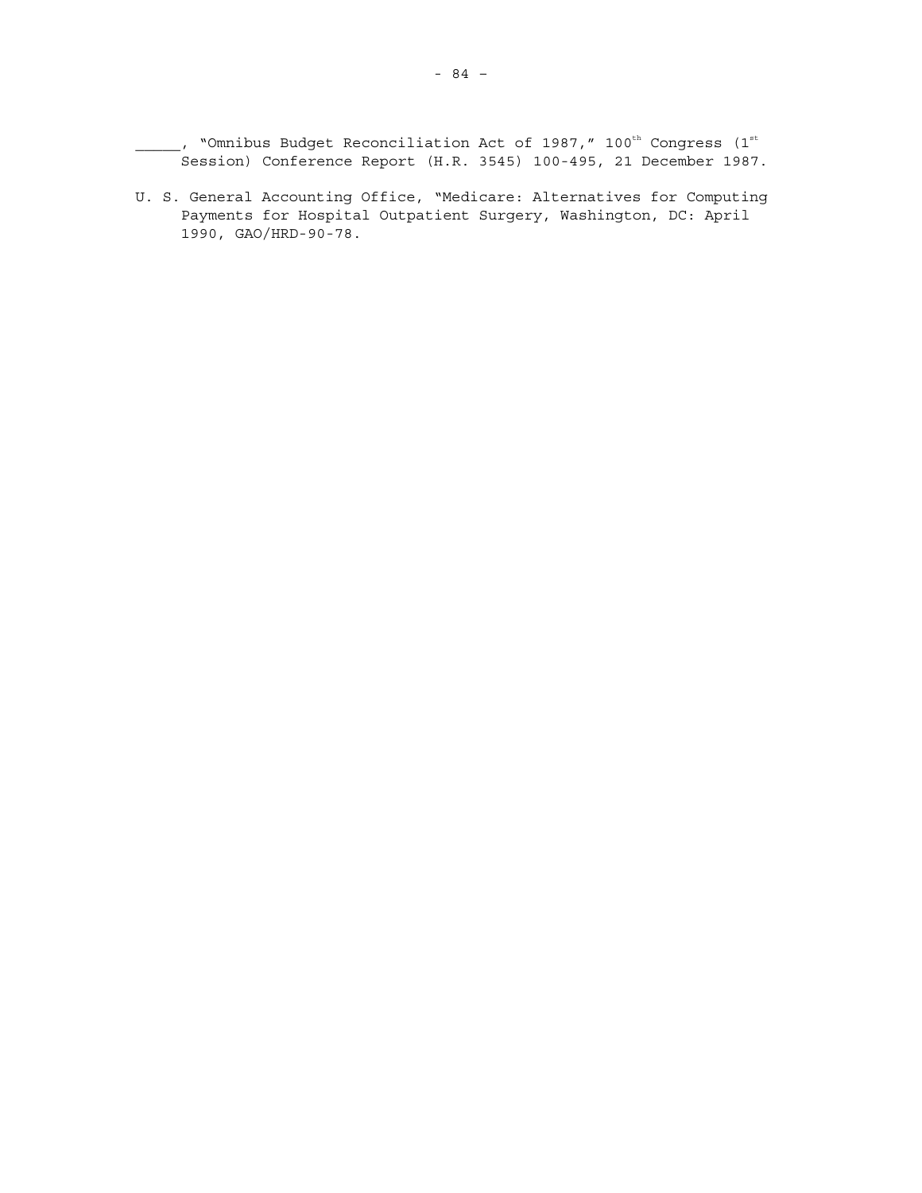_____, "Omnibus Budget Reconciliation Act of 1987," 100th Congress (1st Session) Conference Report (H.R. 3545) 100-495, 21 December 1987.

U. S. General Accounting Office, "Medicare: Alternatives for Computing Payments for Hospital Outpatient Surgery, Washington, DC: April 1990, GAO/HRD-90-78.